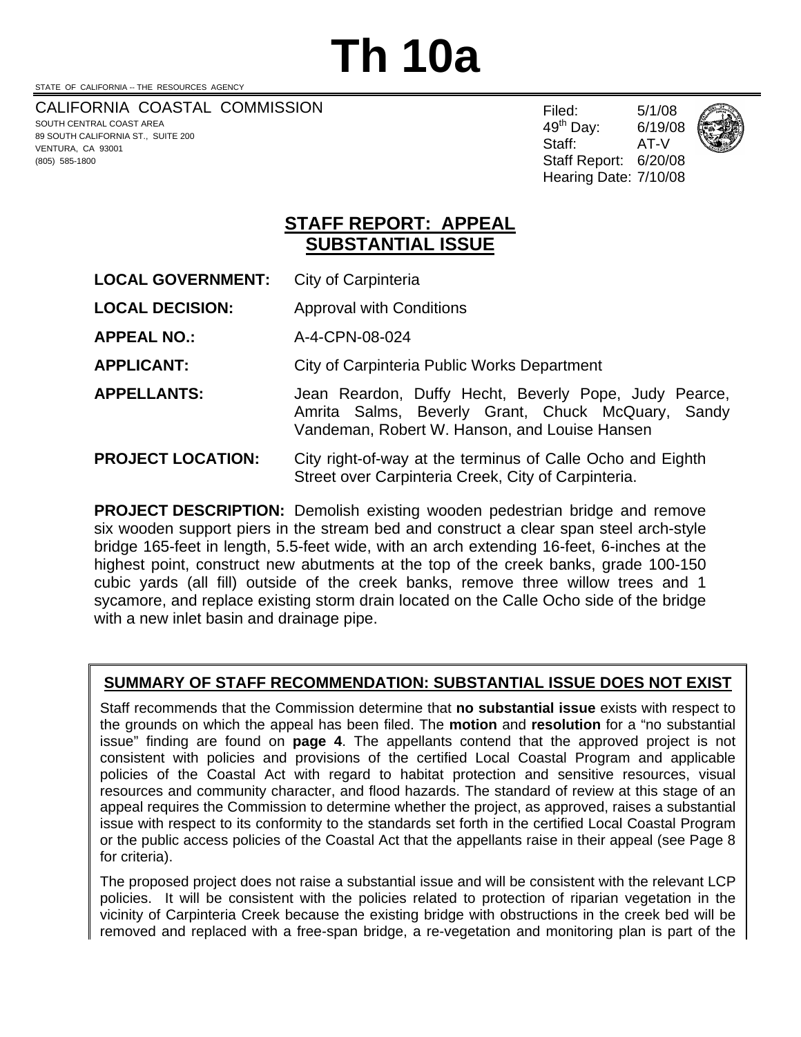# Th 10a

STATE OF CALIFORNIA -- THE RESOURCES AGENCY

CALIFORNIA COASTAL COMMISSION
SOUTH CENTRAL COAST AREA
89 SOUTH CALIFORNIA ST., SUITE 200
VENTURA, CA 93001
(805) 585-1800

Filed: 5/1/08
49th Day: 6/19/08
Staff: AT-V
Staff Report: 6/20/08
Hearing Date: 7/10/08

## STAFF REPORT: APPEAL SUBSTANTIAL ISSUE

**LOCAL GOVERNMENT:** City of Carpinteria

**LOCAL DECISION:** Approval with Conditions

**APPEAL NO.:** A-4-CPN-08-024

**APPLICANT:** City of Carpinteria Public Works Department

**APPELLANTS:** Jean Reardon, Duffy Hecht, Beverly Pope, Judy Pearce, Amrita Salms, Beverly Grant, Chuck McQuary, Sandy Vandeman, Robert W. Hanson, and Louise Hansen

**PROJECT LOCATION:** City right-of-way at the terminus of Calle Ocho and Eighth Street over Carpinteria Creek, City of Carpinteria.

**PROJECT DESCRIPTION:** Demolish existing wooden pedestrian bridge and remove six wooden support piers in the stream bed and construct a clear span steel arch-style bridge 165-feet in length, 5.5-feet wide, with an arch extending 16-feet, 6-inches at the highest point, construct new abutments at the top of the creek banks, grade 100-150 cubic yards (all fill) outside of the creek banks, remove three willow trees and 1 sycamore, and replace existing storm drain located on the Calle Ocho side of the bridge with a new inlet basin and drainage pipe.

### SUMMARY OF STAFF RECOMMENDATION: SUBSTANTIAL ISSUE DOES NOT EXIST

Staff recommends that the Commission determine that **no substantial issue** exists with respect to the grounds on which the appeal has been filed. The **motion** and **resolution** for a "no substantial issue" finding are found on **page 4**. The appellants contend that the approved project is not consistent with policies and provisions of the certified Local Coastal Program and applicable policies of the Coastal Act with regard to habitat protection and sensitive resources, visual resources and community character, and flood hazards. The standard of review at this stage of an appeal requires the Commission to determine whether the project, as approved, raises a substantial issue with respect to its conformity to the standards set forth in the certified Local Coastal Program or the public access policies of the Coastal Act that the appellants raise in their appeal (see Page 8 for criteria).

The proposed project does not raise a substantial issue and will be consistent with the relevant LCP policies. It will be consistent with the policies related to protection of riparian vegetation in the vicinity of Carpinteria Creek because the existing bridge with obstructions in the creek bed will be removed and replaced with a free-span bridge, a re-vegetation and monitoring plan is part of the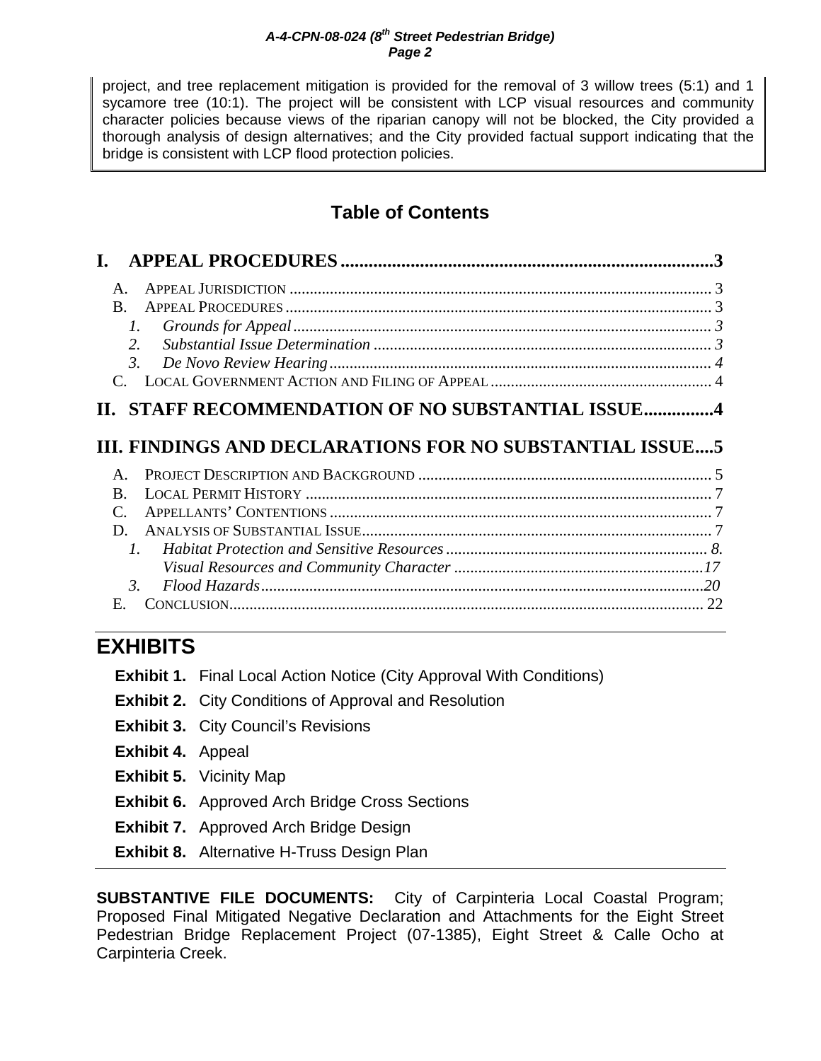project, and tree replacement mitigation is provided for the removal of 3 willow trees (5:1) and 1 sycamore tree (10:1). The project will be consistent with LCP visual resources and community character policies because views of the riparian canopy will not be blocked, the City provided a thorough analysis of design alternatives; and the City provided factual support indicating that the bridge is consistent with LCP flood protection policies.

## Table of Contents

**I. APPEAL PROCEDURES** .......... 3

- A. APPEAL JURISDICTION .......... 3
- B. APPEAL PROCEDURES .......... 3
  1. *Grounds for Appeal* .......... 3
  2. *Substantial Issue Determination* .......... 3
  3. *De Novo Review Hearing* .......... 4
- C. LOCAL GOVERNMENT ACTION AND FILING OF APPEAL .......... 4

**II. STAFF RECOMMENDATION OF NO SUBSTANTIAL ISSUE** .......... 4

**III. FINDINGS AND DECLARATIONS FOR NO SUBSTANTIAL ISSUE** .......... 5

- A. PROJECT DESCRIPTION AND BACKGROUND .......... 5
- B. LOCAL PERMIT HISTORY .......... 7
- C. APPELLANTS' CONTENTIONS .......... 7
- D. ANALYSIS OF SUBSTANTIAL ISSUE .......... 7
  1. *Habitat Protection and Sensitive Resources* .......... 8.
     *Visual Resources and Community Character* .......... 17
  3. *Flood Hazards* .......... 20
- E. CONCLUSION .......... 22

## EXHIBITS

**Exhibit 1.** Final Local Action Notice (City Approval With Conditions)
**Exhibit 2.** City Conditions of Approval and Resolution
**Exhibit 3.** City Council's Revisions
**Exhibit 4.** Appeal
**Exhibit 5.** Vicinity Map
**Exhibit 6.** Approved Arch Bridge Cross Sections
**Exhibit 7.** Approved Arch Bridge Design
**Exhibit 8.** Alternative H-Truss Design Plan

**SUBSTANTIVE FILE DOCUMENTS:** City of Carpinteria Local Coastal Program; Proposed Final Mitigated Negative Declaration and Attachments for the Eight Street Pedestrian Bridge Replacement Project (07-1385), Eight Street & Calle Ocho at Carpinteria Creek.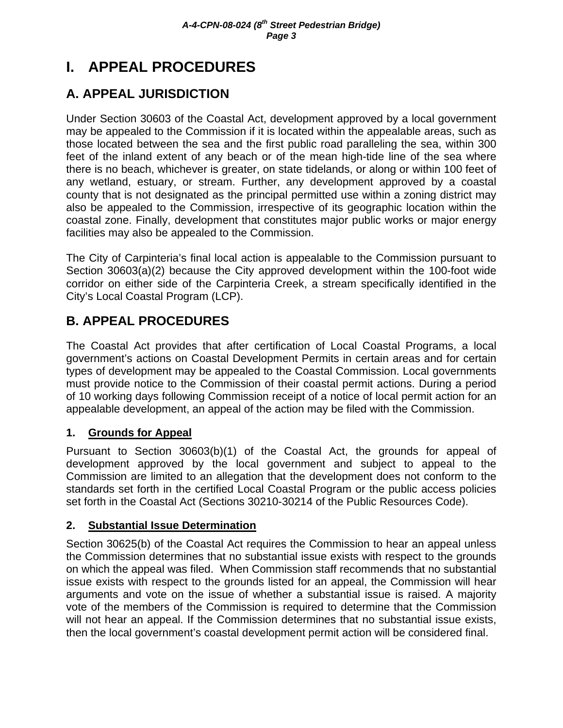# I. APPEAL PROCEDURES

## A. APPEAL JURISDICTION

Under Section 30603 of the Coastal Act, development approved by a local government may be appealed to the Commission if it is located within the appealable areas, such as those located between the sea and the first public road paralleling the sea, within 300 feet of the inland extent of any beach or of the mean high-tide line of the sea where there is no beach, whichever is greater, on state tidelands, or along or within 100 feet of any wetland, estuary, or stream. Further, any development approved by a coastal county that is not designated as the principal permitted use within a zoning district may also be appealed to the Commission, irrespective of its geographic location within the coastal zone. Finally, development that constitutes major public works or major energy facilities may also be appealed to the Commission.

The City of Carpinteria's final local action is appealable to the Commission pursuant to Section 30603(a)(2) because the City approved development within the 100-foot wide corridor on either side of the Carpinteria Creek, a stream specifically identified in the City's Local Coastal Program (LCP).

## B. APPEAL PROCEDURES

The Coastal Act provides that after certification of Local Coastal Programs, a local government's actions on Coastal Development Permits in certain areas and for certain types of development may be appealed to the Coastal Commission. Local governments must provide notice to the Commission of their coastal permit actions. During a period of 10 working days following Commission receipt of a notice of local permit action for an appealable development, an appeal of the action may be filed with the Commission.

### 1. <u>Grounds for Appeal</u>

Pursuant to Section 30603(b)(1) of the Coastal Act, the grounds for appeal of development approved by the local government and subject to appeal to the Commission are limited to an allegation that the development does not conform to the standards set forth in the certified Local Coastal Program or the public access policies set forth in the Coastal Act (Sections 30210-30214 of the Public Resources Code).

### 2. <u>Substantial Issue Determination</u>

Section 30625(b) of the Coastal Act requires the Commission to hear an appeal unless the Commission determines that no substantial issue exists with respect to the grounds on which the appeal was filed. When Commission staff recommends that no substantial issue exists with respect to the grounds listed for an appeal, the Commission will hear arguments and vote on the issue of whether a substantial issue is raised. A majority vote of the members of the Commission is required to determine that the Commission will not hear an appeal. If the Commission determines that no substantial issue exists, then the local government's coastal development permit action will be considered final.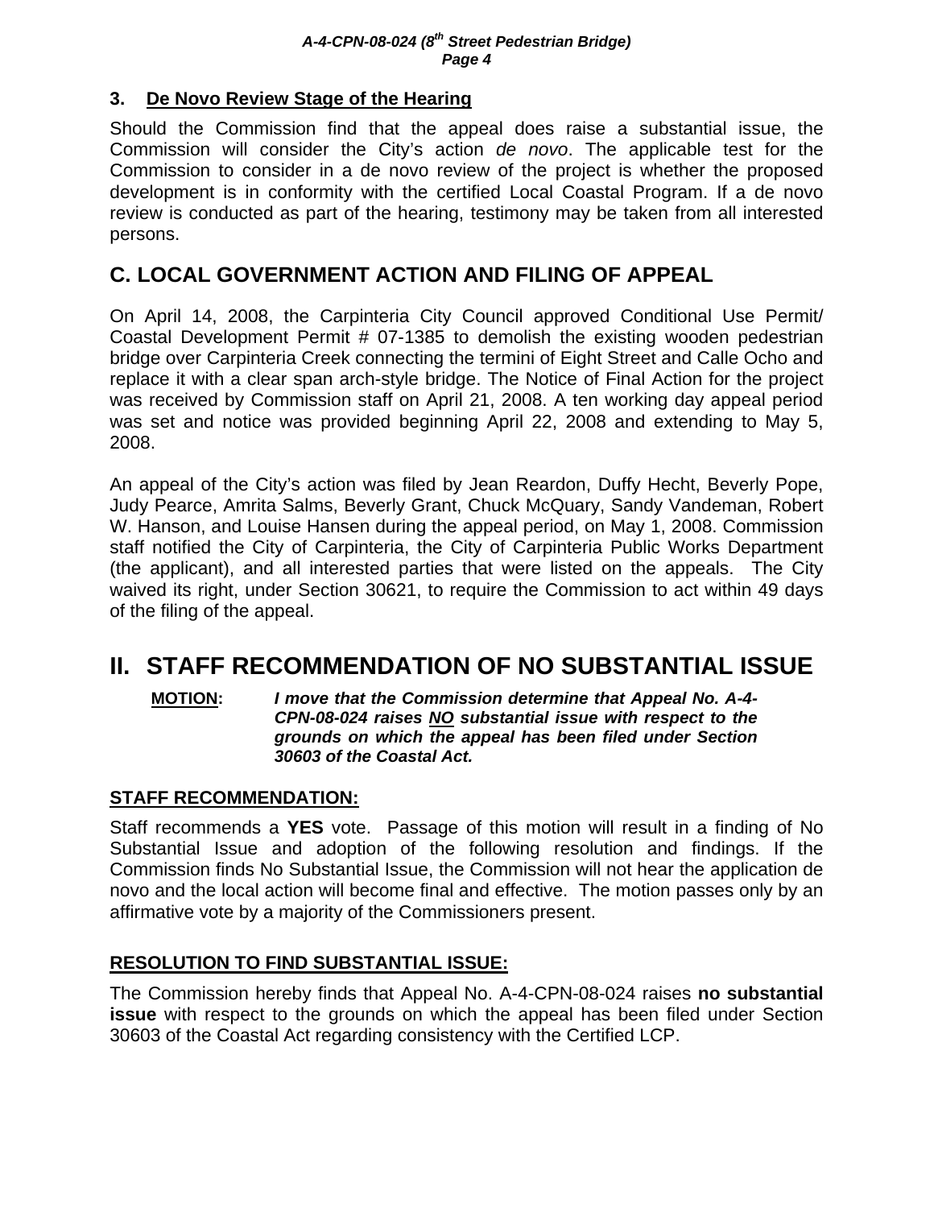### 3. De Novo Review Stage of the Hearing

Should the Commission find that the appeal does raise a substantial issue, the Commission will consider the City's action *de novo*. The applicable test for the Commission to consider in a de novo review of the project is whether the proposed development is in conformity with the certified Local Coastal Program. If a de novo review is conducted as part of the hearing, testimony may be taken from all interested persons.

## C. LOCAL GOVERNMENT ACTION AND FILING OF APPEAL

On April 14, 2008, the Carpinteria City Council approved Conditional Use Permit/ Coastal Development Permit # 07-1385 to demolish the existing wooden pedestrian bridge over Carpinteria Creek connecting the termini of Eight Street and Calle Ocho and replace it with a clear span arch-style bridge. The Notice of Final Action for the project was received by Commission staff on April 21, 2008. A ten working day appeal period was set and notice was provided beginning April 22, 2008 and extending to May 5, 2008.

An appeal of the City's action was filed by Jean Reardon, Duffy Hecht, Beverly Pope, Judy Pearce, Amrita Salms, Beverly Grant, Chuck McQuary, Sandy Vandeman, Robert W. Hanson, and Louise Hansen during the appeal period, on May 1, 2008. Commission staff notified the City of Carpinteria, the City of Carpinteria Public Works Department (the applicant), and all interested parties that were listed on the appeals. The City waived its right, under Section 30621, to require the Commission to act within 49 days of the filing of the appeal.

# II. STAFF RECOMMENDATION OF NO SUBSTANTIAL ISSUE

**MOTION:** ***I move that the Commission determine that Appeal No. A-4-CPN-08-024 raises NO substantial issue with respect to the grounds on which the appeal has been filed under Section 30603 of the Coastal Act.***

### STAFF RECOMMENDATION:

Staff recommends a **YES** vote. Passage of this motion will result in a finding of No Substantial Issue and adoption of the following resolution and findings. If the Commission finds No Substantial Issue, the Commission will not hear the application de novo and the local action will become final and effective. The motion passes only by an affirmative vote by a majority of the Commissioners present.

### RESOLUTION TO FIND SUBSTANTIAL ISSUE:

The Commission hereby finds that Appeal No. A-4-CPN-08-024 raises **no substantial issue** with respect to the grounds on which the appeal has been filed under Section 30603 of the Coastal Act regarding consistency with the Certified LCP.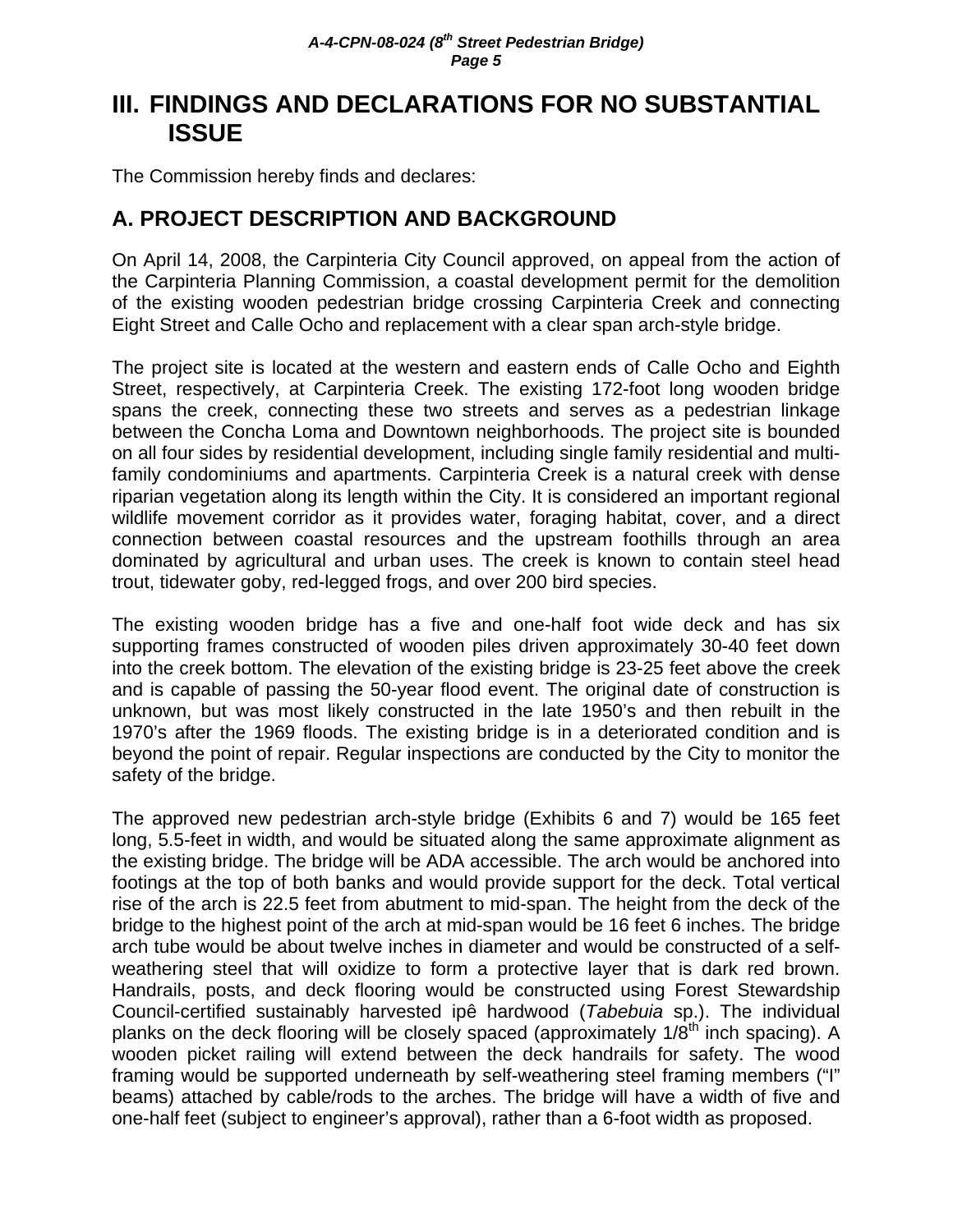# III. FINDINGS AND DECLARATIONS FOR NO SUBSTANTIAL ISSUE

The Commission hereby finds and declares:

## A. PROJECT DESCRIPTION AND BACKGROUND

On April 14, 2008, the Carpinteria City Council approved, on appeal from the action of the Carpinteria Planning Commission, a coastal development permit for the demolition of the existing wooden pedestrian bridge crossing Carpinteria Creek and connecting Eight Street and Calle Ocho and replacement with a clear span arch-style bridge.

The project site is located at the western and eastern ends of Calle Ocho and Eighth Street, respectively, at Carpinteria Creek. The existing 172-foot long wooden bridge spans the creek, connecting these two streets and serves as a pedestrian linkage between the Concha Loma and Downtown neighborhoods. The project site is bounded on all four sides by residential development, including single family residential and multi-family condominiums and apartments. Carpinteria Creek is a natural creek with dense riparian vegetation along its length within the City. It is considered an important regional wildlife movement corridor as it provides water, foraging habitat, cover, and a direct connection between coastal resources and the upstream foothills through an area dominated by agricultural and urban uses. The creek is known to contain steel head trout, tidewater goby, red-legged frogs, and over 200 bird species.

The existing wooden bridge has a five and one-half foot wide deck and has six supporting frames constructed of wooden piles driven approximately 30-40 feet down into the creek bottom. The elevation of the existing bridge is 23-25 feet above the creek and is capable of passing the 50-year flood event. The original date of construction is unknown, but was most likely constructed in the late 1950's and then rebuilt in the 1970's after the 1969 floods. The existing bridge is in a deteriorated condition and is beyond the point of repair. Regular inspections are conducted by the City to monitor the safety of the bridge.

The approved new pedestrian arch-style bridge (Exhibits 6 and 7) would be 165 feet long, 5.5-feet in width, and would be situated along the same approximate alignment as the existing bridge. The bridge will be ADA accessible. The arch would be anchored into footings at the top of both banks and would provide support for the deck. Total vertical rise of the arch is 22.5 feet from abutment to mid-span. The height from the deck of the bridge to the highest point of the arch at mid-span would be 16 feet 6 inches. The bridge arch tube would be about twelve inches in diameter and would be constructed of a self-weathering steel that will oxidize to form a protective layer that is dark red brown. Handrails, posts, and deck flooring would be constructed using Forest Stewardship Council-certified sustainably harvested ipê hardwood (*Tabebuia* sp.). The individual planks on the deck flooring will be closely spaced (approximately 1/8th inch spacing). A wooden picket railing will extend between the deck handrails for safety. The wood framing would be supported underneath by self-weathering steel framing members ("I" beams) attached by cable/rods to the arches. The bridge will have a width of five and one-half feet (subject to engineer's approval), rather than a 6-foot width as proposed.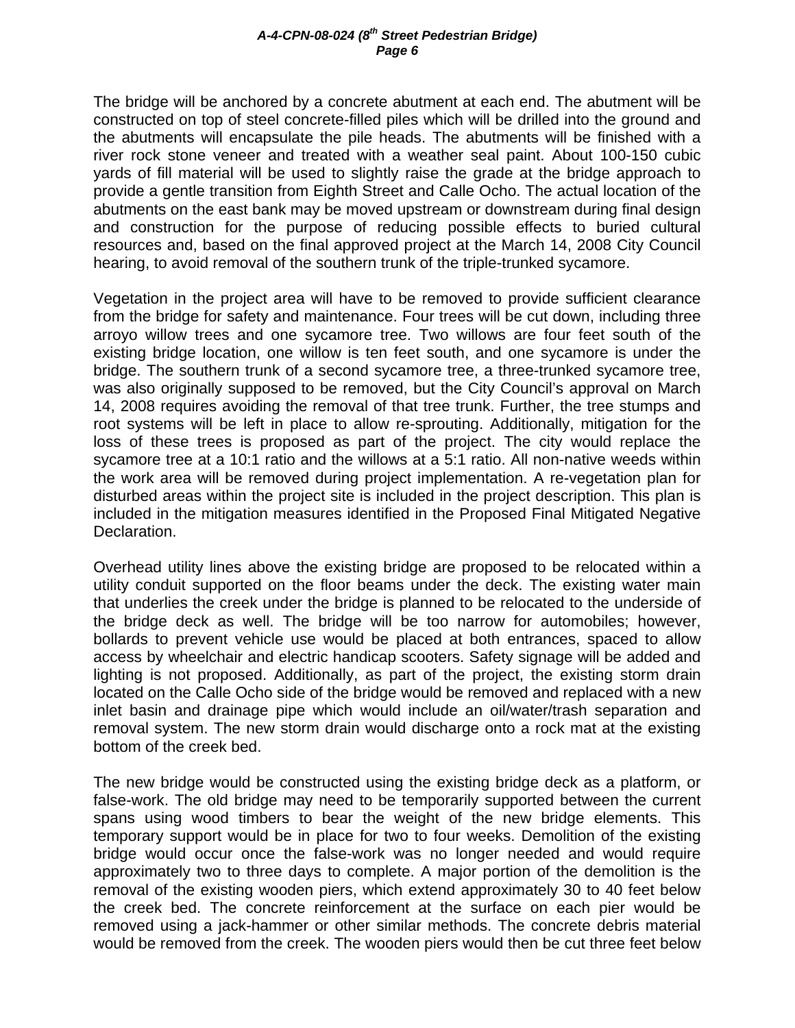The bridge will be anchored by a concrete abutment at each end. The abutment will be constructed on top of steel concrete-filled piles which will be drilled into the ground and the abutments will encapsulate the pile heads. The abutments will be finished with a river rock stone veneer and treated with a weather seal paint. About 100-150 cubic yards of fill material will be used to slightly raise the grade at the bridge approach to provide a gentle transition from Eighth Street and Calle Ocho. The actual location of the abutments on the east bank may be moved upstream or downstream during final design and construction for the purpose of reducing possible effects to buried cultural resources and, based on the final approved project at the March 14, 2008 City Council hearing, to avoid removal of the southern trunk of the triple-trunked sycamore.

Vegetation in the project area will have to be removed to provide sufficient clearance from the bridge for safety and maintenance. Four trees will be cut down, including three arroyo willow trees and one sycamore tree. Two willows are four feet south of the existing bridge location, one willow is ten feet south, and one sycamore is under the bridge. The southern trunk of a second sycamore tree, a three-trunked sycamore tree, was also originally supposed to be removed, but the City Council's approval on March 14, 2008 requires avoiding the removal of that tree trunk. Further, the tree stumps and root systems will be left in place to allow re-sprouting. Additionally, mitigation for the loss of these trees is proposed as part of the project. The city would replace the sycamore tree at a 10:1 ratio and the willows at a 5:1 ratio. All non-native weeds within the work area will be removed during project implementation. A re-vegetation plan for disturbed areas within the project site is included in the project description. This plan is included in the mitigation measures identified in the Proposed Final Mitigated Negative Declaration.

Overhead utility lines above the existing bridge are proposed to be relocated within a utility conduit supported on the floor beams under the deck. The existing water main that underlies the creek under the bridge is planned to be relocated to the underside of the bridge deck as well. The bridge will be too narrow for automobiles; however, bollards to prevent vehicle use would be placed at both entrances, spaced to allow access by wheelchair and electric handicap scooters. Safety signage will be added and lighting is not proposed. Additionally, as part of the project, the existing storm drain located on the Calle Ocho side of the bridge would be removed and replaced with a new inlet basin and drainage pipe which would include an oil/water/trash separation and removal system. The new storm drain would discharge onto a rock mat at the existing bottom of the creek bed.

The new bridge would be constructed using the existing bridge deck as a platform, or false-work. The old bridge may need to be temporarily supported between the current spans using wood timbers to bear the weight of the new bridge elements. This temporary support would be in place for two to four weeks. Demolition of the existing bridge would occur once the false-work was no longer needed and would require approximately two to three days to complete. A major portion of the demolition is the removal of the existing wooden piers, which extend approximately 30 to 40 feet below the creek bed. The concrete reinforcement at the surface on each pier would be removed using a jack-hammer or other similar methods. The concrete debris material would be removed from the creek. The wooden piers would then be cut three feet below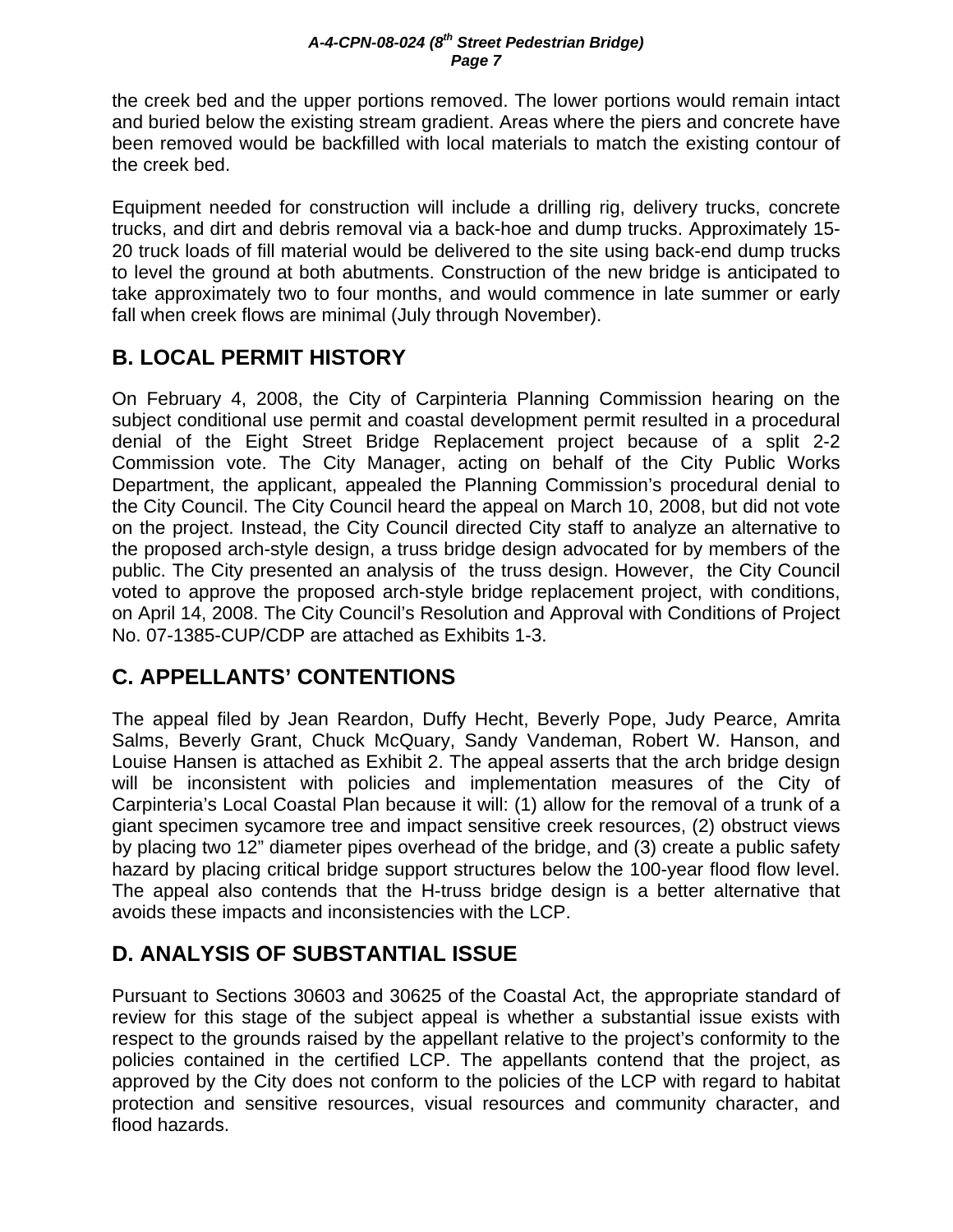the creek bed and the upper portions removed. The lower portions would remain intact and buried below the existing stream gradient. Areas where the piers and concrete have been removed would be backfilled with local materials to match the existing contour of the creek bed.

Equipment needed for construction will include a drilling rig, delivery trucks, concrete trucks, and dirt and debris removal via a back-hoe and dump trucks. Approximately 15-20 truck loads of fill material would be delivered to the site using back-end dump trucks to level the ground at both abutments. Construction of the new bridge is anticipated to take approximately two to four months, and would commence in late summer or early fall when creek flows are minimal (July through November).

## B. LOCAL PERMIT HISTORY

On February 4, 2008, the City of Carpinteria Planning Commission hearing on the subject conditional use permit and coastal development permit resulted in a procedural denial of the Eight Street Bridge Replacement project because of a split 2-2 Commission vote. The City Manager, acting on behalf of the City Public Works Department, the applicant, appealed the Planning Commission's procedural denial to the City Council. The City Council heard the appeal on March 10, 2008, but did not vote on the project. Instead, the City Council directed City staff to analyze an alternative to the proposed arch-style design, a truss bridge design advocated for by members of the public. The City presented an analysis of the truss design. However, the City Council voted to approve the proposed arch-style bridge replacement project, with conditions, on April 14, 2008. The City Council's Resolution and Approval with Conditions of Project No. 07-1385-CUP/CDP are attached as Exhibits 1-3.

## C. APPELLANTS' CONTENTIONS

The appeal filed by Jean Reardon, Duffy Hecht, Beverly Pope, Judy Pearce, Amrita Salms, Beverly Grant, Chuck McQuary, Sandy Vandeman, Robert W. Hanson, and Louise Hansen is attached as Exhibit 2. The appeal asserts that the arch bridge design will be inconsistent with policies and implementation measures of the City of Carpinteria's Local Coastal Plan because it will: (1) allow for the removal of a trunk of a giant specimen sycamore tree and impact sensitive creek resources, (2) obstruct views by placing two 12" diameter pipes overhead of the bridge, and (3) create a public safety hazard by placing critical bridge support structures below the 100-year flood flow level. The appeal also contends that the H-truss bridge design is a better alternative that avoids these impacts and inconsistencies with the LCP.

## D. ANALYSIS OF SUBSTANTIAL ISSUE

Pursuant to Sections 30603 and 30625 of the Coastal Act, the appropriate standard of review for this stage of the subject appeal is whether a substantial issue exists with respect to the grounds raised by the appellant relative to the project's conformity to the policies contained in the certified LCP. The appellants contend that the project, as approved by the City does not conform to the policies of the LCP with regard to habitat protection and sensitive resources, visual resources and community character, and flood hazards.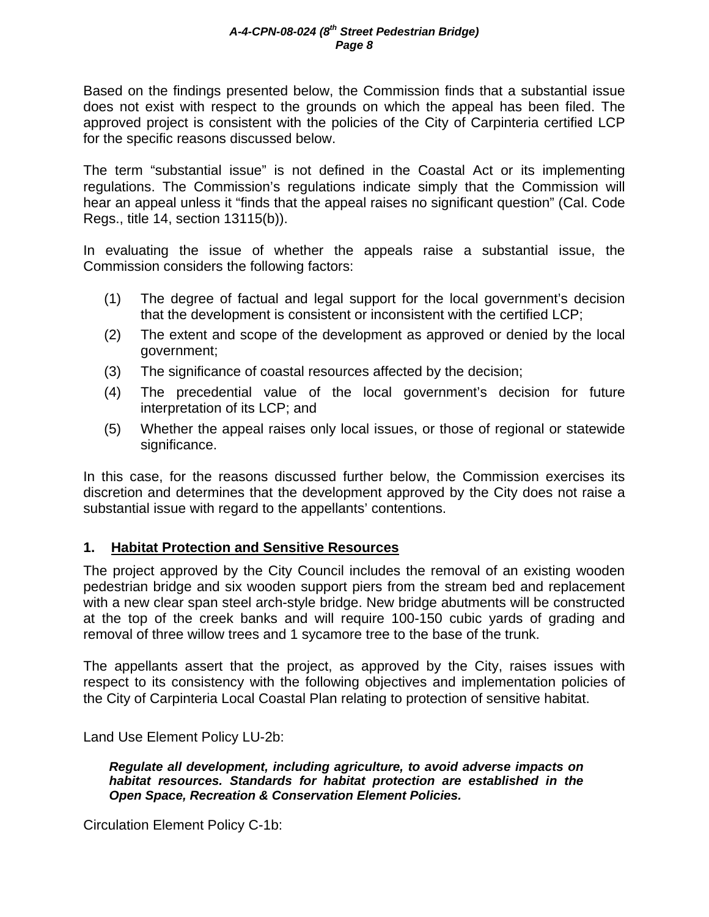Based on the findings presented below, the Commission finds that a substantial issue does not exist with respect to the grounds on which the appeal has been filed. The approved project is consistent with the policies of the City of Carpinteria certified LCP for the specific reasons discussed below.

The term "substantial issue" is not defined in the Coastal Act or its implementing regulations. The Commission's regulations indicate simply that the Commission will hear an appeal unless it "finds that the appeal raises no significant question" (Cal. Code Regs., title 14, section 13115(b)).

In evaluating the issue of whether the appeals raise a substantial issue, the Commission considers the following factors:

(1) The degree of factual and legal support for the local government's decision that the development is consistent or inconsistent with the certified LCP;

(2) The extent and scope of the development as approved or denied by the local government;

(3) The significance of coastal resources affected by the decision;

(4) The precedential value of the local government's decision for future interpretation of its LCP; and

(5) Whether the appeal raises only local issues, or those of regional or statewide significance.

In this case, for the reasons discussed further below, the Commission exercises its discretion and determines that the development approved by the City does not raise a substantial issue with regard to the appellants' contentions.

## 1. Habitat Protection and Sensitive Resources

The project approved by the City Council includes the removal of an existing wooden pedestrian bridge and six wooden support piers from the stream bed and replacement with a new clear span steel arch-style bridge. New bridge abutments will be constructed at the top of the creek banks and will require 100-150 cubic yards of grading and removal of three willow trees and 1 sycamore tree to the base of the trunk.

The appellants assert that the project, as approved by the City, raises issues with respect to its consistency with the following objectives and implementation policies of the City of Carpinteria Local Coastal Plan relating to protection of sensitive habitat.

Land Use Element Policy LU-2b:

> ***Regulate all development, including agriculture, to avoid adverse impacts on habitat resources. Standards for habitat protection are established in the Open Space, Recreation & Conservation Element Policies.***

Circulation Element Policy C-1b: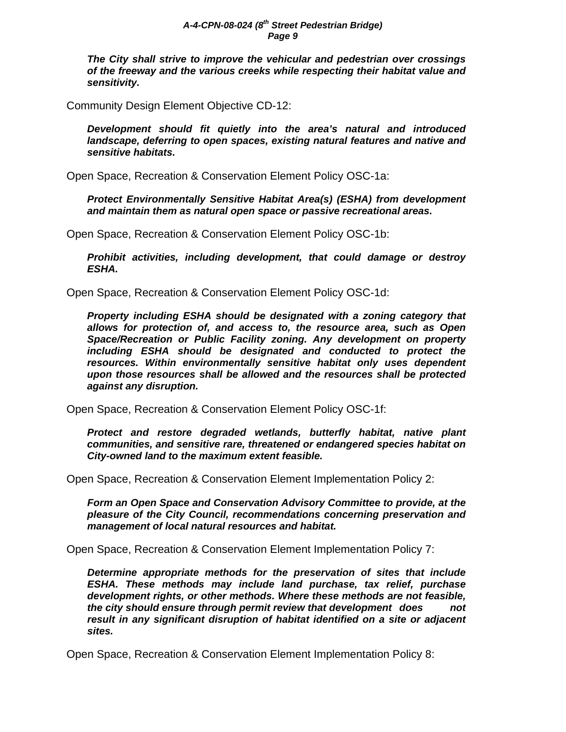***The City shall strive to improve the vehicular and pedestrian over crossings of the freeway and the various creeks while respecting their habitat value and sensitivity.***

Community Design Element Objective CD-12:

***Development should fit quietly into the area's natural and introduced landscape, deferring to open spaces, existing natural features and native and sensitive habitats.***

Open Space, Recreation & Conservation Element Policy OSC-1a:

***Protect Environmentally Sensitive Habitat Area(s) (ESHA) from development and maintain them as natural open space or passive recreational areas.***

Open Space, Recreation & Conservation Element Policy OSC-1b:

***Prohibit activities, including development, that could damage or destroy ESHA.***

Open Space, Recreation & Conservation Element Policy OSC-1d:

***Property including ESHA should be designated with a zoning category that allows for protection of, and access to, the resource area, such as Open Space/Recreation or Public Facility zoning. Any development on property including ESHA should be designated and conducted to protect the resources. Within environmentally sensitive habitat only uses dependent upon those resources shall be allowed and the resources shall be protected against any disruption.***

Open Space, Recreation & Conservation Element Policy OSC-1f:

***Protect and restore degraded wetlands, butterfly habitat, native plant communities, and sensitive rare, threatened or endangered species habitat on City-owned land to the maximum extent feasible.***

Open Space, Recreation & Conservation Element Implementation Policy 2:

***Form an Open Space and Conservation Advisory Committee to provide, at the pleasure of the City Council, recommendations concerning preservation and management of local natural resources and habitat.***

Open Space, Recreation & Conservation Element Implementation Policy 7:

***Determine appropriate methods for the preservation of sites that include ESHA. These methods may include land purchase, tax relief, purchase development rights, or other methods. Where these methods are not feasible, the city should ensure through permit review that development does not result in any significant disruption of habitat identified on a site or adjacent sites.***

Open Space, Recreation & Conservation Element Implementation Policy 8: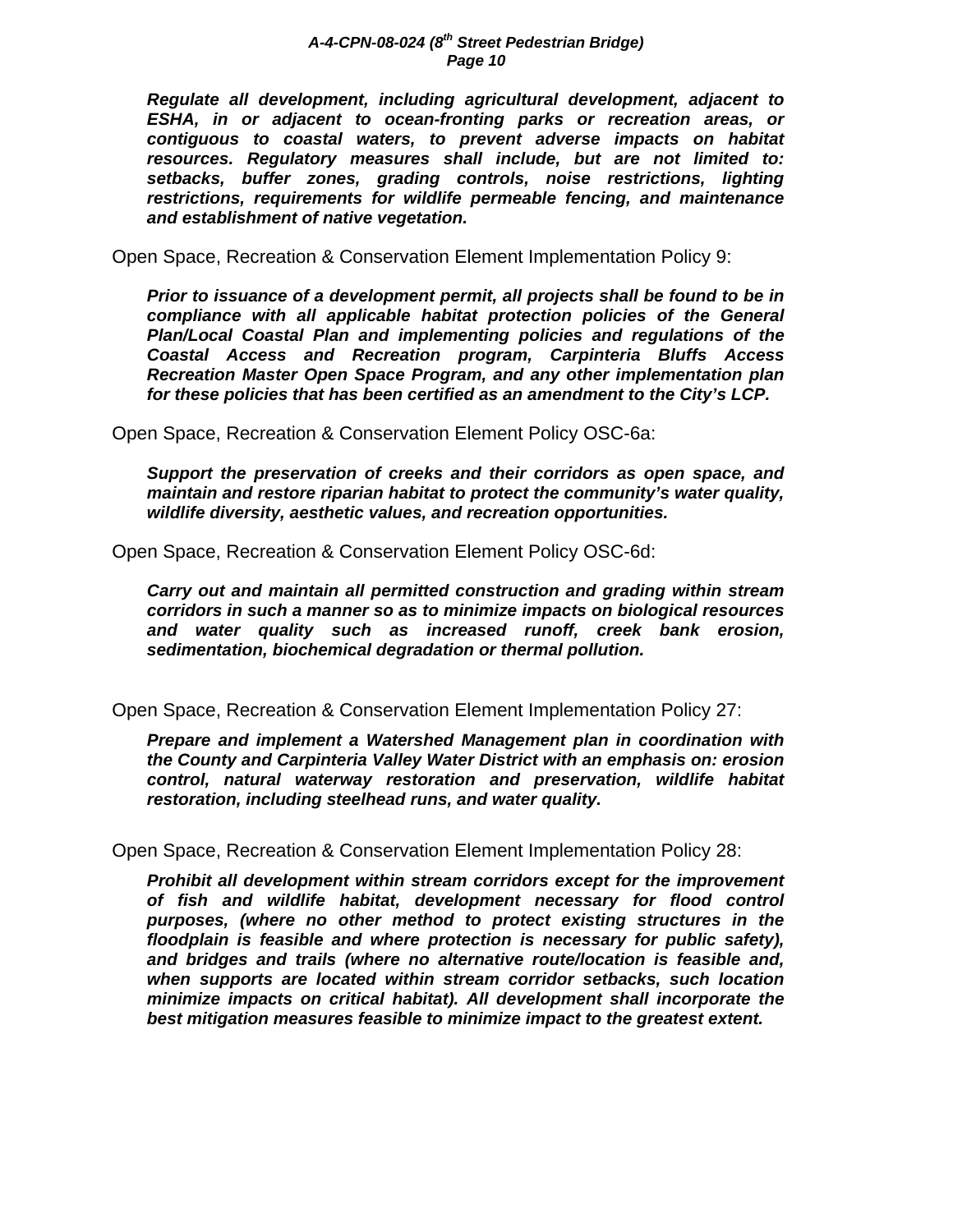***Regulate all development, including agricultural development, adjacent to ESHA, in or adjacent to ocean-fronting parks or recreation areas, or contiguous to coastal waters, to prevent adverse impacts on habitat resources. Regulatory measures shall include, but are not limited to: setbacks, buffer zones, grading controls, noise restrictions, lighting restrictions, requirements for wildlife permeable fencing, and maintenance and establishment of native vegetation.***

Open Space, Recreation & Conservation Element Implementation Policy 9:

***Prior to issuance of a development permit, all projects shall be found to be in compliance with all applicable habitat protection policies of the General Plan/Local Coastal Plan and implementing policies and regulations of the Coastal Access and Recreation program, Carpinteria Bluffs Access Recreation Master Open Space Program, and any other implementation plan for these policies that has been certified as an amendment to the City's LCP.***

Open Space, Recreation & Conservation Element Policy OSC-6a:

***Support the preservation of creeks and their corridors as open space, and maintain and restore riparian habitat to protect the community's water quality, wildlife diversity, aesthetic values, and recreation opportunities.***

Open Space, Recreation & Conservation Element Policy OSC-6d:

***Carry out and maintain all permitted construction and grading within stream corridors in such a manner so as to minimize impacts on biological resources and water quality such as increased runoff, creek bank erosion, sedimentation, biochemical degradation or thermal pollution.***

Open Space, Recreation & Conservation Element Implementation Policy 27:

***Prepare and implement a Watershed Management plan in coordination with the County and Carpinteria Valley Water District with an emphasis on: erosion control, natural waterway restoration and preservation, wildlife habitat restoration, including steelhead runs, and water quality.***

Open Space, Recreation & Conservation Element Implementation Policy 28:

***Prohibit all development within stream corridors except for the improvement of fish and wildlife habitat, development necessary for flood control purposes, (where no other method to protect existing structures in the floodplain is feasible and where protection is necessary for public safety), and bridges and trails (where no alternative route/location is feasible and, when supports are located within stream corridor setbacks, such location minimize impacts on critical habitat). All development shall incorporate the best mitigation measures feasible to minimize impact to the greatest extent.***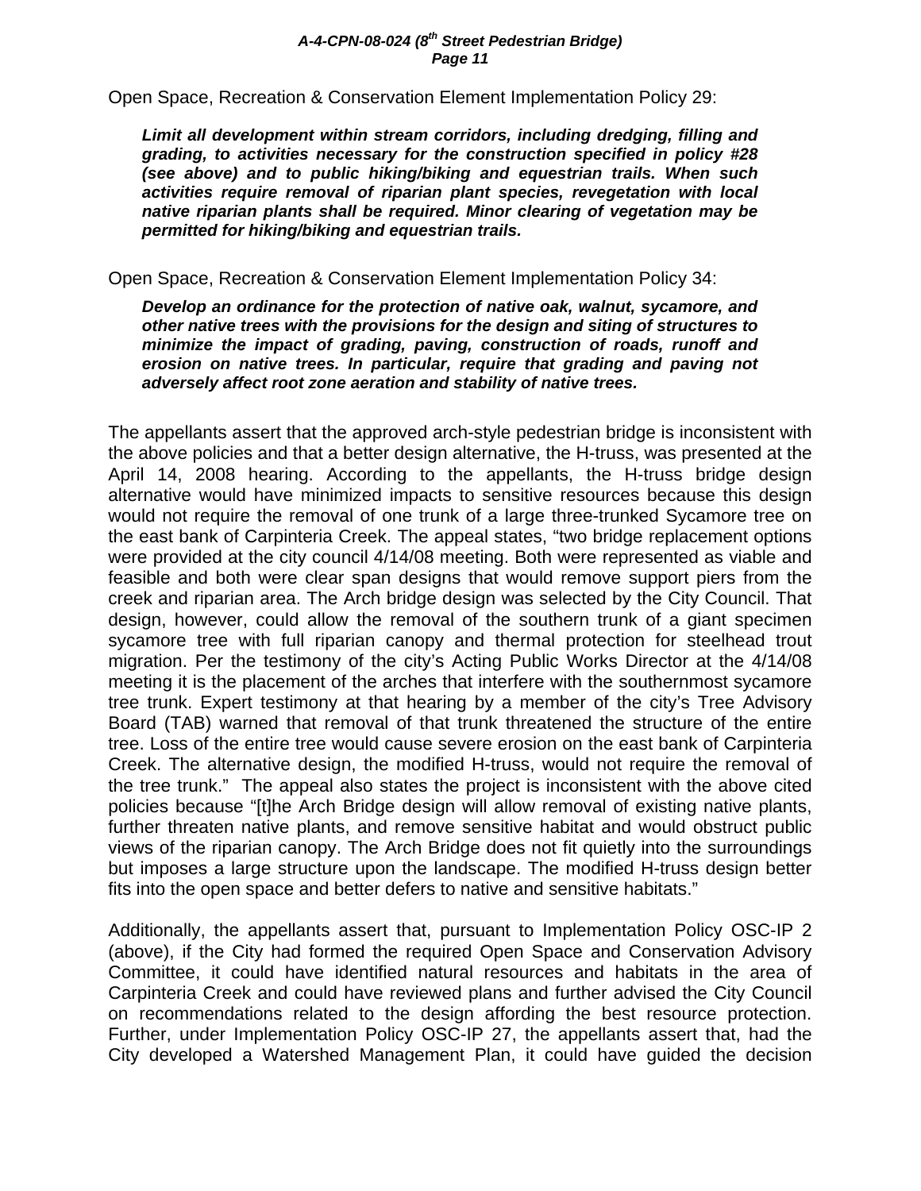Open Space, Recreation & Conservation Element Implementation Policy 29:

> ***Limit all development within stream corridors, including dredging, filling and grading, to activities necessary for the construction specified in policy #28 (see above) and to public hiking/biking and equestrian trails. When such activities require removal of riparian plant species, revegetation with local native riparian plants shall be required. Minor clearing of vegetation may be permitted for hiking/biking and equestrian trails.***

Open Space, Recreation & Conservation Element Implementation Policy 34:

> ***Develop an ordinance for the protection of native oak, walnut, sycamore, and other native trees with the provisions for the design and siting of structures to minimize the impact of grading, paving, construction of roads, runoff and erosion on native trees. In particular, require that grading and paving not adversely affect root zone aeration and stability of native trees.***

The appellants assert that the approved arch-style pedestrian bridge is inconsistent with the above policies and that a better design alternative, the H-truss, was presented at the April 14, 2008 hearing. According to the appellants, the H-truss bridge design alternative would have minimized impacts to sensitive resources because this design would not require the removal of one trunk of a large three-trunked Sycamore tree on the east bank of Carpinteria Creek. The appeal states, "two bridge replacement options were provided at the city council 4/14/08 meeting. Both were represented as viable and feasible and both were clear span designs that would remove support piers from the creek and riparian area. The Arch bridge design was selected by the City Council. That design, however, could allow the removal of the southern trunk of a giant specimen sycamore tree with full riparian canopy and thermal protection for steelhead trout migration. Per the testimony of the city's Acting Public Works Director at the 4/14/08 meeting it is the placement of the arches that interfere with the southernmost sycamore tree trunk. Expert testimony at that hearing by a member of the city's Tree Advisory Board (TAB) warned that removal of that trunk threatened the structure of the entire tree. Loss of the entire tree would cause severe erosion on the east bank of Carpinteria Creek. The alternative design, the modified H-truss, would not require the removal of the tree trunk." The appeal also states the project is inconsistent with the above cited policies because "[t]he Arch Bridge design will allow removal of existing native plants, further threaten native plants, and remove sensitive habitat and would obstruct public views of the riparian canopy. The Arch Bridge does not fit quietly into the surroundings but imposes a large structure upon the landscape. The modified H-truss design better fits into the open space and better defers to native and sensitive habitats."

Additionally, the appellants assert that, pursuant to Implementation Policy OSC-IP 2 (above), if the City had formed the required Open Space and Conservation Advisory Committee, it could have identified natural resources and habitats in the area of Carpinteria Creek and could have reviewed plans and further advised the City Council on recommendations related to the design affording the best resource protection. Further, under Implementation Policy OSC-IP 27, the appellants assert that, had the City developed a Watershed Management Plan, it could have guided the decision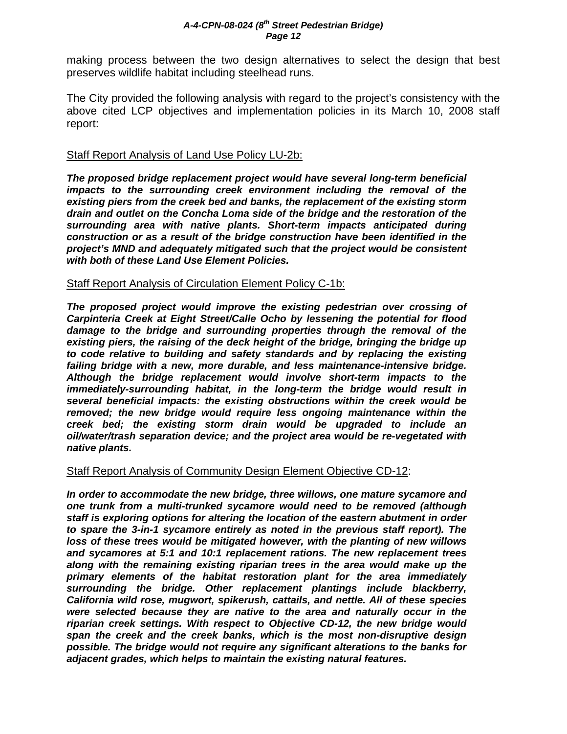making process between the two design alternatives to select the design that best preserves wildlife habitat including steelhead runs.

The City provided the following analysis with regard to the project's consistency with the above cited LCP objectives and implementation policies in its March 10, 2008 staff report:

<u>Staff Report Analysis of Land Use Policy LU-2b:</u>

***The proposed bridge replacement project would have several long-term beneficial impacts to the surrounding creek environment including the removal of the existing piers from the creek bed and banks, the replacement of the existing storm drain and outlet on the Concha Loma side of the bridge and the restoration of the surrounding area with native plants. Short-term impacts anticipated during construction or as a result of the bridge construction have been identified in the project's MND and adequately mitigated such that the project would be consistent with both of these Land Use Element Policies.***

<u>Staff Report Analysis of Circulation Element Policy C-1b:</u>

***The proposed project would improve the existing pedestrian over crossing of Carpinteria Creek at Eight Street/Calle Ocho by lessening the potential for flood damage to the bridge and surrounding properties through the removal of the existing piers, the raising of the deck height of the bridge, bringing the bridge up to code relative to building and safety standards and by replacing the existing failing bridge with a new, more durable, and less maintenance-intensive bridge. Although the bridge replacement would involve short-term impacts to the immediately-surrounding habitat, in the long-term the bridge would result in several beneficial impacts: the existing obstructions within the creek would be removed; the new bridge would require less ongoing maintenance within the creek bed; the existing storm drain would be upgraded to include an oil/water/trash separation device; and the project area would be re-vegetated with native plants.***

<u>Staff Report Analysis of Community Design Element Objective CD-12</u>:

***In order to accommodate the new bridge, three willows, one mature sycamore and one trunk from a multi-trunked sycamore would need to be removed (although staff is exploring options for altering the location of the eastern abutment in order to spare the 3-in-1 sycamore entirely as noted in the previous staff report). The loss of these trees would be mitigated however, with the planting of new willows and sycamores at 5:1 and 10:1 replacement rations. The new replacement trees along with the remaining existing riparian trees in the area would make up the primary elements of the habitat restoration plant for the area immediately surrounding the bridge. Other replacement plantings include blackberry, California wild rose, mugwort, spikerush, cattails, and nettle. All of these species were selected because they are native to the area and naturally occur in the riparian creek settings. With respect to Objective CD-12, the new bridge would span the creek and the creek banks, which is the most non-disruptive design possible. The bridge would not require any significant alterations to the banks for adjacent grades, which helps to maintain the existing natural features.***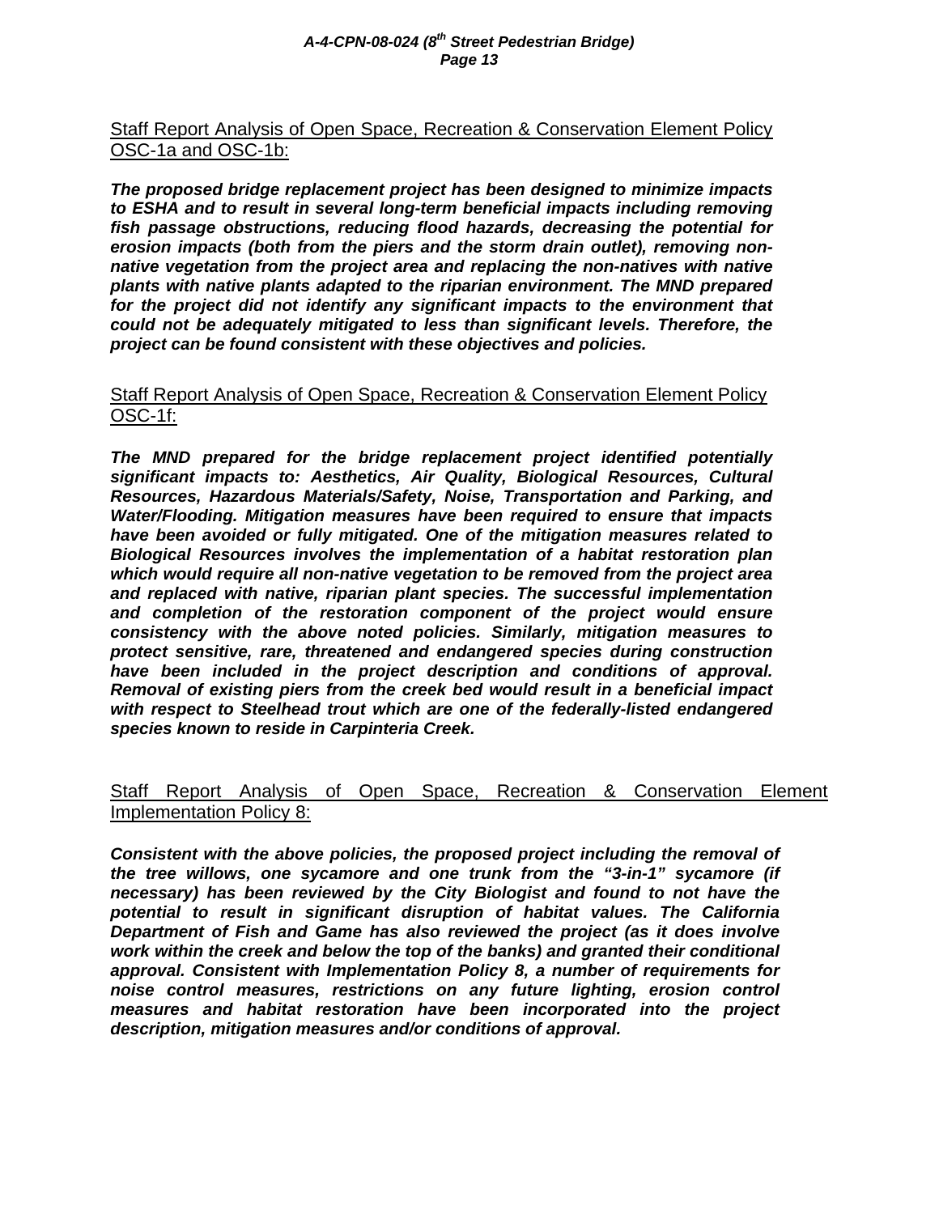<u>Staff Report Analysis of Open Space, Recreation & Conservation Element Policy OSC-1a and OSC-1b:</u>

***The proposed bridge replacement project has been designed to minimize impacts to ESHA and to result in several long-term beneficial impacts including removing fish passage obstructions, reducing flood hazards, decreasing the potential for erosion impacts (both from the piers and the storm drain outlet), removing non-native vegetation from the project area and replacing the non-natives with native plants with native plants adapted to the riparian environment. The MND prepared for the project did not identify any significant impacts to the environment that could not be adequately mitigated to less than significant levels. Therefore, the project can be found consistent with these objectives and policies.***

<u>Staff Report Analysis of Open Space, Recreation & Conservation Element Policy OSC-1f:</u>

***The MND prepared for the bridge replacement project identified potentially significant impacts to: Aesthetics, Air Quality, Biological Resources, Cultural Resources, Hazardous Materials/Safety, Noise, Transportation and Parking, and Water/Flooding. Mitigation measures have been required to ensure that impacts have been avoided or fully mitigated. One of the mitigation measures related to Biological Resources involves the implementation of a habitat restoration plan which would require all non-native vegetation to be removed from the project area and replaced with native, riparian plant species. The successful implementation and completion of the restoration component of the project would ensure consistency with the above noted policies. Similarly, mitigation measures to protect sensitive, rare, threatened and endangered species during construction have been included in the project description and conditions of approval. Removal of existing piers from the creek bed would result in a beneficial impact with respect to Steelhead trout which are one of the federally-listed endangered species known to reside in Carpinteria Creek.***

<u>Staff Report Analysis of Open Space, Recreation & Conservation Element Implementation Policy 8:</u>

***Consistent with the above policies, the proposed project including the removal of the tree willows, one sycamore and one trunk from the "3-in-1" sycamore (if necessary) has been reviewed by the City Biologist and found to not have the potential to result in significant disruption of habitat values. The California Department of Fish and Game has also reviewed the project (as it does involve work within the creek and below the top of the banks) and granted their conditional approval. Consistent with Implementation Policy 8, a number of requirements for noise control measures, restrictions on any future lighting, erosion control measures and habitat restoration have been incorporated into the project description, mitigation measures and/or conditions of approval.***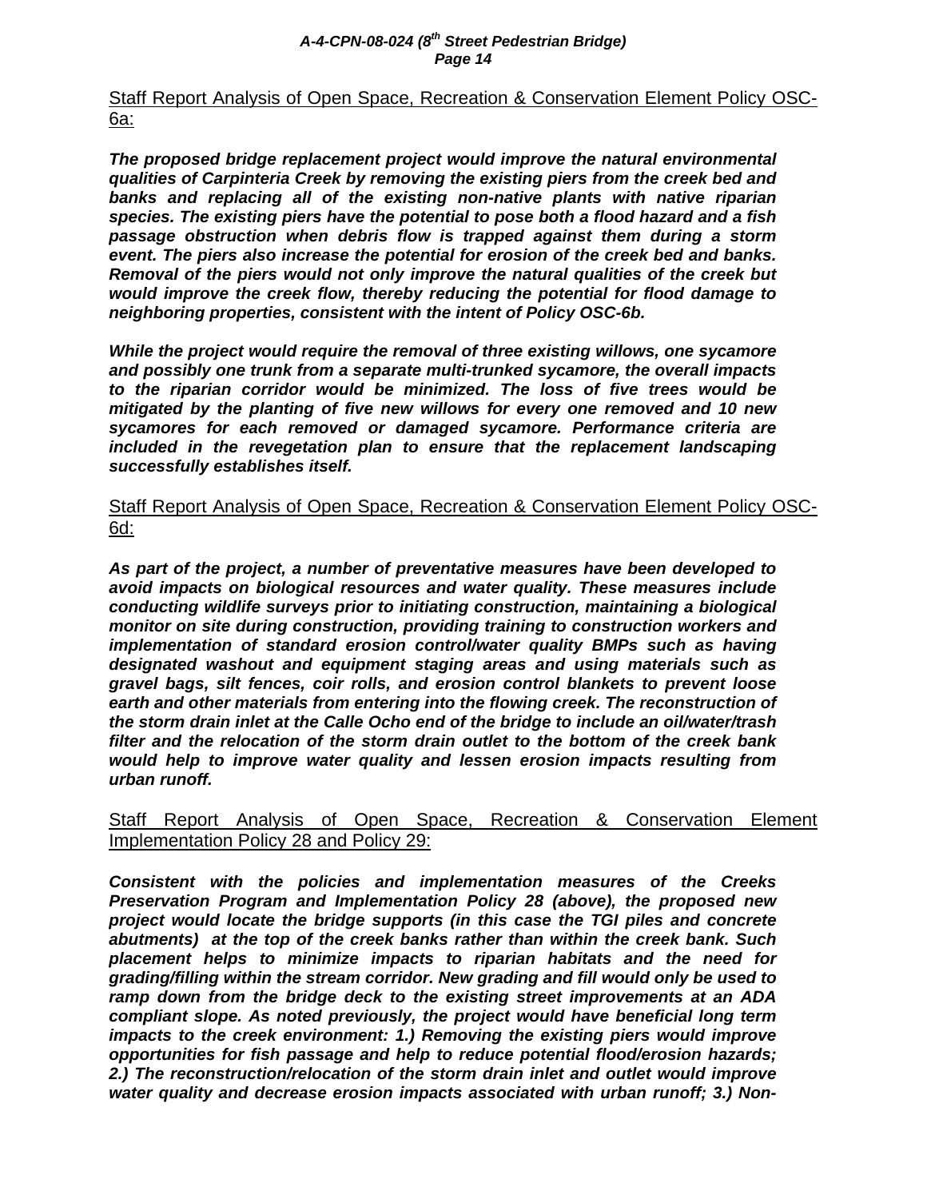Staff Report Analysis of Open Space, Recreation & Conservation Element Policy OSC-6a:

***The proposed bridge replacement project would improve the natural environmental qualities of Carpinteria Creek by removing the existing piers from the creek bed and banks and replacing all of the existing non-native plants with native riparian species. The existing piers have the potential to pose both a flood hazard and a fish passage obstruction when debris flow is trapped against them during a storm event. The piers also increase the potential for erosion of the creek bed and banks. Removal of the piers would not only improve the natural qualities of the creek but would improve the creek flow, thereby reducing the potential for flood damage to neighboring properties, consistent with the intent of Policy OSC-6b.***

***While the project would require the removal of three existing willows, one sycamore and possibly one trunk from a separate multi-trunked sycamore, the overall impacts to the riparian corridor would be minimized. The loss of five trees would be mitigated by the planting of five new willows for every one removed and 10 new sycamores for each removed or damaged sycamore. Performance criteria are included in the revegetation plan to ensure that the replacement landscaping successfully establishes itself.***

Staff Report Analysis of Open Space, Recreation & Conservation Element Policy OSC-6d:

***As part of the project, a number of preventative measures have been developed to avoid impacts on biological resources and water quality. These measures include conducting wildlife surveys prior to initiating construction, maintaining a biological monitor on site during construction, providing training to construction workers and implementation of standard erosion control/water quality BMPs such as having designated washout and equipment staging areas and using materials such as gravel bags, silt fences, coir rolls, and erosion control blankets to prevent loose earth and other materials from entering into the flowing creek. The reconstruction of the storm drain inlet at the Calle Ocho end of the bridge to include an oil/water/trash filter and the relocation of the storm drain outlet to the bottom of the creek bank would help to improve water quality and lessen erosion impacts resulting from urban runoff.***

Staff Report Analysis of Open Space, Recreation & Conservation Element Implementation Policy 28 and Policy 29:

***Consistent with the policies and implementation measures of the Creeks Preservation Program and Implementation Policy 28 (above), the proposed new project would locate the bridge supports (in this case the TGI piles and concrete abutments) at the top of the creek banks rather than within the creek bank. Such placement helps to minimize impacts to riparian habitats and the need for grading/filling within the stream corridor. New grading and fill would only be used to ramp down from the bridge deck to the existing street improvements at an ADA compliant slope. As noted previously, the project would have beneficial long term impacts to the creek environment: 1.) Removing the existing piers would improve opportunities for fish passage and help to reduce potential flood/erosion hazards; 2.) The reconstruction/relocation of the storm drain inlet and outlet would improve water quality and decrease erosion impacts associated with urban runoff; 3.) Non-***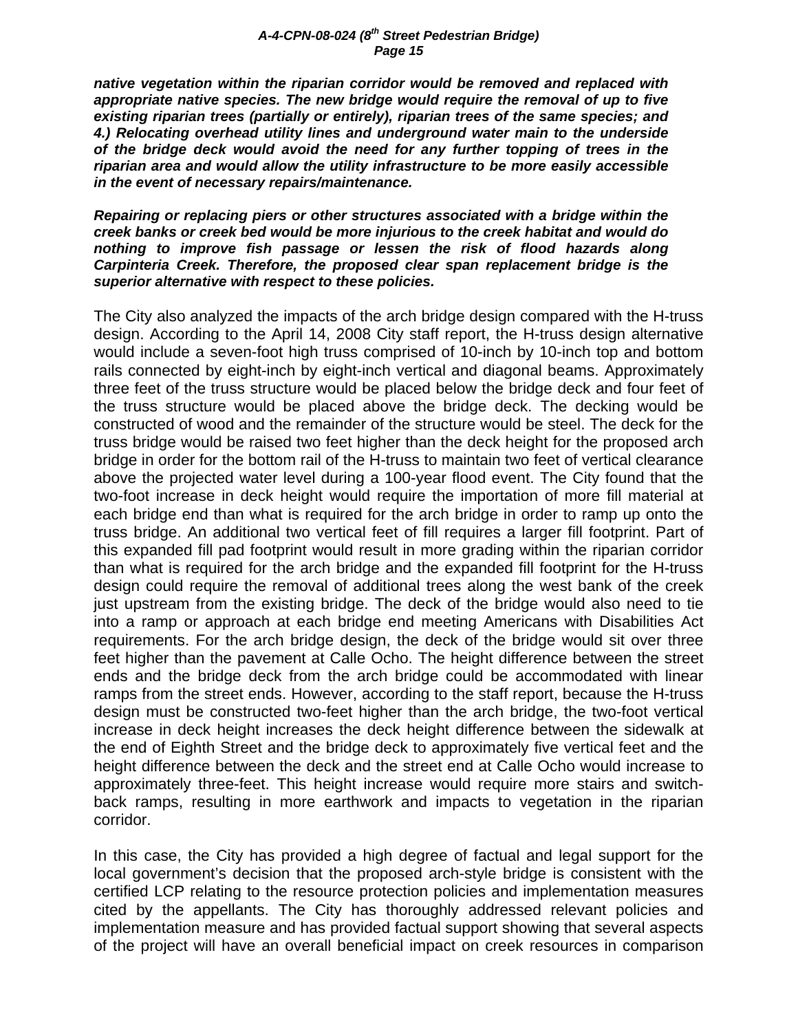***native vegetation within the riparian corridor would be removed and replaced with appropriate native species. The new bridge would require the removal of up to five existing riparian trees (partially or entirely), riparian trees of the same species; and 4.) Relocating overhead utility lines and underground water main to the underside of the bridge deck would avoid the need for any further topping of trees in the riparian area and would allow the utility infrastructure to be more easily accessible in the event of necessary repairs/maintenance.***

***Repairing or replacing piers or other structures associated with a bridge within the creek banks or creek bed would be more injurious to the creek habitat and would do nothing to improve fish passage or lessen the risk of flood hazards along Carpinteria Creek. Therefore, the proposed clear span replacement bridge is the superior alternative with respect to these policies.***

The City also analyzed the impacts of the arch bridge design compared with the H-truss design. According to the April 14, 2008 City staff report, the H-truss design alternative would include a seven-foot high truss comprised of 10-inch by 10-inch top and bottom rails connected by eight-inch by eight-inch vertical and diagonal beams. Approximately three feet of the truss structure would be placed below the bridge deck and four feet of the truss structure would be placed above the bridge deck. The decking would be constructed of wood and the remainder of the structure would be steel. The deck for the truss bridge would be raised two feet higher than the deck height for the proposed arch bridge in order for the bottom rail of the H-truss to maintain two feet of vertical clearance above the projected water level during a 100-year flood event. The City found that the two-foot increase in deck height would require the importation of more fill material at each bridge end than what is required for the arch bridge in order to ramp up onto the truss bridge. An additional two vertical feet of fill requires a larger fill footprint. Part of this expanded fill pad footprint would result in more grading within the riparian corridor than what is required for the arch bridge and the expanded fill footprint for the H-truss design could require the removal of additional trees along the west bank of the creek just upstream from the existing bridge. The deck of the bridge would also need to tie into a ramp or approach at each bridge end meeting Americans with Disabilities Act requirements. For the arch bridge design, the deck of the bridge would sit over three feet higher than the pavement at Calle Ocho. The height difference between the street ends and the bridge deck from the arch bridge could be accommodated with linear ramps from the street ends. However, according to the staff report, because the H-truss design must be constructed two-feet higher than the arch bridge, the two-foot vertical increase in deck height increases the deck height difference between the sidewalk at the end of Eighth Street and the bridge deck to approximately five vertical feet and the height difference between the deck and the street end at Calle Ocho would increase to approximately three-feet. This height increase would require more stairs and switch-back ramps, resulting in more earthwork and impacts to vegetation in the riparian corridor.

In this case, the City has provided a high degree of factual and legal support for the local government's decision that the proposed arch-style bridge is consistent with the certified LCP relating to the resource protection policies and implementation measures cited by the appellants. The City has thoroughly addressed relevant policies and implementation measure and has provided factual support showing that several aspects of the project will have an overall beneficial impact on creek resources in comparison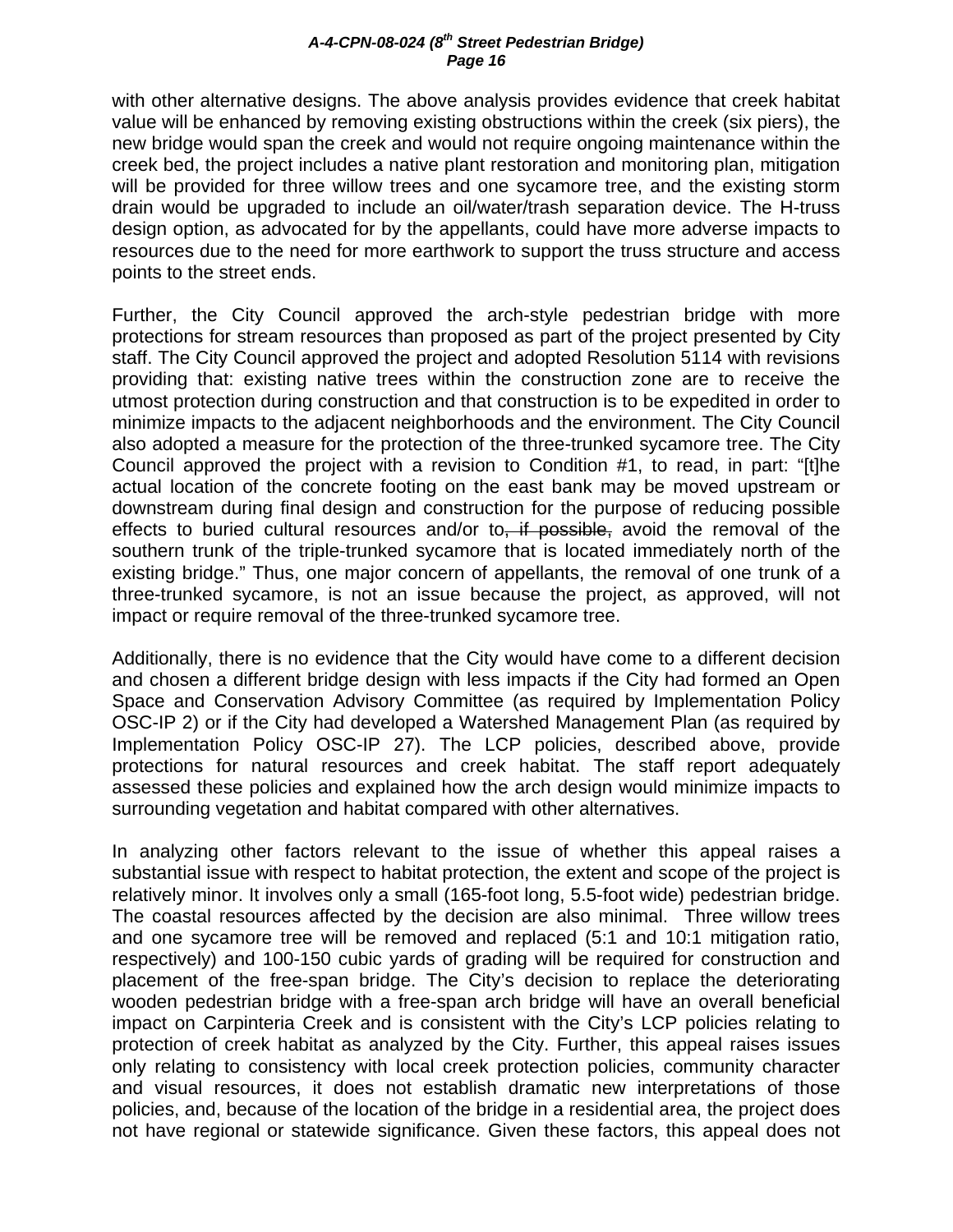with other alternative designs. The above analysis provides evidence that creek habitat value will be enhanced by removing existing obstructions within the creek (six piers), the new bridge would span the creek and would not require ongoing maintenance within the creek bed, the project includes a native plant restoration and monitoring plan, mitigation will be provided for three willow trees and one sycamore tree, and the existing storm drain would be upgraded to include an oil/water/trash separation device. The H-truss design option, as advocated for by the appellants, could have more adverse impacts to resources due to the need for more earthwork to support the truss structure and access points to the street ends.

Further, the City Council approved the arch-style pedestrian bridge with more protections for stream resources than proposed as part of the project presented by City staff. The City Council approved the project and adopted Resolution 5114 with revisions providing that: existing native trees within the construction zone are to receive the utmost protection during construction and that construction is to be expedited in order to minimize impacts to the adjacent neighborhoods and the environment. The City Council also adopted a measure for the protection of the three-trunked sycamore tree. The City Council approved the project with a revision to Condition #1, to read, in part: "[t]he actual location of the concrete footing on the east bank may be moved upstream or downstream during final design and construction for the purpose of reducing possible effects to buried cultural resources and/or to~~, if possible,~~ avoid the removal of the southern trunk of the triple-trunked sycamore that is located immediately north of the existing bridge." Thus, one major concern of appellants, the removal of one trunk of a three-trunked sycamore, is not an issue because the project, as approved, will not impact or require removal of the three-trunked sycamore tree.

Additionally, there is no evidence that the City would have come to a different decision and chosen a different bridge design with less impacts if the City had formed an Open Space and Conservation Advisory Committee (as required by Implementation Policy OSC-IP 2) or if the City had developed a Watershed Management Plan (as required by Implementation Policy OSC-IP 27). The LCP policies, described above, provide protections for natural resources and creek habitat. The staff report adequately assessed these policies and explained how the arch design would minimize impacts to surrounding vegetation and habitat compared with other alternatives.

In analyzing other factors relevant to the issue of whether this appeal raises a substantial issue with respect to habitat protection, the extent and scope of the project is relatively minor. It involves only a small (165-foot long, 5.5-foot wide) pedestrian bridge. The coastal resources affected by the decision are also minimal. Three willow trees and one sycamore tree will be removed and replaced (5:1 and 10:1 mitigation ratio, respectively) and 100-150 cubic yards of grading will be required for construction and placement of the free-span bridge. The City's decision to replace the deteriorating wooden pedestrian bridge with a free-span arch bridge will have an overall beneficial impact on Carpinteria Creek and is consistent with the City's LCP policies relating to protection of creek habitat as analyzed by the City. Further, this appeal raises issues only relating to consistency with local creek protection policies, community character and visual resources, it does not establish dramatic new interpretations of those policies, and, because of the location of the bridge in a residential area, the project does not have regional or statewide significance. Given these factors, this appeal does not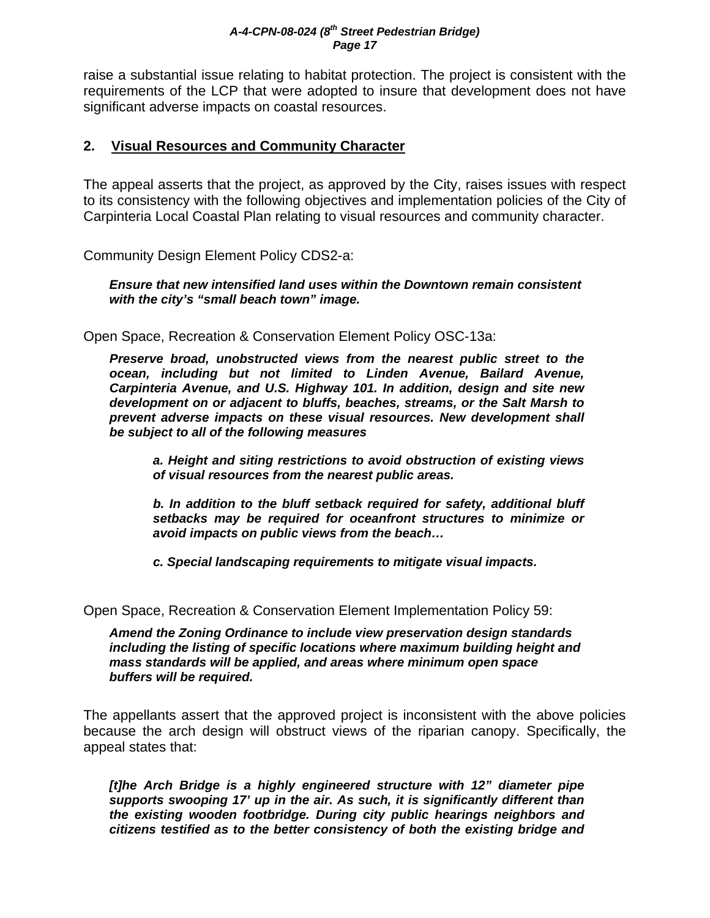raise a substantial issue relating to habitat protection. The project is consistent with the requirements of the LCP that were adopted to insure that development does not have significant adverse impacts on coastal resources.

## 2. Visual Resources and Community Character

The appeal asserts that the project, as approved by the City, raises issues with respect to its consistency with the following objectives and implementation policies of the City of Carpinteria Local Coastal Plan relating to visual resources and community character.

Community Design Element Policy CDS2-a:

> ***Ensure that new intensified land uses within the Downtown remain consistent with the city's "small beach town" image.***

Open Space, Recreation & Conservation Element Policy OSC-13a:

> ***Preserve broad, unobstructed views from the nearest public street to the ocean, including but not limited to Linden Avenue, Bailard Avenue, Carpinteria Avenue, and U.S. Highway 101. In addition, design and site new development on or adjacent to bluffs, beaches, streams, or the Salt Marsh to prevent adverse impacts on these visual resources. New development shall be subject to all of the following measures***
>
> > ***a. Height and siting restrictions to avoid obstruction of existing views of visual resources from the nearest public areas.***
> >
> > ***b. In addition to the bluff setback required for safety, additional bluff setbacks may be required for oceanfront structures to minimize or avoid impacts on public views from the beach…***
> >
> > ***c. Special landscaping requirements to mitigate visual impacts.***

Open Space, Recreation & Conservation Element Implementation Policy 59:

> ***Amend the Zoning Ordinance to include view preservation design standards including the listing of specific locations where maximum building height and mass standards will be applied, and areas where minimum open space buffers will be required.***

The appellants assert that the approved project is inconsistent with the above policies because the arch design will obstruct views of the riparian canopy. Specifically, the appeal states that:

> ***[t]he Arch Bridge is a highly engineered structure with 12" diameter pipe supports swooping 17' up in the air. As such, it is significantly different than the existing wooden footbridge. During city public hearings neighbors and citizens testified as to the better consistency of both the existing bridge and***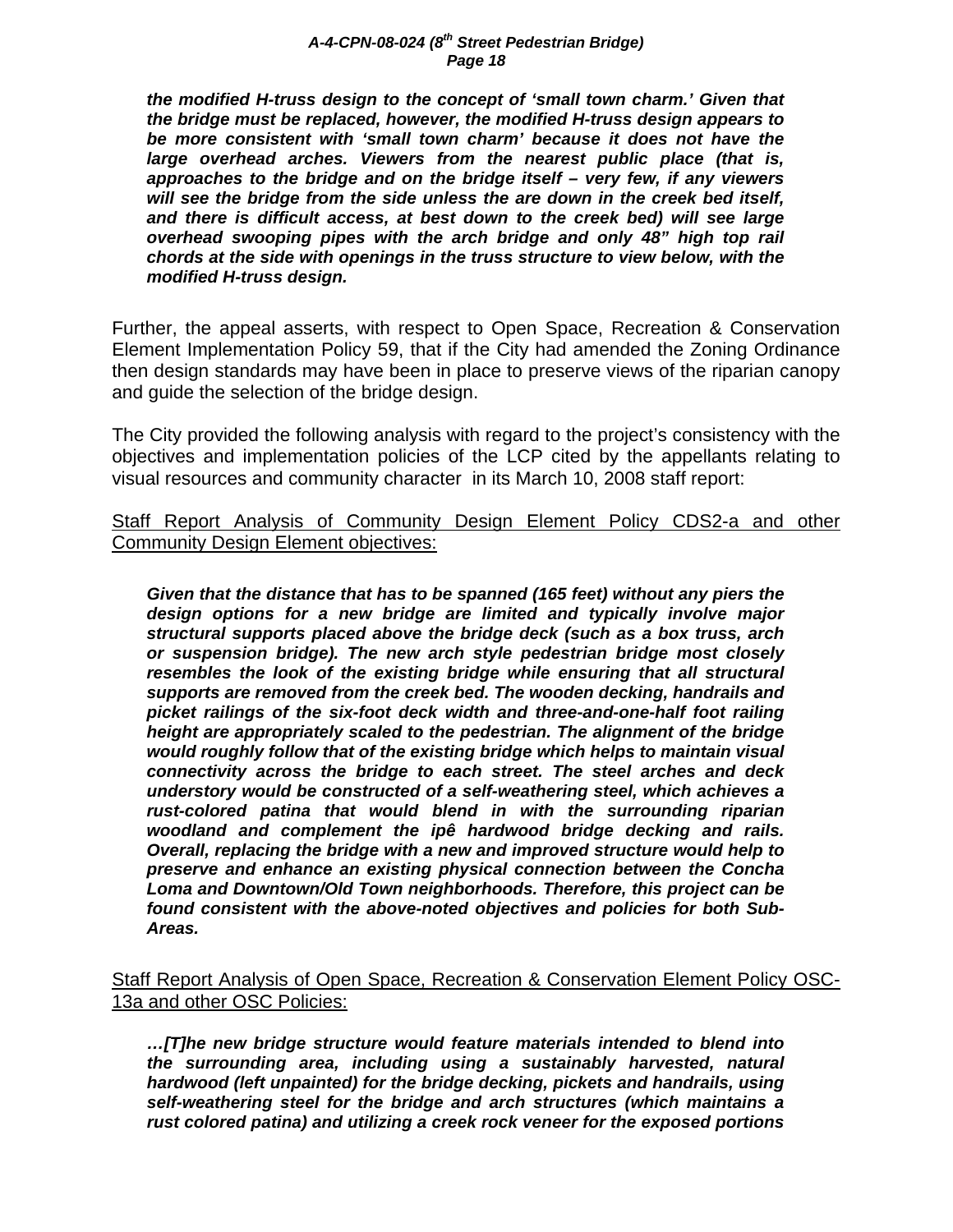***the modified H-truss design to the concept of 'small town charm.' Given that the bridge must be replaced, however, the modified H-truss design appears to be more consistent with 'small town charm' because it does not have the large overhead arches. Viewers from the nearest public place (that is, approaches to the bridge and on the bridge itself – very few, if any viewers will see the bridge from the side unless the are down in the creek bed itself, and there is difficult access, at best down to the creek bed) will see large overhead swooping pipes with the arch bridge and only 48" high top rail chords at the side with openings in the truss structure to view below, with the modified H-truss design.***

Further, the appeal asserts, with respect to Open Space, Recreation & Conservation Element Implementation Policy 59, that if the City had amended the Zoning Ordinance then design standards may have been in place to preserve views of the riparian canopy and guide the selection of the bridge design.

The City provided the following analysis with regard to the project's consistency with the objectives and implementation policies of the LCP cited by the appellants relating to visual resources and community character in its March 10, 2008 staff report:

<u>Staff Report Analysis of Community Design Element Policy CDS2-a and other Community Design Element objectives:</u>

***Given that the distance that has to be spanned (165 feet) without any piers the design options for a new bridge are limited and typically involve major structural supports placed above the bridge deck (such as a box truss, arch or suspension bridge). The new arch style pedestrian bridge most closely resembles the look of the existing bridge while ensuring that all structural supports are removed from the creek bed. The wooden decking, handrails and picket railings of the six-foot deck width and three-and-one-half foot railing height are appropriately scaled to the pedestrian. The alignment of the bridge would roughly follow that of the existing bridge which helps to maintain visual connectivity across the bridge to each street. The steel arches and deck understory would be constructed of a self-weathering steel, which achieves a rust-colored patina that would blend in with the surrounding riparian woodland and complement the ipê hardwood bridge decking and rails. Overall, replacing the bridge with a new and improved structure would help to preserve and enhance an existing physical connection between the Concha Loma and Downtown/Old Town neighborhoods. Therefore, this project can be found consistent with the above-noted objectives and policies for both Sub-Areas.***

<u>Staff Report Analysis of Open Space, Recreation & Conservation Element Policy OSC-13a and other OSC Policies:</u>

***…[T]he new bridge structure would feature materials intended to blend into the surrounding area, including using a sustainably harvested, natural hardwood (left unpainted) for the bridge decking, pickets and handrails, using self-weathering steel for the bridge and arch structures (which maintains a rust colored patina) and utilizing a creek rock veneer for the exposed portions***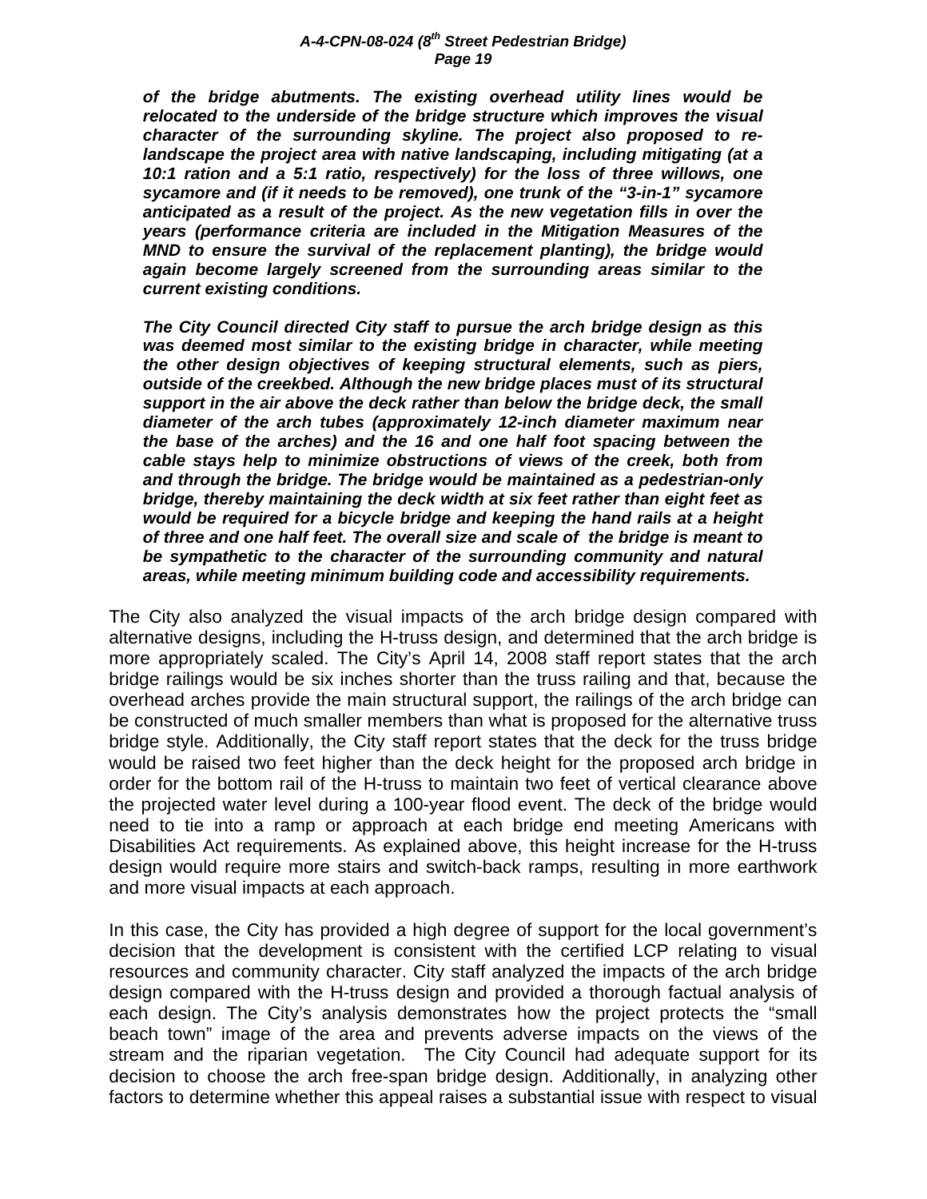***of the bridge abutments. The existing overhead utility lines would be relocated to the underside of the bridge structure which improves the visual character of the surrounding skyline. The project also proposed to re-landscape the project area with native landscaping, including mitigating (at a 10:1 ration and a 5:1 ratio, respectively) for the loss of three willows, one sycamore and (if it needs to be removed), one trunk of the "3-in-1" sycamore anticipated as a result of the project. As the new vegetation fills in over the years (performance criteria are included in the Mitigation Measures of the MND to ensure the survival of the replacement planting), the bridge would again become largely screened from the surrounding areas similar to the current existing conditions.***

***The City Council directed City staff to pursue the arch bridge design as this was deemed most similar to the existing bridge in character, while meeting the other design objectives of keeping structural elements, such as piers, outside of the creekbed. Although the new bridge places must of its structural support in the air above the deck rather than below the bridge deck, the small diameter of the arch tubes (approximately 12-inch diameter maximum near the base of the arches) and the 16 and one half foot spacing between the cable stays help to minimize obstructions of views of the creek, both from and through the bridge. The bridge would be maintained as a pedestrian-only bridge, thereby maintaining the deck width at six feet rather than eight feet as would be required for a bicycle bridge and keeping the hand rails at a height of three and one half feet. The overall size and scale of the bridge is meant to be sympathetic to the character of the surrounding community and natural areas, while meeting minimum building code and accessibility requirements.***

The City also analyzed the visual impacts of the arch bridge design compared with alternative designs, including the H-truss design, and determined that the arch bridge is more appropriately scaled. The City's April 14, 2008 staff report states that the arch bridge railings would be six inches shorter than the truss railing and that, because the overhead arches provide the main structural support, the railings of the arch bridge can be constructed of much smaller members than what is proposed for the alternative truss bridge style. Additionally, the City staff report states that the deck for the truss bridge would be raised two feet higher than the deck height for the proposed arch bridge in order for the bottom rail of the H-truss to maintain two feet of vertical clearance above the projected water level during a 100-year flood event. The deck of the bridge would need to tie into a ramp or approach at each bridge end meeting Americans with Disabilities Act requirements. As explained above, this height increase for the H-truss design would require more stairs and switch-back ramps, resulting in more earthwork and more visual impacts at each approach.

In this case, the City has provided a high degree of support for the local government's decision that the development is consistent with the certified LCP relating to visual resources and community character. City staff analyzed the impacts of the arch bridge design compared with the H-truss design and provided a thorough factual analysis of each design. The City's analysis demonstrates how the project protects the "small beach town" image of the area and prevents adverse impacts on the views of the stream and the riparian vegetation. The City Council had adequate support for its decision to choose the arch free-span bridge design. Additionally, in analyzing other factors to determine whether this appeal raises a substantial issue with respect to visual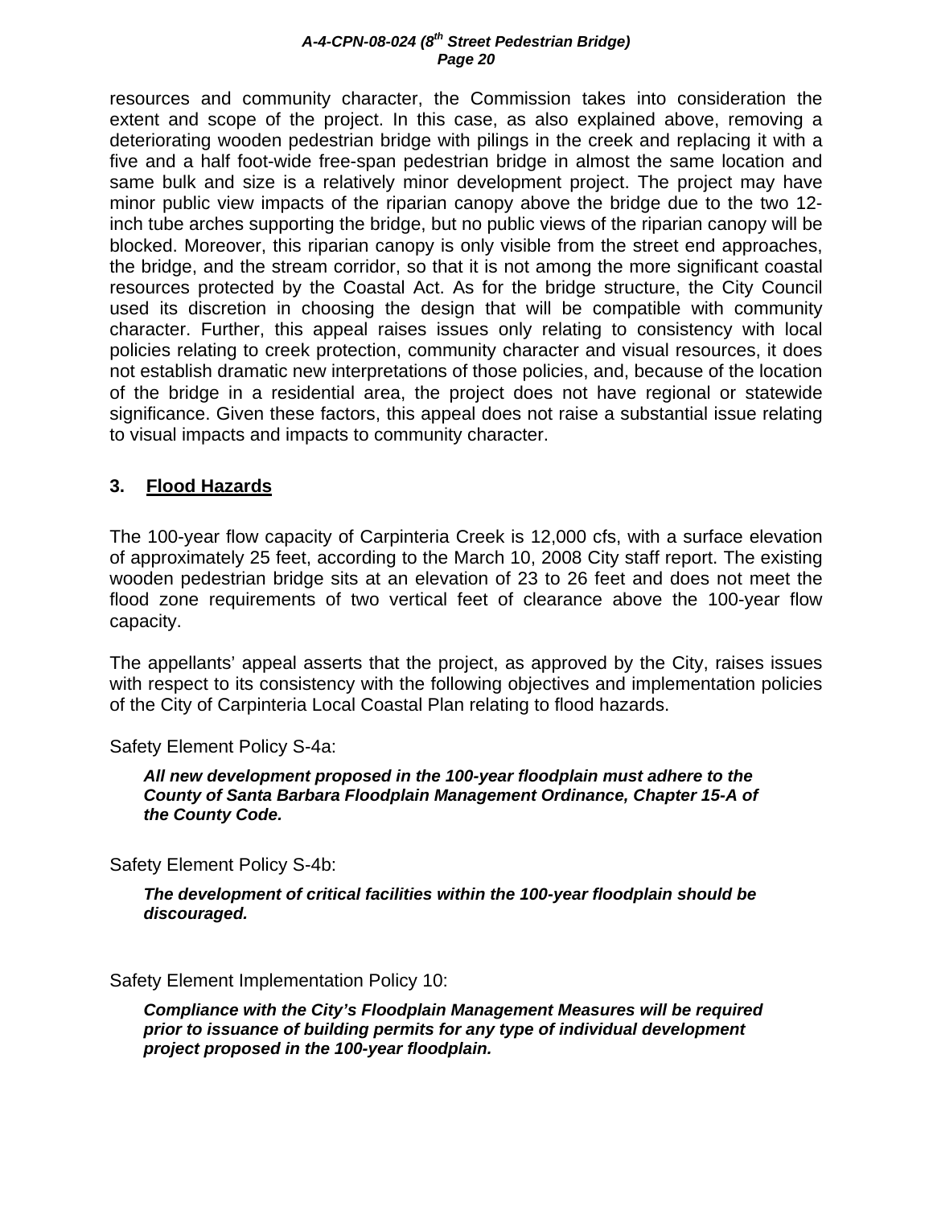resources and community character, the Commission takes into consideration the extent and scope of the project. In this case, as also explained above, removing a deteriorating wooden pedestrian bridge with pilings in the creek and replacing it with a five and a half foot-wide free-span pedestrian bridge in almost the same location and same bulk and size is a relatively minor development project. The project may have minor public view impacts of the riparian canopy above the bridge due to the two 12-inch tube arches supporting the bridge, but no public views of the riparian canopy will be blocked. Moreover, this riparian canopy is only visible from the street end approaches, the bridge, and the stream corridor, so that it is not among the more significant coastal resources protected by the Coastal Act. As for the bridge structure, the City Council used its discretion in choosing the design that will be compatible with community character. Further, this appeal raises issues only relating to consistency with local policies relating to creek protection, community character and visual resources, it does not establish dramatic new interpretations of those policies, and, because of the location of the bridge in a residential area, the project does not have regional or statewide significance. Given these factors, this appeal does not raise a substantial issue relating to visual impacts and impacts to community character.

### 3. Flood Hazards

The 100-year flow capacity of Carpinteria Creek is 12,000 cfs, with a surface elevation of approximately 25 feet, according to the March 10, 2008 City staff report. The existing wooden pedestrian bridge sits at an elevation of 23 to 26 feet and does not meet the flood zone requirements of two vertical feet of clearance above the 100-year flow capacity.

The appellants' appeal asserts that the project, as approved by the City, raises issues with respect to its consistency with the following objectives and implementation policies of the City of Carpinteria Local Coastal Plan relating to flood hazards.

Safety Element Policy S-4a:

> ***All new development proposed in the 100-year floodplain must adhere to the County of Santa Barbara Floodplain Management Ordinance, Chapter 15-A of the County Code.***

Safety Element Policy S-4b:

> ***The development of critical facilities within the 100-year floodplain should be discouraged.***

Safety Element Implementation Policy 10:

> ***Compliance with the City's Floodplain Management Measures will be required prior to issuance of building permits for any type of individual development project proposed in the 100-year floodplain.***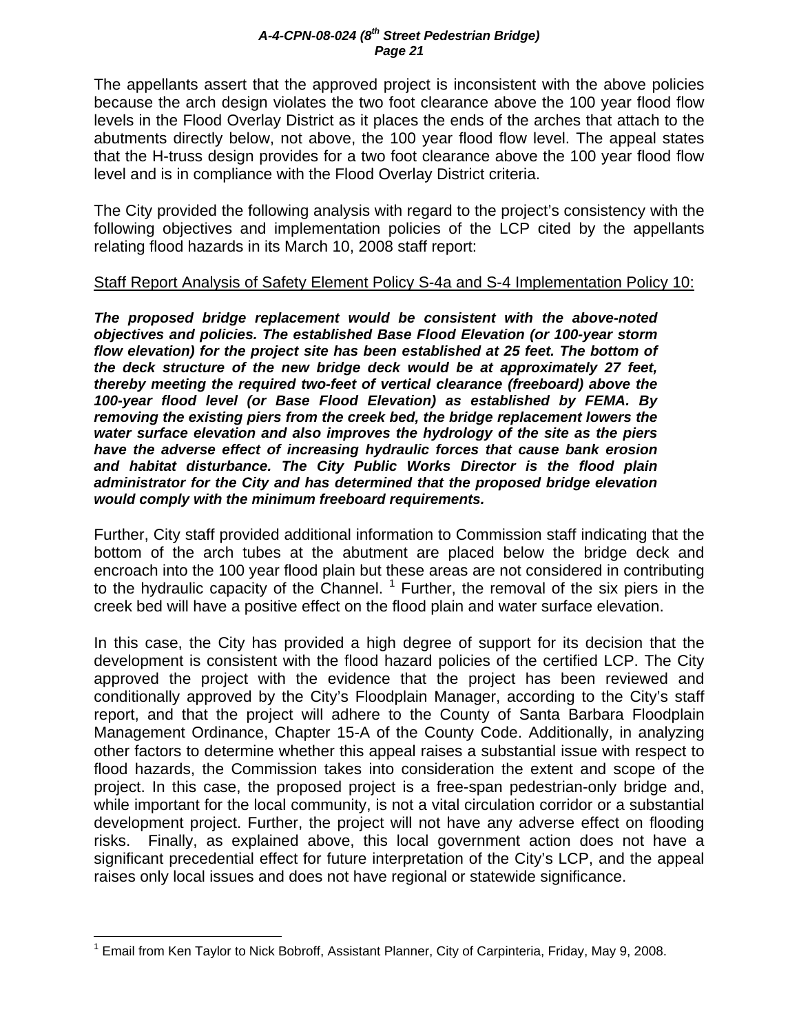The appellants assert that the approved project is inconsistent with the above policies because the arch design violates the two foot clearance above the 100 year flood flow levels in the Flood Overlay District as it places the ends of the arches that attach to the abutments directly below, not above, the 100 year flood flow level. The appeal states that the H-truss design provides for a two foot clearance above the 100 year flood flow level and is in compliance with the Flood Overlay District criteria.

The City provided the following analysis with regard to the project's consistency with the following objectives and implementation policies of the LCP cited by the appellants relating flood hazards in its March 10, 2008 staff report:

<u>Staff Report Analysis of Safety Element Policy S-4a and S-4 Implementation Policy 10:</u>

***The proposed bridge replacement would be consistent with the above-noted objectives and policies. The established Base Flood Elevation (or 100-year storm flow elevation) for the project site has been established at 25 feet. The bottom of the deck structure of the new bridge deck would be at approximately 27 feet, thereby meeting the required two-feet of vertical clearance (freeboard) above the 100-year flood level (or Base Flood Elevation) as established by FEMA. By removing the existing piers from the creek bed, the bridge replacement lowers the water surface elevation and also improves the hydrology of the site as the piers have the adverse effect of increasing hydraulic forces that cause bank erosion and habitat disturbance. The City Public Works Director is the flood plain administrator for the City and has determined that the proposed bridge elevation would comply with the minimum freeboard requirements.***

Further, City staff provided additional information to Commission staff indicating that the bottom of the arch tubes at the abutment are placed below the bridge deck and encroach into the 100 year flood plain but these areas are not considered in contributing to the hydraulic capacity of the Channel. [1] Further, the removal of the six piers in the creek bed will have a positive effect on the flood plain and water surface elevation.

In this case, the City has provided a high degree of support for its decision that the development is consistent with the flood hazard policies of the certified LCP. The City approved the project with the evidence that the project has been reviewed and conditionally approved by the City's Floodplain Manager, according to the City's staff report, and that the project will adhere to the County of Santa Barbara Floodplain Management Ordinance, Chapter 15-A of the County Code. Additionally, in analyzing other factors to determine whether this appeal raises a substantial issue with respect to flood hazards, the Commission takes into consideration the extent and scope of the project. In this case, the proposed project is a free-span pedestrian-only bridge and, while important for the local community, is not a vital circulation corridor or a substantial development project. Further, the project will not have any adverse effect on flooding risks. Finally, as explained above, this local government action does not have a significant precedential effect for future interpretation of the City's LCP, and the appeal raises only local issues and does not have regional or statewide significance.

---

[1] Email from Ken Taylor to Nick Bobroff, Assistant Planner, City of Carpinteria, Friday, May 9, 2008.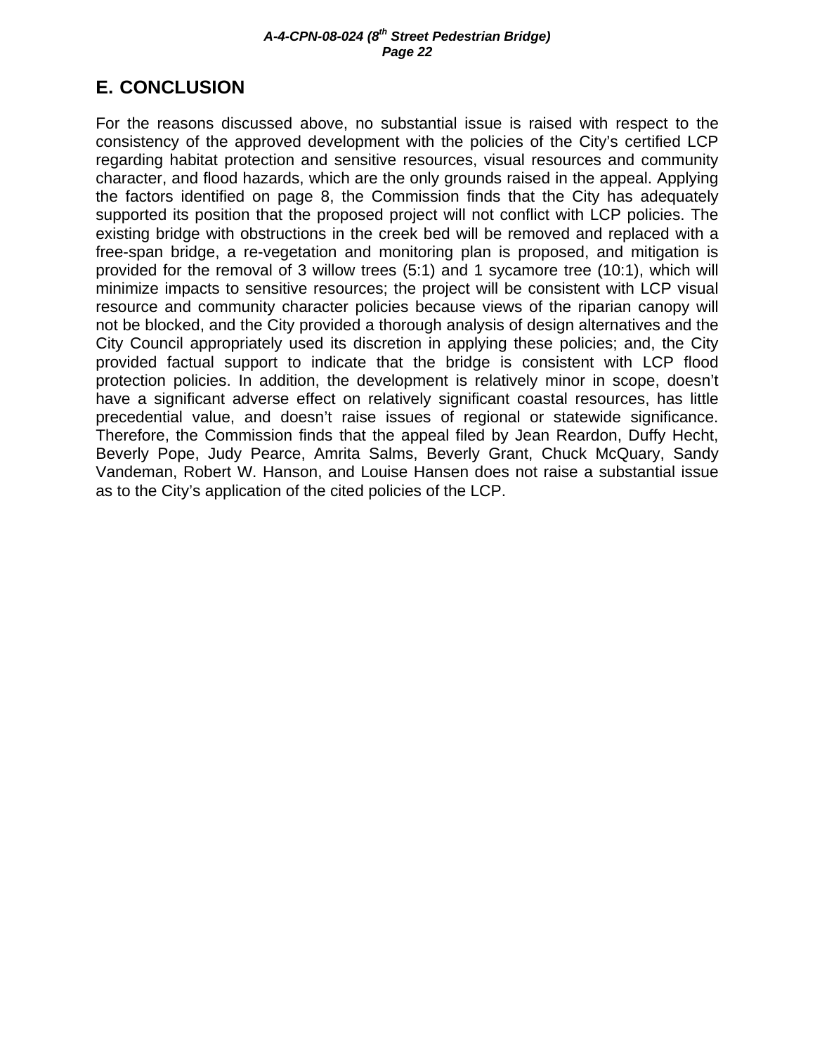## E. CONCLUSION

For the reasons discussed above, no substantial issue is raised with respect to the consistency of the approved development with the policies of the City's certified LCP regarding habitat protection and sensitive resources, visual resources and community character, and flood hazards, which are the only grounds raised in the appeal. Applying the factors identified on page 8, the Commission finds that the City has adequately supported its position that the proposed project will not conflict with LCP policies. The existing bridge with obstructions in the creek bed will be removed and replaced with a free-span bridge, a re-vegetation and monitoring plan is proposed, and mitigation is provided for the removal of 3 willow trees (5:1) and 1 sycamore tree (10:1), which will minimize impacts to sensitive resources; the project will be consistent with LCP visual resource and community character policies because views of the riparian canopy will not be blocked, and the City provided a thorough analysis of design alternatives and the City Council appropriately used its discretion in applying these policies; and, the City provided factual support to indicate that the bridge is consistent with LCP flood protection policies. In addition, the development is relatively minor in scope, doesn't have a significant adverse effect on relatively significant coastal resources, has little precedential value, and doesn't raise issues of regional or statewide significance. Therefore, the Commission finds that the appeal filed by Jean Reardon, Duffy Hecht, Beverly Pope, Judy Pearce, Amrita Salms, Beverly Grant, Chuck McQuary, Sandy Vandeman, Robert W. Hanson, and Louise Hansen does not raise a substantial issue as to the City's application of the cited policies of the LCP.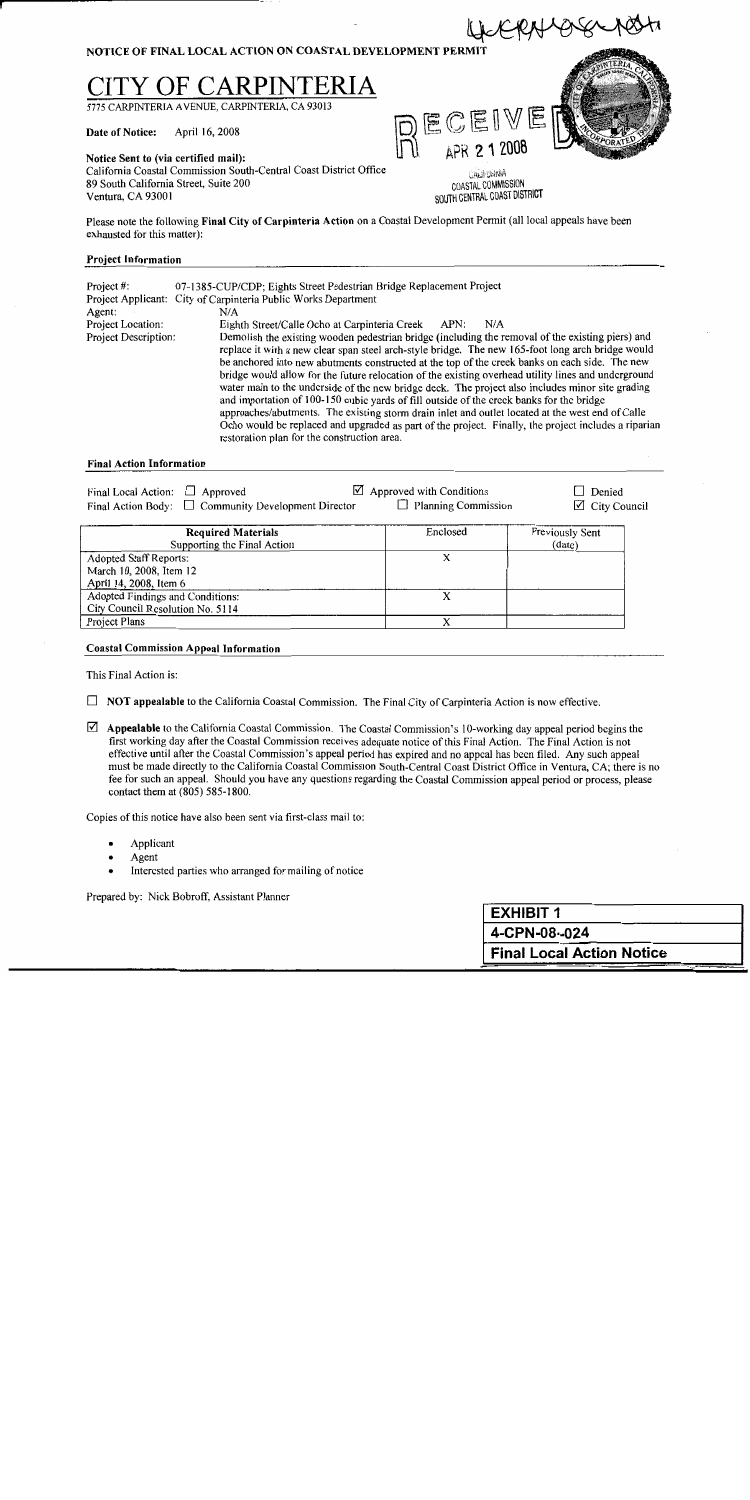NOTICE OF FINAL LOCAL ACTION ON COASTAL DEVELOPMENT PERMIT

# CITY OF CARPINTERIA

5775 CARPINTERIA AVENUE, CARPINTERIA, CA 93013

**Date of Notice:** April 16, 2008

RECEIVED
APR 21 2008
CALIFORNIA COASTAL COMMISSION
SOUTH CENTRAL COAST DISTRICT

**Notice Sent to (via certified mail):**
California Coastal Commission South-Central Coast District Office
89 South California Street, Suite 200
Ventura, CA 93001

Please note the following **Final City of Carpinteria Action** on a Coastal Development Permit (all local appeals have been exhausted for this matter):

## Project Information

Project #: 07-1385-CUP/CDP; Eights Street Pedestrian Bridge Replacement Project
Project Applicant: City of Carpinteria Public Works Department
Agent: N/A
Project Location: Eighth Street/Calle Ocho at Carpinteria Creek APN: N/A
Project Description: Demolish the existing wooden pedestrian bridge (including the removal of the existing piers) and replace it with a new clear span steel arch-style bridge. The new 165-foot long arch bridge would be anchored into new abutments constructed at the top of the creek banks on each side. The new bridge would allow for the future relocation of the existing overhead utility lines and underground water main to the underside of the new bridge deck. The project also includes minor site grading and importation of 100-150 cubic yards of fill outside of the creek banks for the bridge approaches/abutments. The existing storm drain inlet and outlet located at the west end of Calle Ocho would be replaced and upgraded as part of the project. Finally, the project includes a riparian restoration plan for the construction area.

## Final Action Information

Final Local Action: ☐ Approved ☑ Approved with Conditions ☐ Denied
Final Action Body: ☐ Community Development Director ☐ Planning Commission ☑ City Council

| Required Materials Supporting the Final Action | Enclosed | Previously Sent (date) |
|---|---|---|
| Adopted Staff Reports: March 10, 2008, Item 12 April 14, 2008, Item 6 | X | |
| Adopted Findings and Conditions: City Council Resolution No. 5114 | X | |
| Project Plans | X | |

## Coastal Commission Appeal Information

This Final Action is:

☐ **NOT appealable** to the California Coastal Commission. The Final City of Carpinteria Action is now effective.

☑ **Appealable** to the California Coastal Commission. The Coastal Commission's 10-working day appeal period begins the first working day after the Coastal Commission receives adequate notice of this Final Action. The Final Action is not effective until after the Coastal Commission's appeal period has expired and no appeal has been filed. Any such appeal must be made directly to the California Coastal Commission South-Central Coast District Office in Ventura, CA; there is no fee for such an appeal. Should you have any questions regarding the Coastal Commission appeal period or process, please contact them at (805) 585-1800.

Copies of this notice have also been sent via first-class mail to:

- Applicant
- Agent
- Interested parties who arranged for mailing of notice

Prepared by: Nick Bobroff, Assistant Planner

| EXHIBIT 1 |
|---|
| 4-CPN-08-024 |
| Final Local Action Notice |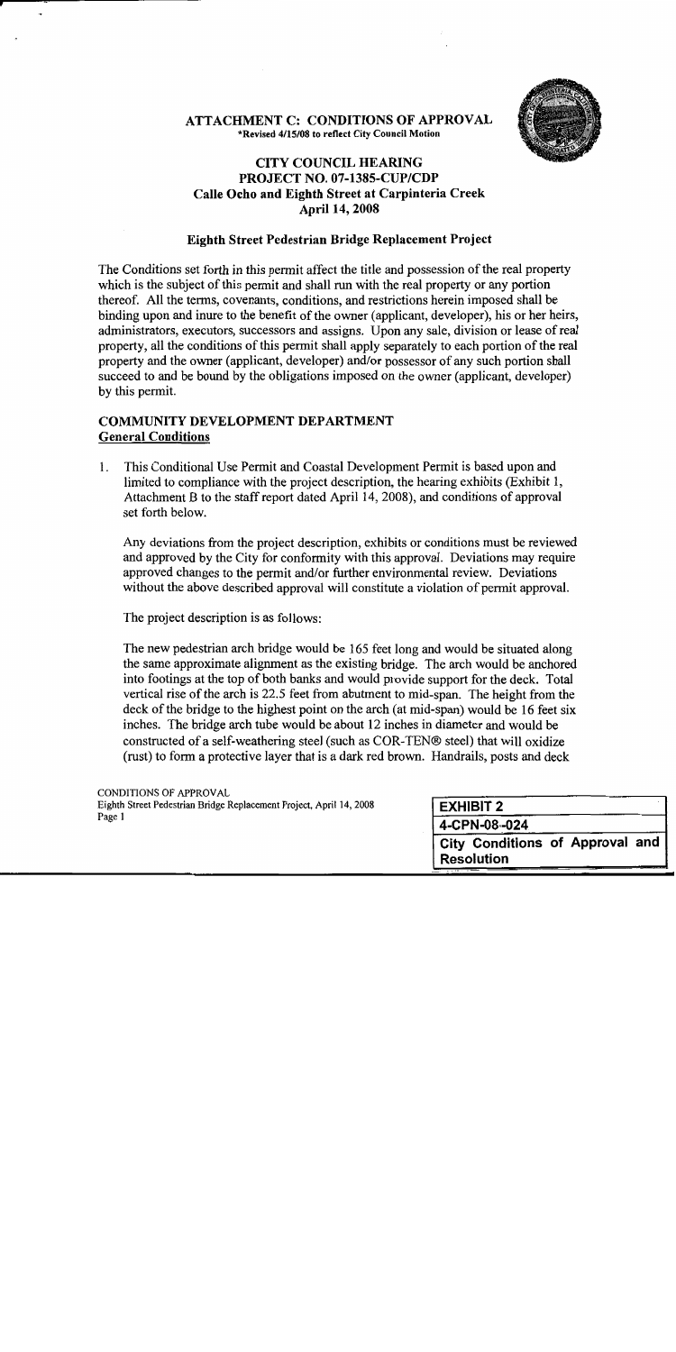## ATTACHMENT C: CONDITIONS OF APPROVAL

*Revised 4/15/08 to reflect City Council Motion

### CITY COUNCIL HEARING
### PROJECT NO. 07-1385-CUP/CDP
### Calle Ocho and Eighth Street at Carpinteria Creek
### April 14, 2008

### Eighth Street Pedestrian Bridge Replacement Project

The Conditions set forth in this permit affect the title and possession of the real property which is the subject of this permit and shall run with the real property or any portion thereof. All the terms, covenants, conditions, and restrictions herein imposed shall be binding upon and inure to the benefit of the owner (applicant, developer), his or her heirs, administrators, executors, successors and assigns. Upon any sale, division or lease of real property, all the conditions of this permit shall apply separately to each portion of the real property and the owner (applicant, developer) and/or possessor of any such portion shall succeed to and be bound by the obligations imposed on the owner (applicant, developer) by this permit.

## COMMUNITY DEVELOPMENT DEPARTMENT

**General Conditions**

1. This Conditional Use Permit and Coastal Development Permit is based upon and limited to compliance with the project description, the hearing exhibits (Exhibit 1, Attachment B to the staff report dated April 14, 2008), and conditions of approval set forth below.

   Any deviations from the project description, exhibits or conditions must be reviewed and approved by the City for conformity with this approval. Deviations may require approved changes to the permit and/or further environmental review. Deviations without the above described approval will constitute a violation of permit approval.

   The project description is as follows:

   The new pedestrian arch bridge would be 165 feet long and would be situated along the same approximate alignment as the existing bridge. The arch would be anchored into footings at the top of both banks and would provide support for the deck. Total vertical rise of the arch is 22.5 feet from abutment to mid-span. The height from the deck of the bridge to the highest point on the arch (at mid-span) would be 16 feet six inches. The bridge arch tube would be about 12 inches in diameter and would be constructed of a self-weathering steel (such as COR-TEN® steel) that will oxidize (rust) to form a protective layer that is a dark red brown. Handrails, posts and deck

CONDITIONS OF APPROVAL
Eighth Street Pedestrian Bridge Replacement Project, April 14, 2008

| EXHIBIT 2 |
|---|
| 4-CPN-08-024 |
| City Conditions of Approval and Resolution |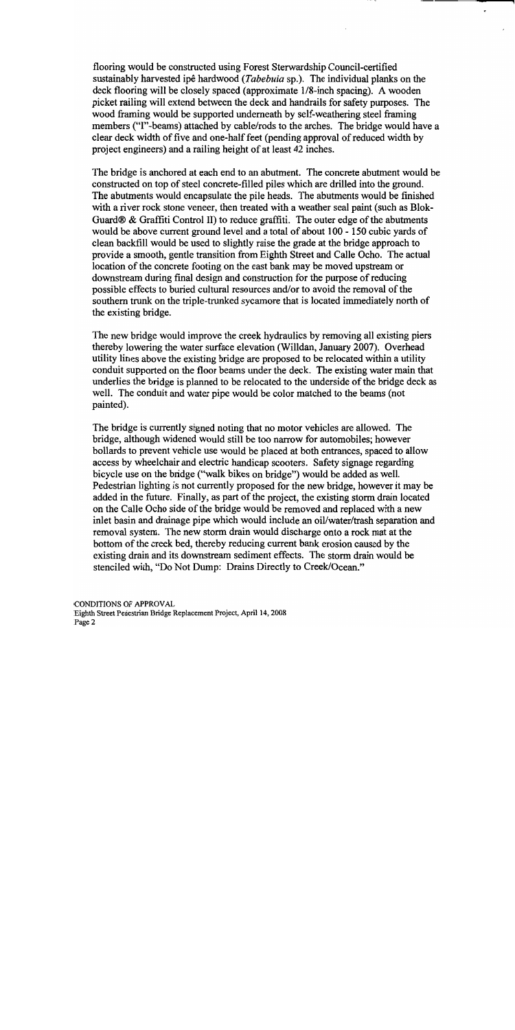flooring would be constructed using Forest Sterwardship Council-certified sustainably harvested ipê hardwood (*Tabebuia* sp.). The individual planks on the deck flooring will be closely spaced (approximate 1/8-inch spacing). A wooden picket railing will extend between the deck and handrails for safety purposes. The wood framing would be supported underneath by self-weathering steel framing members ("I"-beams) attached by cable/rods to the arches. The bridge would have a clear deck width of five and one-half feet (pending approval of reduced width by project engineers) and a railing height of at least 42 inches.

The bridge is anchored at each end to an abutment. The concrete abutment would be constructed on top of steel concrete-filled piles which are drilled into the ground. The abutments would encapsulate the pile heads. The abutments would be finished with a river rock stone veneer, then treated with a weather seal paint (such as Blok-Guard® & Graffiti Control II) to reduce graffiti. The outer edge of the abutments would be above current ground level and a total of about 100 - 150 cubic yards of clean backfill would be used to slightly raise the grade at the bridge approach to provide a smooth, gentle transition from Eighth Street and Calle Ocho. The actual location of the concrete footing on the east bank may be moved upstream or downstream during final design and construction for the purpose of reducing possible effects to buried cultural resources and/or to avoid the removal of the southern trunk on the triple-trunked sycamore that is located immediately north of the existing bridge.

The new bridge would improve the creek hydraulics by removing all existing piers thereby lowering the water surface elevation (Willdan, January 2007). Overhead utility lines above the existing bridge are proposed to be relocated within a utility conduit supported on the floor beams under the deck. The existing water main that underlies the bridge is planned to be relocated to the underside of the bridge deck as well. The conduit and water pipe would be color matched to the beams (not painted).

The bridge is currently signed noting that no motor vehicles are allowed. The bridge, although widened would still be too narrow for automobiles; however bollards to prevent vehicle use would be placed at both entrances, spaced to allow access by wheelchair and electric handicap scooters. Safety signage regarding bicycle use on the bridge ("walk bikes on bridge") would be added as well. Pedestrian lighting is not currently proposed for the new bridge, however it may be added in the future. Finally, as part of the project, the existing storm drain located on the Calle Ocho side of the bridge would be removed and replaced with a new inlet basin and drainage pipe which would include an oil/water/trash separation and removal system. The new storm drain would discharge onto a rock mat at the bottom of the creek bed, thereby reducing current bank erosion caused by the existing drain and its downstream sediment effects. The storm drain would be stenciled with, "Do Not Dump: Drains Directly to Creek/Ocean."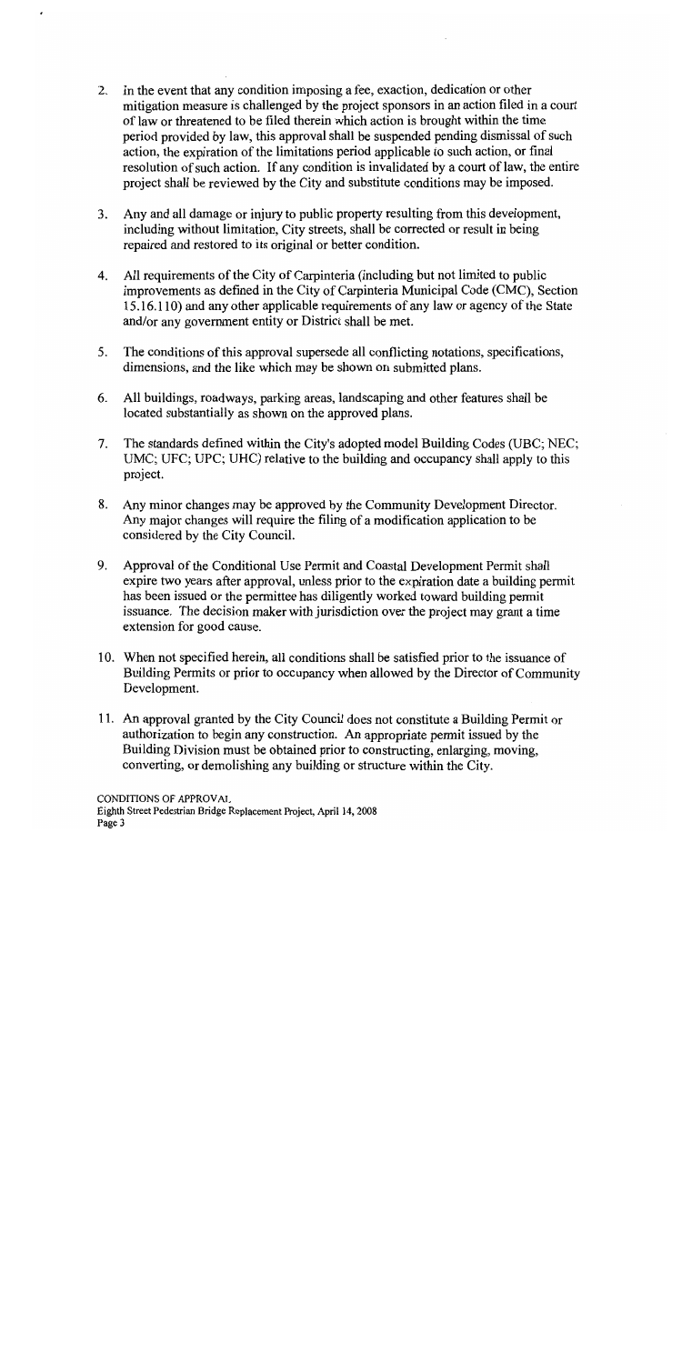2. In the event that any condition imposing a fee, exaction, dedication or other mitigation measure is challenged by the project sponsors in an action filed in a court of law or threatened to be filed therein which action is brought within the time period provided by law, this approval shall be suspended pending dismissal of such action, the expiration of the limitations period applicable to such action, or final resolution of such action. If any condition is invalidated by a court of law, the entire project shall be reviewed by the City and substitute conditions may be imposed.

3. Any and all damage or injury to public property resulting from this development, including without limitation, City streets, shall be corrected or result in being repaired and restored to its original or better condition.

4. All requirements of the City of Carpinteria (including but not limited to public improvements as defined in the City of Carpinteria Municipal Code (CMC), Section 15.16.110) and any other applicable requirements of any law or agency of the State and/or any government entity or District shall be met.

5. The conditions of this approval supersede all conflicting notations, specifications, dimensions, and the like which may be shown on submitted plans.

6. All buildings, roadways, parking areas, landscaping and other features shall be located substantially as shown on the approved plans.

7. The standards defined within the City's adopted model Building Codes (UBC; NEC; UMC; UFC; UPC; UHC) relative to the building and occupancy shall apply to this project.

8. Any minor changes may be approved by the Community Development Director. Any major changes will require the filing of a modification application to be considered by the City Council.

9. Approval of the Conditional Use Permit and Coastal Development Permit shall expire two years after approval, unless prior to the expiration date a building permit has been issued or the permittee has diligently worked toward building permit issuance. The decision maker with jurisdiction over the project may grant a time extension for good cause.

10. When not specified herein, all conditions shall be satisfied prior to the issuance of Building Permits or prior to occupancy when allowed by the Director of Community Development.

11. An approval granted by the City Council does not constitute a Building Permit or authorization to begin any construction. An appropriate permit issued by the Building Division must be obtained prior to constructing, enlarging, moving, converting, or demolishing any building or structure within the City.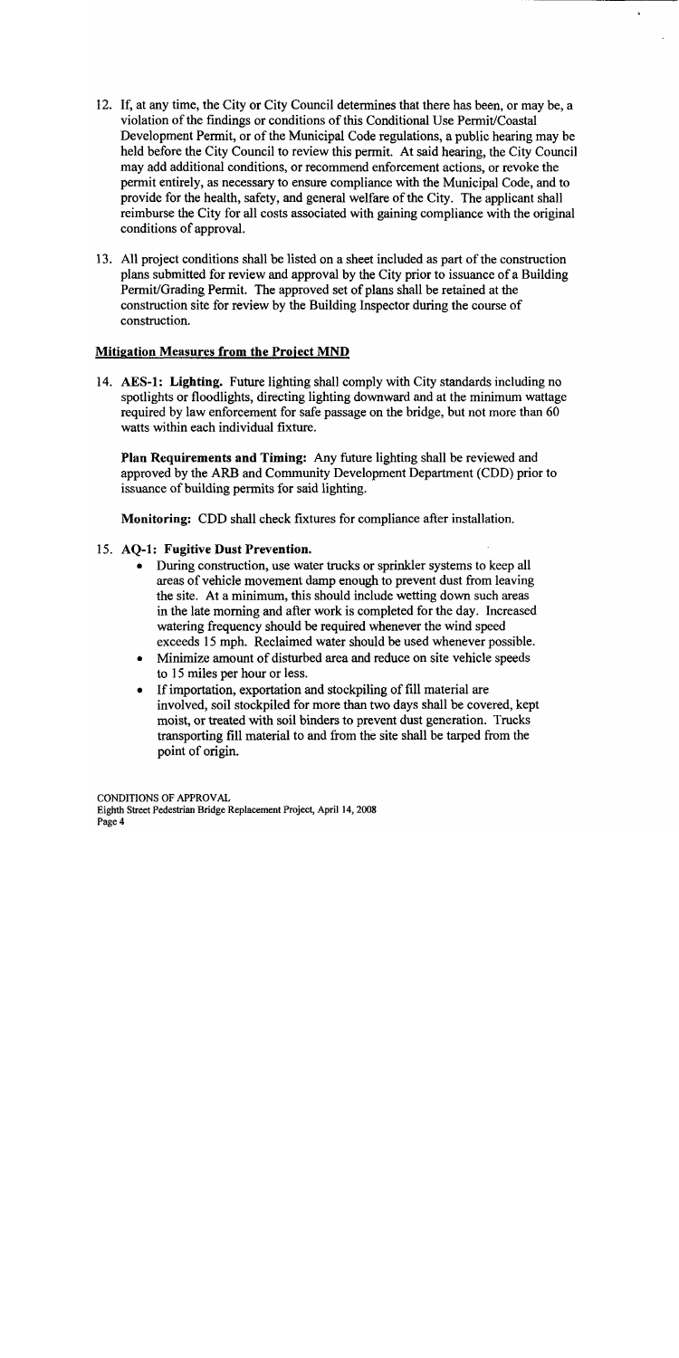12. If, at any time, the City or City Council determines that there has been, or may be, a violation of the findings or conditions of this Conditional Use Permit/Coastal Development Permit, or of the Municipal Code regulations, a public hearing may be held before the City Council to review this permit. At said hearing, the City Council may add additional conditions, or recommend enforcement actions, or revoke the permit entirely, as necessary to ensure compliance with the Municipal Code, and to provide for the health, safety, and general welfare of the City. The applicant shall reimburse the City for all costs associated with gaining compliance with the original conditions of approval.

13. All project conditions shall be listed on a sheet included as part of the construction plans submitted for review and approval by the City prior to issuance of a Building Permit/Grading Permit. The approved set of plans shall be retained at the construction site for review by the Building Inspector during the course of construction.

**Mitigation Measures from the Project MND**

14. **AES-1: Lighting.** Future lighting shall comply with City standards including no spotlights or floodlights, directing lighting downward and at the minimum wattage required by law enforcement for safe passage on the bridge, but not more than 60 watts within each individual fixture.

    **Plan Requirements and Timing:** Any future lighting shall be reviewed and approved by the ARB and Community Development Department (CDD) prior to issuance of building permits for said lighting.

    **Monitoring:** CDD shall check fixtures for compliance after installation.

15. **AQ-1: Fugitive Dust Prevention.**
    - During construction, use water trucks or sprinkler systems to keep all areas of vehicle movement damp enough to prevent dust from leaving the site. At a minimum, this should include wetting down such areas in the late morning and after work is completed for the day. Increased watering frequency should be required whenever the wind speed exceeds 15 mph. Reclaimed water should be used whenever possible.
    - Minimize amount of disturbed area and reduce on site vehicle speeds to 15 miles per hour or less.
    - If importation, exportation and stockpiling of fill material are involved, soil stockpiled for more than two days shall be covered, kept moist, or treated with soil binders to prevent dust generation. Trucks transporting fill material to and from the site shall be tarped from the point of origin.

CONDITIONS OF APPROVAL
Eighth Street Pedestrian Bridge Replacement Project, April 14, 2008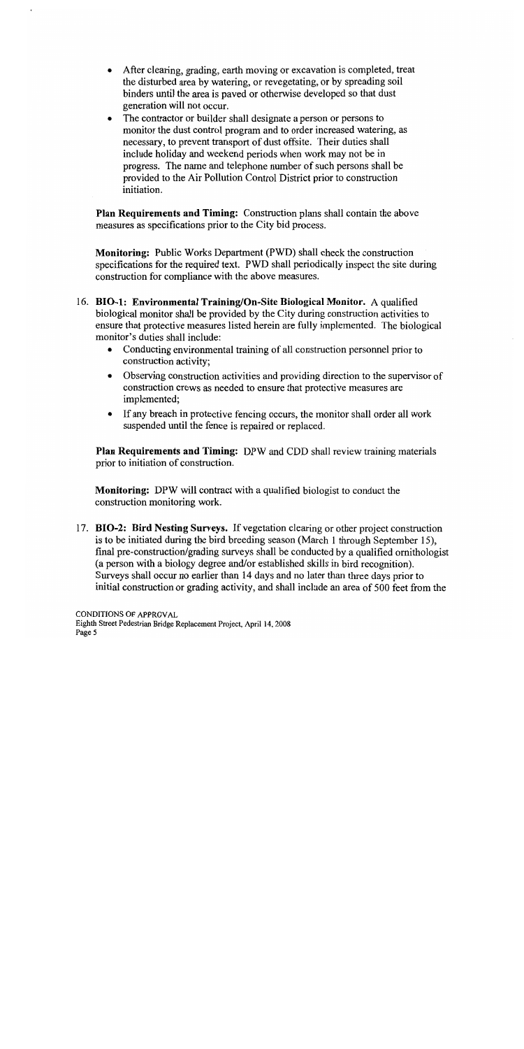- After clearing, grading, earth moving or excavation is completed, treat the disturbed area by watering, or revegetating, or by spreading soil binders until the area is paved or otherwise developed so that dust generation will not occur.
- The contractor or builder shall designate a person or persons to monitor the dust control program and to order increased watering, as necessary, to prevent transport of dust offsite. Their duties shall include holiday and weekend periods when work may not be in progress. The name and telephone number of such persons shall be provided to the Air Pollution Control District prior to construction initiation.

**Plan Requirements and Timing:** Construction plans shall contain the above measures as specifications prior to the City bid process.

**Monitoring:** Public Works Department (PWD) shall check the construction specifications for the required text. PWD shall periodically inspect the site during construction for compliance with the above measures.

16. **BIO-1: Environmental Training/On-Site Biological Monitor.** A qualified biological monitor shall be provided by the City during construction activities to ensure that protective measures listed herein are fully implemented. The biological monitor's duties shall include:
    - Conducting environmental training of all construction personnel prior to construction activity;
    - Observing construction activities and providing direction to the supervisor of construction crews as needed to ensure that protective measures are implemented;
    - If any breach in protective fencing occurs, the monitor shall order all work suspended until the fence is repaired or replaced.

    **Plan Requirements and Timing:** DPW and CDD shall review training materials prior to initiation of construction.

    **Monitoring:** DPW will contract with a qualified biologist to conduct the construction monitoring work.

17. **BIO-2: Bird Nesting Surveys.** If vegetation clearing or other project construction is to be initiated during the bird breeding season (March 1 through September 15), final pre-construction/grading surveys shall be conducted by a qualified ornithologist (a person with a biology degree and/or established skills in bird recognition). Surveys shall occur no earlier than 14 days and no later than three days prior to initial construction or grading activity, and shall include an area of 500 feet from the

CONDITIONS OF APPROVAL
Eighth Street Pedestrian Bridge Replacement Project, April 14, 2008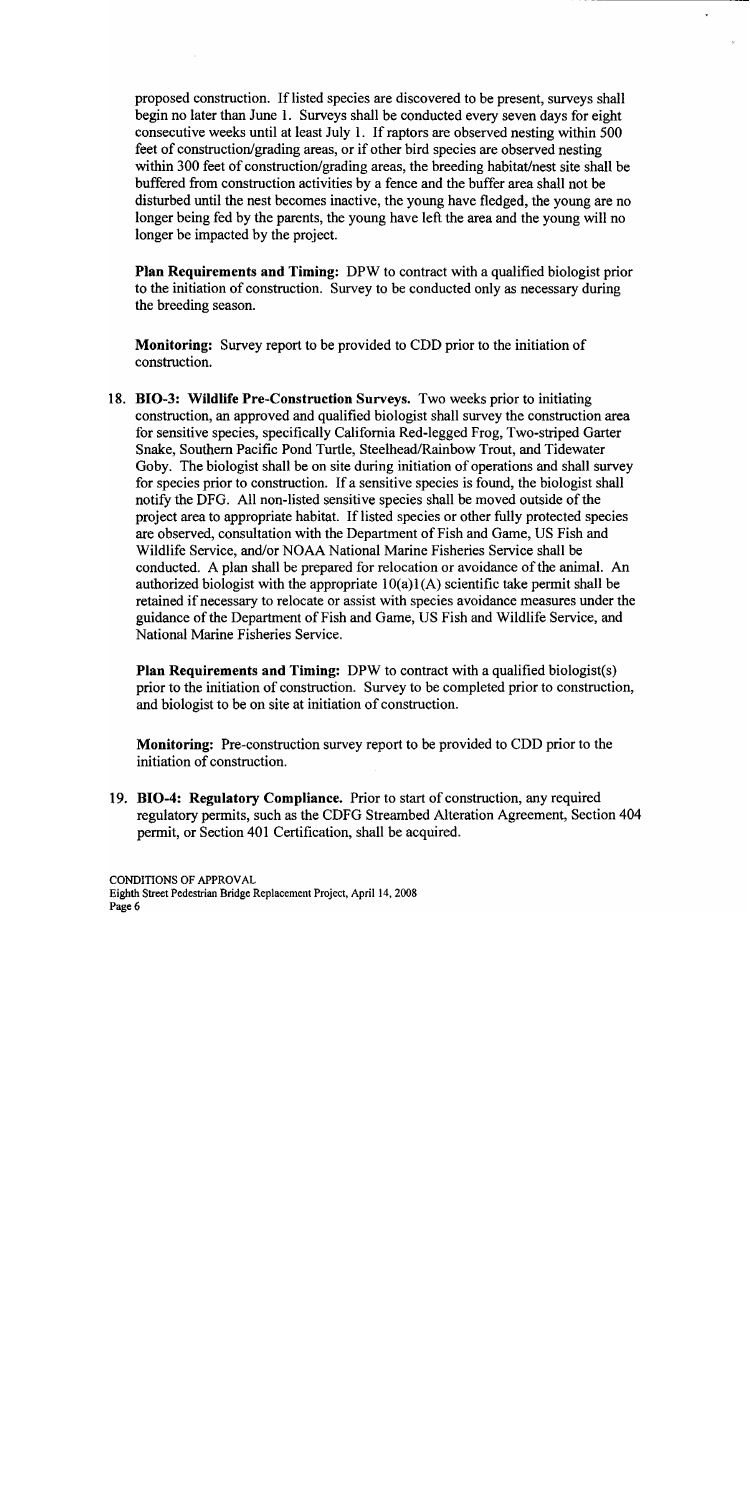proposed construction. If listed species are discovered to be present, surveys shall begin no later than June 1. Surveys shall be conducted every seven days for eight consecutive weeks until at least July 1. If raptors are observed nesting within 500 feet of construction/grading areas, or if other bird species are observed nesting within 300 feet of construction/grading areas, the breeding habitat/nest site shall be buffered from construction activities by a fence and the buffer area shall not be disturbed until the nest becomes inactive, the young have fledged, the young are no longer being fed by the parents, the young have left the area and the young will no longer be impacted by the project.

**Plan Requirements and Timing:** DPW to contract with a qualified biologist prior to the initiation of construction. Survey to be conducted only as necessary during the breeding season.

**Monitoring:** Survey report to be provided to CDD prior to the initiation of construction.

18. **BIO-3: Wildlife Pre-Construction Surveys.** Two weeks prior to initiating construction, an approved and qualified biologist shall survey the construction area for sensitive species, specifically California Red-legged Frog, Two-striped Garter Snake, Southern Pacific Pond Turtle, Steelhead/Rainbow Trout, and Tidewater Goby. The biologist shall be on site during initiation of operations and shall survey for species prior to construction. If a sensitive species is found, the biologist shall notify the DFG. All non-listed sensitive species shall be moved outside of the project area to appropriate habitat. If listed species or other fully protected species are observed, consultation with the Department of Fish and Game, US Fish and Wildlife Service, and/or NOAA National Marine Fisheries Service shall be conducted. A plan shall be prepared for relocation or avoidance of the animal. An authorized biologist with the appropriate 10(a)1(A) scientific take permit shall be retained if necessary to relocate or assist with species avoidance measures under the guidance of the Department of Fish and Game, US Fish and Wildlife Service, and National Marine Fisheries Service.

   **Plan Requirements and Timing:** DPW to contract with a qualified biologist(s) prior to the initiation of construction. Survey to be completed prior to construction, and biologist to be on site at initiation of construction.

   **Monitoring:** Pre-construction survey report to be provided to CDD prior to the initiation of construction.

19. **BIO-4: Regulatory Compliance.** Prior to start of construction, any required regulatory permits, such as the CDFG Streambed Alteration Agreement, Section 404 permit, or Section 401 Certification, shall be acquired.

CONDITIONS OF APPROVAL
Eighth Street Pedestrian Bridge Replacement Project, April 14, 2008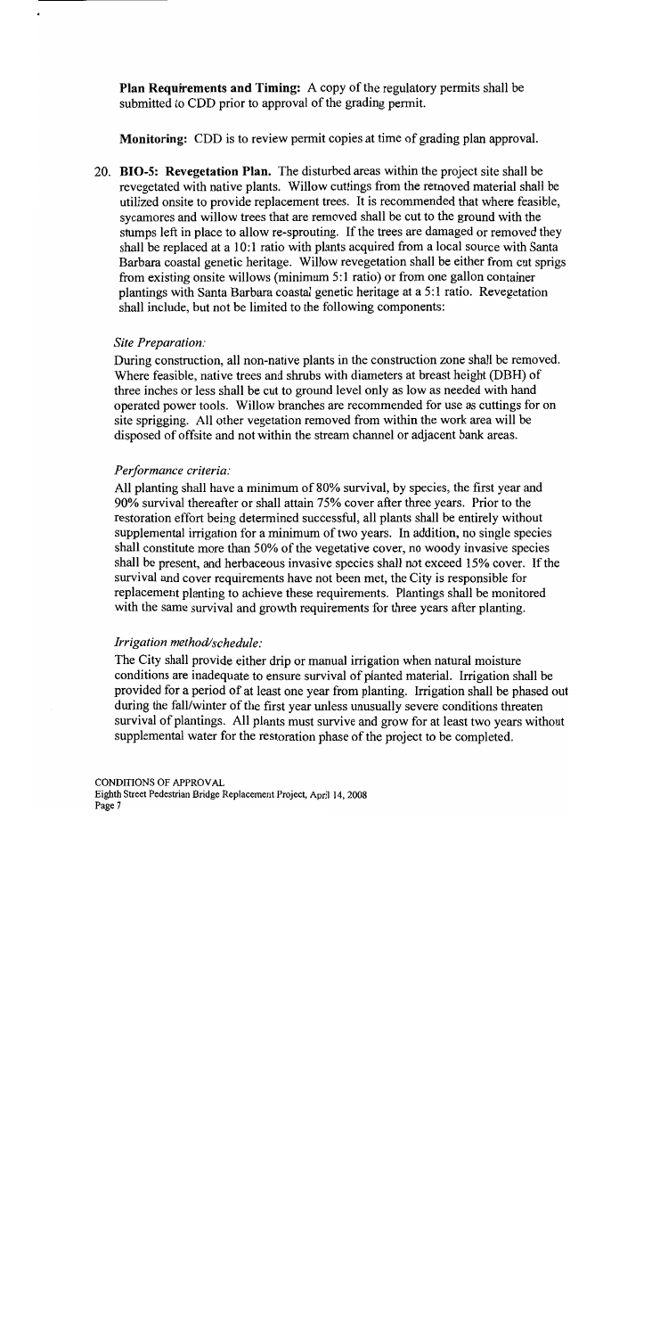**Plan Requirements and Timing:** A copy of the regulatory permits shall be submitted to CDD prior to approval of the grading permit.

**Monitoring:** CDD is to review permit copies at time of grading plan approval.

20. **BIO-5: Revegetation Plan.** The disturbed areas within the project site shall be revegetated with native plants. Willow cuttings from the removed material shall be utilized onsite to provide replacement trees. It is recommended that where feasible, sycamores and willow trees that are removed shall be cut to the ground with the stumps left in place to allow re-sprouting. If the trees are damaged or removed they shall be replaced at a 10:1 ratio with plants acquired from a local source with Santa Barbara coastal genetic heritage. Willow revegetation shall be either from cut sprigs from existing onsite willows (minimum 5:1 ratio) or from one gallon container plantings with Santa Barbara coastal genetic heritage at a 5:1 ratio. Revegetation shall include, but not be limited to the following components:

*Site Preparation:*

During construction, all non-native plants in the construction zone shall be removed. Where feasible, native trees and shrubs with diameters at breast height (DBH) of three inches or less shall be cut to ground level only as low as needed with hand operated power tools. Willow branches are recommended for use as cuttings for on site sprigging. All other vegetation removed from within the work area will be disposed of offsite and not within the stream channel or adjacent bank areas.

*Performance criteria:*

All planting shall have a minimum of 80% survival, by species, the first year and 90% survival thereafter or shall attain 75% cover after three years. Prior to the restoration effort being determined successful, all plants shall be entirely without supplemental irrigation for a minimum of two years. In addition, no single species shall constitute more than 50% of the vegetative cover, no woody invasive species shall be present, and herbaceous invasive species shall not exceed 15% cover. If the survival and cover requirements have not been met, the City is responsible for replacement planting to achieve these requirements. Plantings shall be monitored with the same survival and growth requirements for three years after planting.

*Irrigation method/schedule:*

The City shall provide either drip or manual irrigation when natural moisture conditions are inadequate to ensure survival of planted material. Irrigation shall be provided for a period of at least one year from planting. Irrigation shall be phased out during the fall/winter of the first year unless unusually severe conditions threaten survival of plantings. All plants must survive and grow for at least two years without supplemental water for the restoration phase of the project to be completed.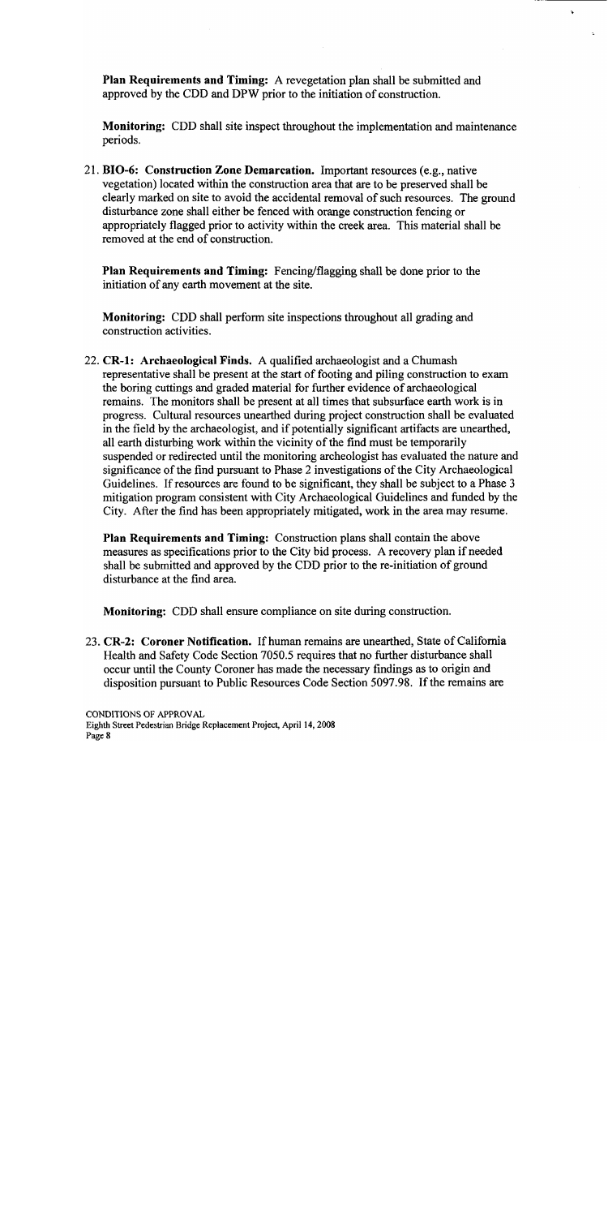**Plan Requirements and Timing:** A revegetation plan shall be submitted and approved by the CDD and DPW prior to the initiation of construction.

**Monitoring:** CDD shall site inspect throughout the implementation and maintenance periods.

21. **BIO-6: Construction Zone Demarcation.** Important resources (e.g., native vegetation) located within the construction area that are to be preserved shall be clearly marked on site to avoid the accidental removal of such resources. The ground disturbance zone shall either be fenced with orange construction fencing or appropriately flagged prior to activity within the creek area. This material shall be removed at the end of construction.

    **Plan Requirements and Timing:** Fencing/flagging shall be done prior to the initiation of any earth movement at the site.

    **Monitoring:** CDD shall perform site inspections throughout all grading and construction activities.

22. **CR-1: Archaeological Finds.** A qualified archaeologist and a Chumash representative shall be present at the start of footing and piling construction to exam the boring cuttings and graded material for further evidence of archaeological remains. The monitors shall be present at all times that subsurface earth work is in progress. Cultural resources unearthed during project construction shall be evaluated in the field by the archaeologist, and if potentially significant artifacts are unearthed, all earth disturbing work within the vicinity of the find must be temporarily suspended or redirected until the monitoring archeologist has evaluated the nature and significance of the find pursuant to Phase 2 investigations of the City Archaeological Guidelines. If resources are found to be significant, they shall be subject to a Phase 3 mitigation program consistent with City Archaeological Guidelines and funded by the City. After the find has been appropriately mitigated, work in the area may resume.

    **Plan Requirements and Timing:** Construction plans shall contain the above measures as specifications prior to the City bid process. A recovery plan if needed shall be submitted and approved by the CDD prior to the re-initiation of ground disturbance at the find area.

    **Monitoring:** CDD shall ensure compliance on site during construction.

23. **CR-2: Coroner Notification.** If human remains are unearthed, State of California Health and Safety Code Section 7050.5 requires that no further disturbance shall occur until the County Coroner has made the necessary findings as to origin and disposition pursuant to Public Resources Code Section 5097.98. If the remains are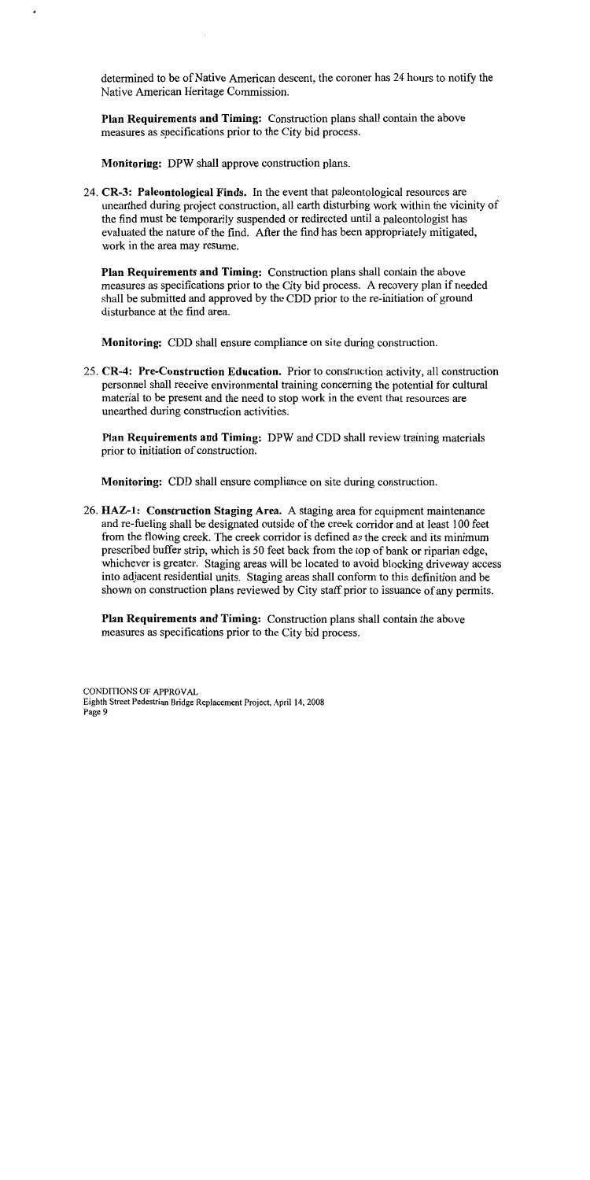determined to be of Native American descent, the coroner has 24 hours to notify the Native American Heritage Commission.

**Plan Requirements and Timing:** Construction plans shall contain the above measures as specifications prior to the City bid process.

**Monitoring:** DPW shall approve construction plans.

24. **CR-3: Paleontological Finds.** In the event that paleontological resources are unearthed during project construction, all earth disturbing work within the vicinity of the find must be temporarily suspended or redirected until a paleontologist has evaluated the nature of the find. After the find has been appropriately mitigated, work in the area may resume.

    **Plan Requirements and Timing:** Construction plans shall contain the above measures as specifications prior to the City bid process. A recovery plan if needed shall be submitted and approved by the CDD prior to the re-initiation of ground disturbance at the find area.

    **Monitoring:** CDD shall ensure compliance on site during construction.

25. **CR-4: Pre-Construction Education.** Prior to construction activity, all construction personnel shall receive environmental training concerning the potential for cultural material to be present and the need to stop work in the event that resources are unearthed during construction activities.

    **Plan Requirements and Timing:** DPW and CDD shall review training materials prior to initiation of construction.

    **Monitoring:** CDD shall ensure compliance on site during construction.

26. **HAZ-1: Construction Staging Area.** A staging area for equipment maintenance and re-fueling shall be designated outside of the creek corridor and at least 100 feet from the flowing creek. The creek corridor is defined as the creek and its minimum prescribed buffer strip, which is 50 feet back from the top of bank or riparian edge, whichever is greater. Staging areas will be located to avoid blocking driveway access into adjacent residential units. Staging areas shall conform to this definition and be shown on construction plans reviewed by City staff prior to issuance of any permits.

    **Plan Requirements and Timing:** Construction plans shall contain the above measures as specifications prior to the City bid process.

CONDITIONS OF APPROVAL
Eighth Street Pedestrian Bridge Replacement Project, April 14, 2008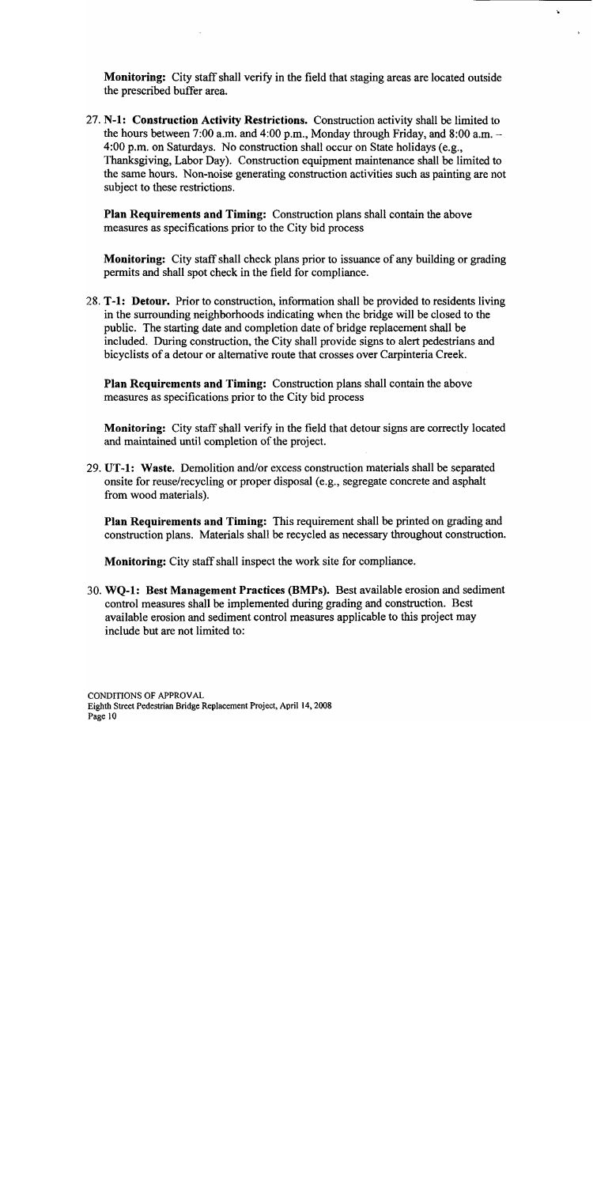**Monitoring:** City staff shall verify in the field that staging areas are located outside the prescribed buffer area.

27. **N-1: Construction Activity Restrictions.** Construction activity shall be limited to the hours between 7:00 a.m. and 4:00 p.m., Monday through Friday, and 8:00 a.m. – 4:00 p.m. on Saturdays. No construction shall occur on State holidays (e.g., Thanksgiving, Labor Day). Construction equipment maintenance shall be limited to the same hours. Non-noise generating construction activities such as painting are not subject to these restrictions.

   **Plan Requirements and Timing:** Construction plans shall contain the above measures as specifications prior to the City bid process

   **Monitoring:** City staff shall check plans prior to issuance of any building or grading permits and shall spot check in the field for compliance.

28. **T-1: Detour.** Prior to construction, information shall be provided to residents living in the surrounding neighborhoods indicating when the bridge will be closed to the public. The starting date and completion date of bridge replacement shall be included. During construction, the City shall provide signs to alert pedestrians and bicyclists of a detour or alternative route that crosses over Carpinteria Creek.

   **Plan Requirements and Timing:** Construction plans shall contain the above measures as specifications prior to the City bid process

   **Monitoring:** City staff shall verify in the field that detour signs are correctly located and maintained until completion of the project.

29. **UT-1: Waste.** Demolition and/or excess construction materials shall be separated onsite for reuse/recycling or proper disposal (e.g., segregate concrete and asphalt from wood materials).

   **Plan Requirements and Timing:** This requirement shall be printed on grading and construction plans. Materials shall be recycled as necessary throughout construction.

   **Monitoring:** City staff shall inspect the work site for compliance.

30. **WQ-1: Best Management Practices (BMPs).** Best available erosion and sediment control measures shall be implemented during grading and construction. Best available erosion and sediment control measures applicable to this project may include but are not limited to:

CONDITIONS OF APPROVAL
Eighth Street Pedestrian Bridge Replacement Project, April 14, 2008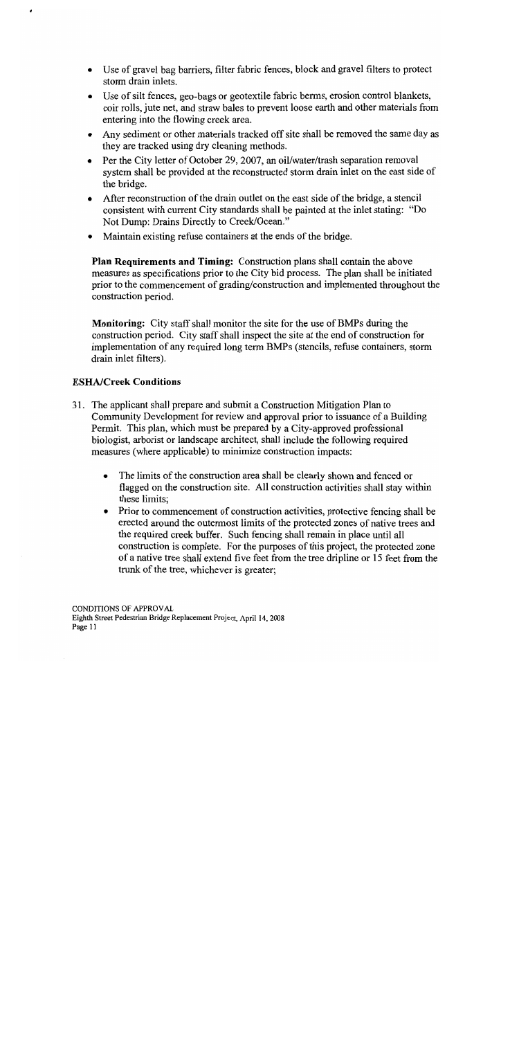- Use of gravel bag barriers, filter fabric fences, block and gravel filters to protect storm drain inlets.
- Use of silt fences, geo-bags or geotextile fabric berms, erosion control blankets, coir rolls, jute net, and straw bales to prevent loose earth and other materials from entering into the flowing creek area.
- Any sediment or other materials tracked off site shall be removed the same day as they are tracked using dry cleaning methods.
- Per the City letter of October 29, 2007, an oil/water/trash separation removal system shall be provided at the reconstructed storm drain inlet on the east side of the bridge.
- After reconstruction of the drain outlet on the east side of the bridge, a stencil consistent with current City standards shall be painted at the inlet stating: "Do Not Dump: Drains Directly to Creek/Ocean."
- Maintain existing refuse containers at the ends of the bridge.

**Plan Requirements and Timing:** Construction plans shall contain the above measures as specifications prior to the City bid process. The plan shall be initiated prior to the commencement of grading/construction and implemented throughout the construction period.

**Monitoring:** City staff shall monitor the site for the use of BMPs during the construction period. City staff shall inspect the site at the end of construction for implementation of any required long term BMPs (stencils, refuse containers, storm drain inlet filters).

**ESHA/Creek Conditions**

31. The applicant shall prepare and submit a Construction Mitigation Plan to Community Development for review and approval prior to issuance of a Building Permit. This plan, which must be prepared by a City-approved professional biologist, arborist or landscape architect, shall include the following required measures (where applicable) to minimize construction impacts:

    - The limits of the construction area shall be clearly shown and fenced or flagged on the construction site. All construction activities shall stay within these limits;
    - Prior to commencement of construction activities, protective fencing shall be erected around the outermost limits of the protected zones of native trees and the required creek buffer. Such fencing shall remain in place until all construction is complete. For the purposes of this project, the protected zone of a native tree shall extend five feet from the tree dripline or 15 feet from the trunk of the tree, whichever is greater;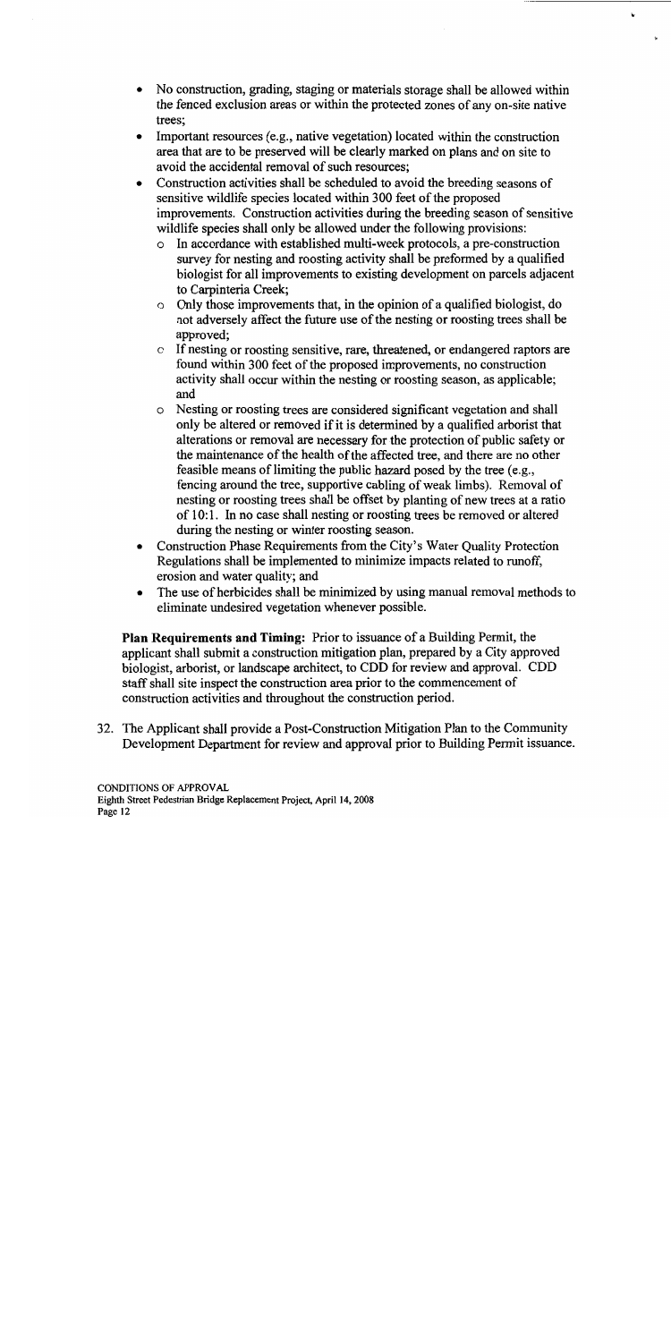- No construction, grading, staging or materials storage shall be allowed within the fenced exclusion areas or within the protected zones of any on-site native trees;
- Important resources (e.g., native vegetation) located within the construction area that are to be preserved will be clearly marked on plans and on site to avoid the accidental removal of such resources;
- Construction activities shall be scheduled to avoid the breeding seasons of sensitive wildlife species located within 300 feet of the proposed improvements. Construction activities during the breeding season of sensitive wildlife species shall only be allowed under the following provisions:
  - In accordance with established multi-week protocols, a pre-construction survey for nesting and roosting activity shall be preformed by a qualified biologist for all improvements to existing development on parcels adjacent to Carpinteria Creek;
  - Only those improvements that, in the opinion of a qualified biologist, do not adversely affect the future use of the nesting or roosting trees shall be approved;
  - If nesting or roosting sensitive, rare, threatened, or endangered raptors are found within 300 feet of the proposed improvements, no construction activity shall occur within the nesting or roosting season, as applicable; and
  - Nesting or roosting trees are considered significant vegetation and shall only be altered or removed if it is determined by a qualified arborist that alterations or removal are necessary for the protection of public safety or the maintenance of the health of the affected tree, and there are no other feasible means of limiting the public hazard posed by the tree (e.g., fencing around the tree, supportive cabling of weak limbs). Removal of nesting or roosting trees shall be offset by planting of new trees at a ratio of 10:1. In no case shall nesting or roosting trees be removed or altered during the nesting or winter roosting season.
- Construction Phase Requirements from the City's Water Quality Protection Regulations shall be implemented to minimize impacts related to runoff, erosion and water quality; and
- The use of herbicides shall be minimized by using manual removal methods to eliminate undesired vegetation whenever possible.

**Plan Requirements and Timing:** Prior to issuance of a Building Permit, the applicant shall submit a construction mitigation plan, prepared by a City approved biologist, arborist, or landscape architect, to CDD for review and approval. CDD staff shall site inspect the construction area prior to the commencement of construction activities and throughout the construction period.

32. The Applicant shall provide a Post-Construction Mitigation Plan to the Community Development Department for review and approval prior to Building Permit issuance.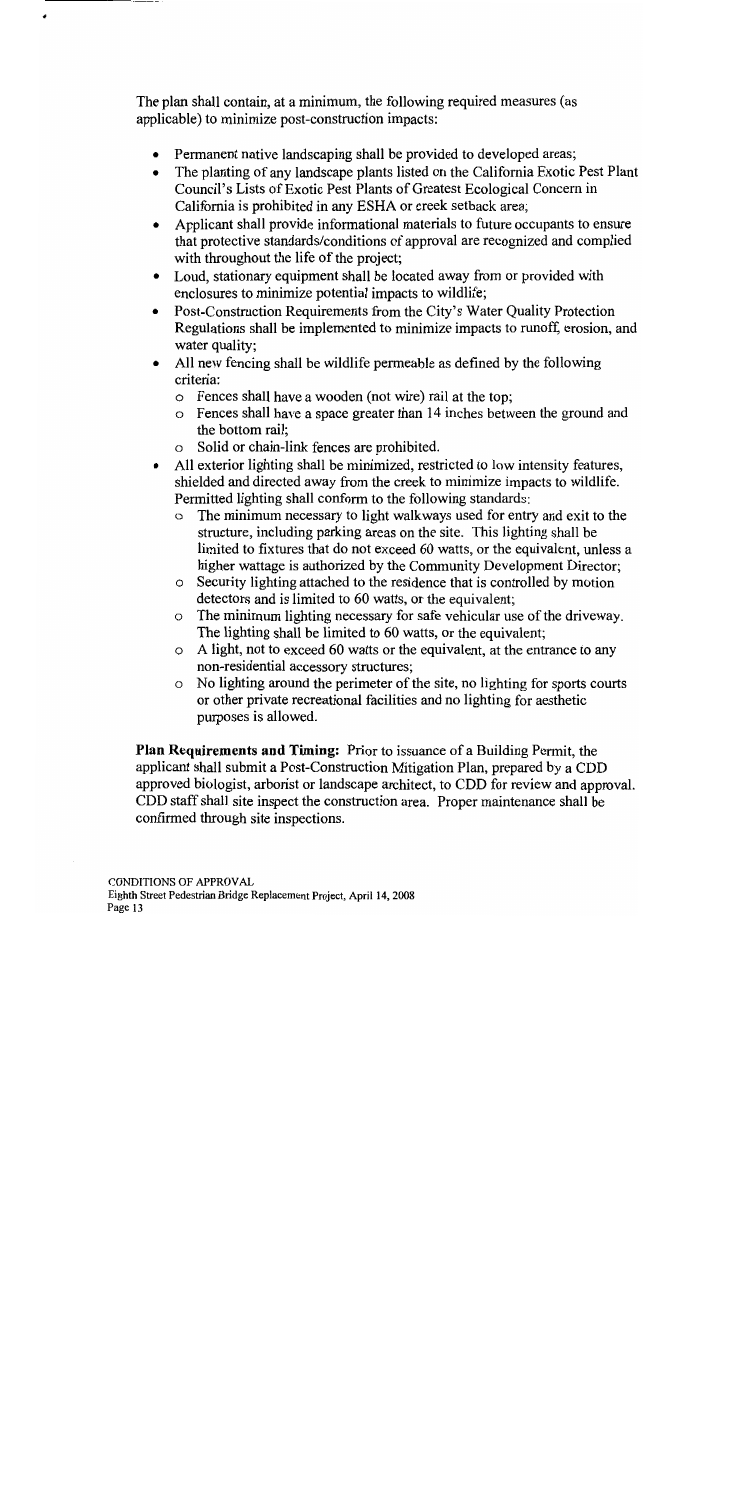The plan shall contain, at a minimum, the following required measures (as applicable) to minimize post-construction impacts:

- Permanent native landscaping shall be provided to developed areas;
- The planting of any landscape plants listed on the California Exotic Pest Plant Council's Lists of Exotic Pest Plants of Greatest Ecological Concern in California is prohibited in any ESHA or creek setback area;
- Applicant shall provide informational materials to future occupants to ensure that protective standards/conditions of approval are recognized and complied with throughout the life of the project;
- Loud, stationary equipment shall be located away from or provided with enclosures to minimize potential impacts to wildlife;
- Post-Construction Requirements from the City's Water Quality Protection Regulations shall be implemented to minimize impacts to runoff, erosion, and water quality;
- All new fencing shall be wildlife permeable as defined by the following criteria:
  - Fences shall have a wooden (not wire) rail at the top;
  - Fences shall have a space greater than 14 inches between the ground and the bottom rail;
  - Solid or chain-link fences are prohibited.
- All exterior lighting shall be minimized, restricted to low intensity features, shielded and directed away from the creek to minimize impacts to wildlife. Permitted lighting shall conform to the following standards:
  - The minimum necessary to light walkways used for entry and exit to the structure, including parking areas on the site. This lighting shall be limited to fixtures that do not exceed 60 watts, or the equivalent, unless a higher wattage is authorized by the Community Development Director;
  - Security lighting attached to the residence that is controlled by motion detectors and is limited to 60 watts, or the equivalent;
  - The minimum lighting necessary for safe vehicular use of the driveway. The lighting shall be limited to 60 watts, or the equivalent;
  - A light, not to exceed 60 watts or the equivalent, at the entrance to any non-residential accessory structures;
  - No lighting around the perimeter of the site, no lighting for sports courts or other private recreational facilities and no lighting for aesthetic purposes is allowed.

**Plan Requirements and Timing:** Prior to issuance of a Building Permit, the applicant shall submit a Post-Construction Mitigation Plan, prepared by a CDD approved biologist, arborist or landscape architect, to CDD for review and approval. CDD staff shall site inspect the construction area. Proper maintenance shall be confirmed through site inspections.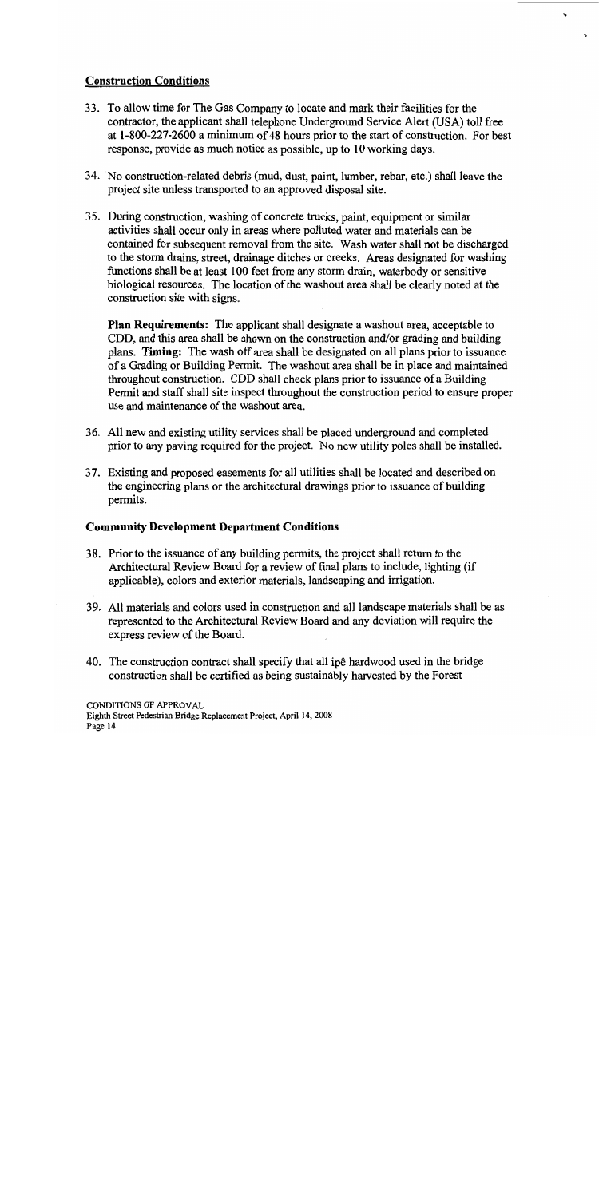## Construction Conditions

33. To allow time for The Gas Company to locate and mark their facilities for the contractor, the applicant shall telephone Underground Service Alert (USA) toll free at 1-800-227-2600 a minimum of 48 hours prior to the start of construction. For best response, provide as much notice as possible, up to 10 working days.

34. No construction-related debris (mud, dust, paint, lumber, rebar, etc.) shall leave the project site unless transported to an approved disposal site.

35. During construction, washing of concrete trucks, paint, equipment or similar activities shall occur only in areas where polluted water and materials can be contained for subsequent removal from the site. Wash water shall not be discharged to the storm drains, street, drainage ditches or creeks. Areas designated for washing functions shall be at least 100 feet from any storm drain, waterbody or sensitive biological resources. The location of the washout area shall be clearly noted at the construction site with signs.

    **Plan Requirements:** The applicant shall designate a washout area, acceptable to CDD, and this area shall be shown on the construction and/or grading and building plans. **Timing:** The wash off area shall be designated on all plans prior to issuance of a Grading or Building Permit. The washout area shall be in place and maintained throughout construction. CDD shall check plans prior to issuance of a Building Permit and staff shall site inspect throughout the construction period to ensure proper use and maintenance of the washout area.

36. All new and existing utility services shall be placed underground and completed prior to any paving required for the project. No new utility poles shall be installed.

37. Existing and proposed easements for all utilities shall be located and described on the engineering plans or the architectural drawings prior to issuance of building permits.

## Community Development Department Conditions

38. Prior to the issuance of any building permits, the project shall return to the Architectural Review Board for a review of final plans to include, lighting (if applicable), colors and exterior materials, landscaping and irrigation.

39. All materials and colors used in construction and all landscape materials shall be as represented to the Architectural Review Board and any deviation will require the express review of the Board.

40. The construction contract shall specify that all ipê hardwood used in the bridge construction shall be certified as being sustainably harvested by the Forest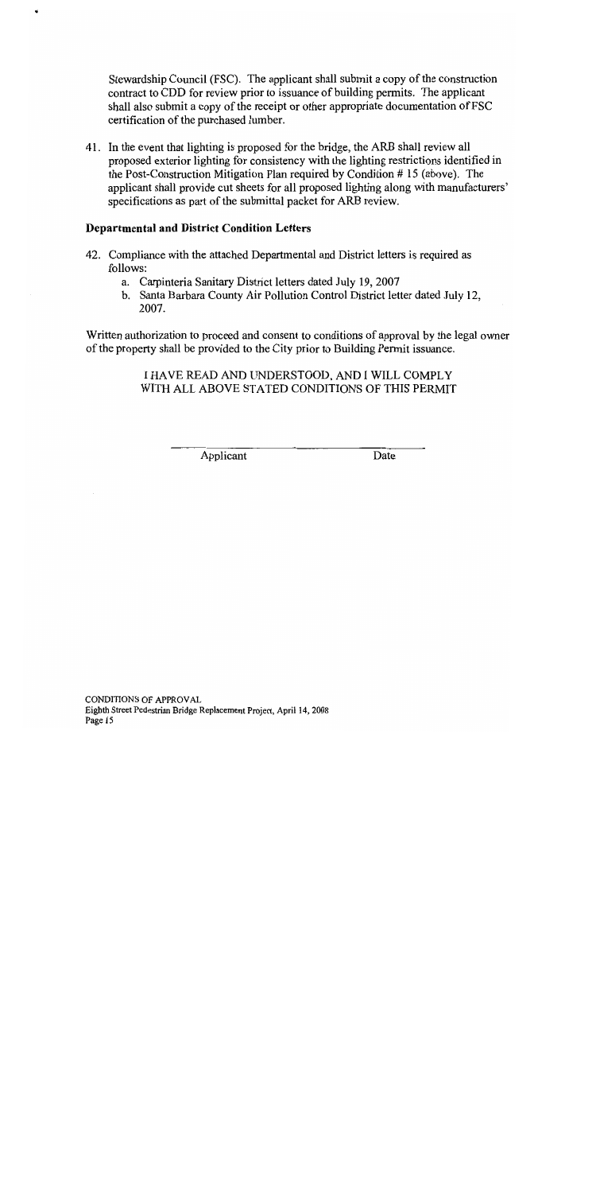Stewardship Council (FSC). The applicant shall submit a copy of the construction contract to CDD for review prior to issuance of building permits. The applicant shall also submit a copy of the receipt or other appropriate documentation of FSC certification of the purchased lumber.

41. In the event that lighting is proposed for the bridge, the ARB shall review all proposed exterior lighting for consistency with the lighting restrictions identified in the Post-Construction Mitigation Plan required by Condition # 15 (above). The applicant shall provide cut sheets for all proposed lighting along with manufacturers' specifications as part of the submittal packet for ARB review.

**Departmental and District Condition Letters**

42. Compliance with the attached Departmental and District letters is required as follows:
    a. Carpinteria Sanitary District letters dated July 19, 2007
    b. Santa Barbara County Air Pollution Control District letter dated July 12, 2007.

Written authorization to proceed and consent to conditions of approval by the legal owner of the property shall be provided to the City prior to Building Permit issuance.

I HAVE READ AND UNDERSTOOD, AND I WILL COMPLY WITH ALL ABOVE STATED CONDITIONS OF THIS PERMIT

Applicant Date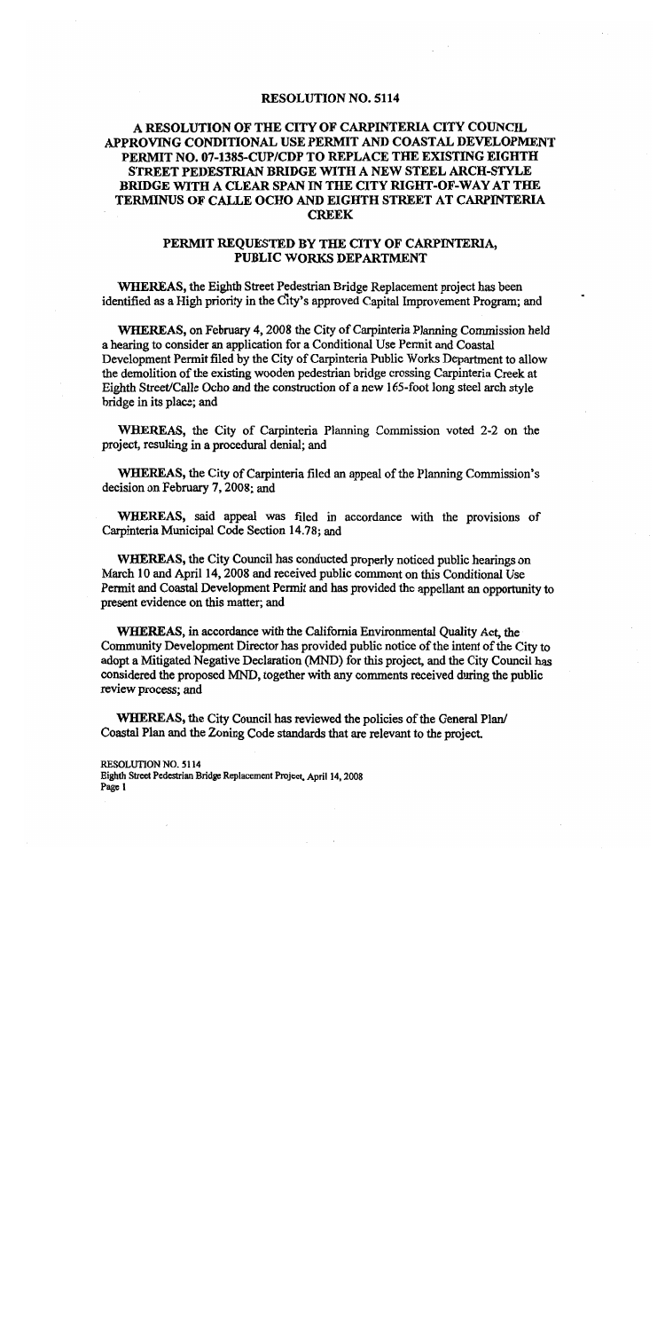# RESOLUTION NO. 5114

## A RESOLUTION OF THE CITY OF CARPINTERIA CITY COUNCIL APPROVING CONDITIONAL USE PERMIT AND COASTAL DEVELOPMENT PERMIT NO. 07-1385-CUP/CDP TO REPLACE THE EXISTING EIGHTH STREET PEDESTRIAN BRIDGE WITH A NEW STEEL ARCH-STYLE BRIDGE WITH A CLEAR SPAN IN THE CITY RIGHT-OF-WAY AT THE TERMINUS OF CALLE OCHO AND EIGHTH STREET AT CARPINTERIA CREEK

## PERMIT REQUESTED BY THE CITY OF CARPINTERIA, PUBLIC WORKS DEPARTMENT

**WHEREAS,** the Eighth Street Pedestrian Bridge Replacement project has been identified as a High priority in the City's approved Capital Improvement Program; and

**WHEREAS,** on February 4, 2008 the City of Carpinteria Planning Commission held a hearing to consider an application for a Conditional Use Permit and Coastal Development Permit filed by the City of Carpinteria Public Works Department to allow the demolition of the existing wooden pedestrian bridge crossing Carpinteria Creek at Eighth Street/Calle Ocho and the construction of a new 165-foot long steel arch style bridge in its place; and

**WHEREAS,** the City of Carpinteria Planning Commission voted 2-2 on the project, resulting in a procedural denial; and

**WHEREAS,** the City of Carpinteria filed an appeal of the Planning Commission's decision on February 7, 2008; and

**WHEREAS,** said appeal was filed in accordance with the provisions of Carpinteria Municipal Code Section 14.78; and

**WHEREAS,** the City Council has conducted properly noticed public hearings on March 10 and April 14, 2008 and received public comment on this Conditional Use Permit and Coastal Development Permit and has provided the appellant an opportunity to present evidence on this matter; and

**WHEREAS,** in accordance with the California Environmental Quality Act, the Community Development Director has provided public notice of the intent of the City to adopt a Mitigated Negative Declaration (MND) for this project, and the City Council has considered the proposed MND, together with any comments received during the public review process; and

**WHEREAS,** the City Council has reviewed the policies of the General Plan/ Coastal Plan and the Zoning Code standards that are relevant to the project.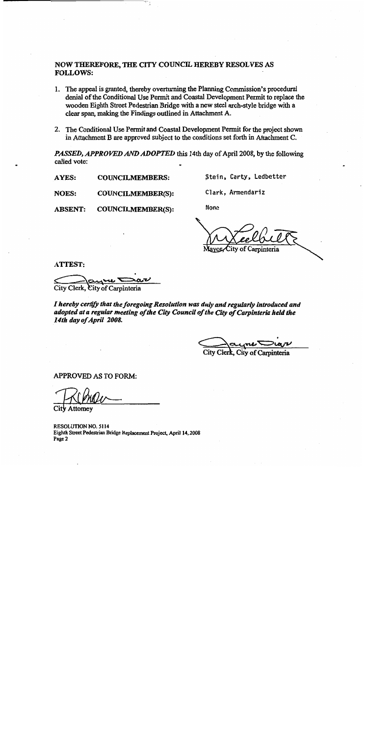**NOW THEREFORE, THE CITY COUNCIL HEREBY RESOLVES AS FOLLOWS:**

1. The appeal is granted, thereby overturning the Planning Commission's procedural denial of the Conditional Use Permit and Coastal Development Permit to replace the wooden Eighth Street Pedestrian Bridge with a new steel arch-style bridge with a clear span, making the Findings outlined in Attachment A.

2. The Conditional Use Permit and Coastal Development Permit for the project shown in Attachment B are approved subject to the conditions set forth in Attachment C.

***PASSED, APPROVED AND ADOPTED*** this 14th day of April 2008, by the following called vote:

| | | |
|---|---|---|
| **AYES:** | **COUNCILMEMBERS:** | Stein, Carty, Ledbetter |
| **NOES:** | **COUNCILMEMBER(S):** | Clark, Armendariz |
| **ABSENT:** | **COUNCILMEMBER(S):** | None |

Mayor, City of Carpinteria

**ATTEST:**

City Clerk, City of Carpinteria

***I hereby certify that the foregoing Resolution was duly and regularly introduced and adopted at a regular meeting of the City Council of the City of Carpinteria held the 14th day of April 2008.***

City Clerk, City of Carpinteria

APPROVED AS TO FORM:

City Attorney

**RESOLUTION NO. 5114**
**Eighth Street Pedestrian Bridge Replacement Project, April 14, 2008**
**Page 2**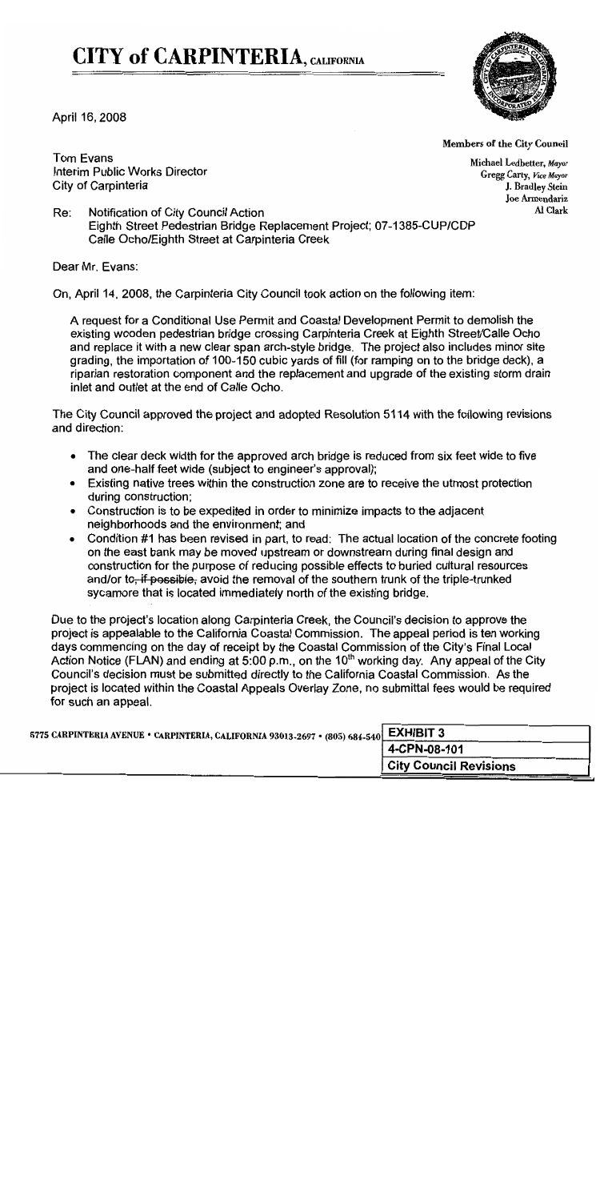# CITY of CARPINTERIA, CALIFORNIA

April 16, 2008

**Members of the City Council**

Michael Ledbetter, *Mayor*
Gregg Carty, *Vice Mayor*
J. Bradley Stein
Joe Armendariz
Al Clark

Tom Evans
Interim Public Works Director
City of Carpinteria

Re: Notification of City Council Action
Eighth Street Pedestrian Bridge Replacement Project; 07-1385-CUP/CDP
Calle Ocho/Eighth Street at Carpinteria Creek

Dear Mr. Evans:

On, April 14, 2008, the Carpinteria City Council took action on the following item:

A request for a Conditional Use Permit and Coastal Development Permit to demolish the existing wooden pedestrian bridge crossing Carpinteria Creek at Eighth Street/Calle Ocho and replace it with a new clear span arch-style bridge. The project also includes minor site grading, the importation of 100-150 cubic yards of fill (for ramping on to the bridge deck), a riparian restoration component and the replacement and upgrade of the existing storm drain inlet and outlet at the end of Calle Ocho.

The City Council approved the project and adopted Resolution 5114 with the following revisions and direction:

- The clear deck width for the approved arch bridge is reduced from six feet wide to five and one-half feet wide (subject to engineer's approval);
- Existing native trees within the construction zone are to receive the utmost protection during construction;
- Construction is to be expedited in order to minimize impacts to the adjacent neighborhoods and the environment; and
- Condition #1 has been revised in part, to read: The actual location of the concrete footing on the east bank may be moved upstream or downstream during final design and construction for the purpose of reducing possible effects to buried cultural resources and/or to~~, if possible,~~ avoid the removal of the southern trunk of the triple-trunked sycamore that is located immediately north of the existing bridge.

Due to the project's location along Carpinteria Creek, the Council's decision to approve the project is appealable to the California Coastal Commission. The appeal period is ten working days commencing on the day of receipt by the Coastal Commission of the City's Final Local Action Notice (FLAN) and ending at 5:00 p.m., on the 10th working day. Any appeal of the City Council's decision must be submitted directly to the California Coastal Commission. As the project is located within the Coastal Appeals Overlay Zone, no submittal fees would be required for such an appeal.

5775 CARPINTERIA AVENUE • CARPINTERIA, CALIFORNIA 93013-2697 • (805) 684-540

| EXHIBIT 3 |
|---|
| 4-CPN-08-101 |
| City Council Revisions |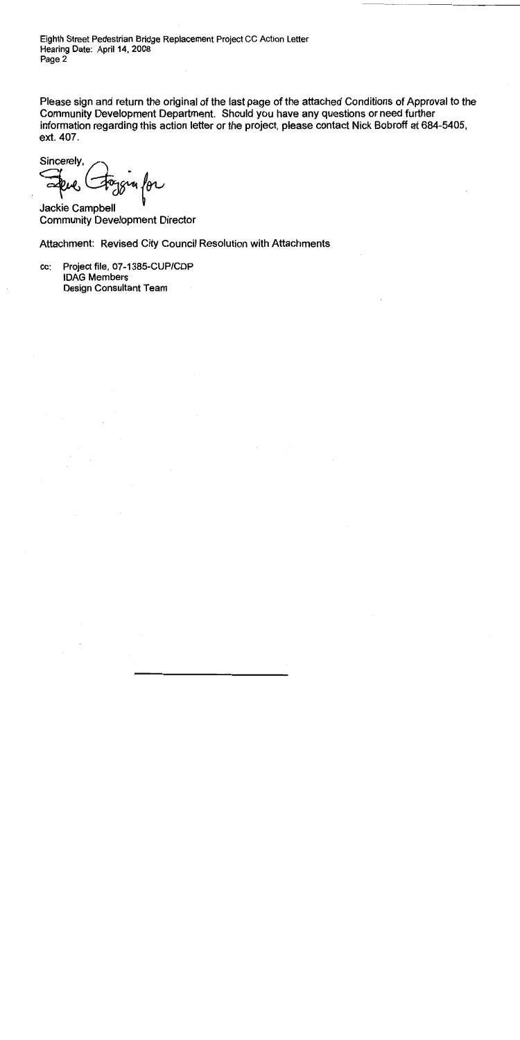Please sign and return the original of the last page of the attached Conditions of Approval to the Community Development Department. Should you have any questions or need further information regarding this action letter or the project, please contact Nick Bobroff at 684-5405, ext. 407.

Sincerely,

Steve Foggia for

Jackie Campbell
Community Development Director

Attachment: Revised City Council Resolution with Attachments

cc: Project file, 07-1385-CUP/CDP
IDAG Members
Design Consultant Team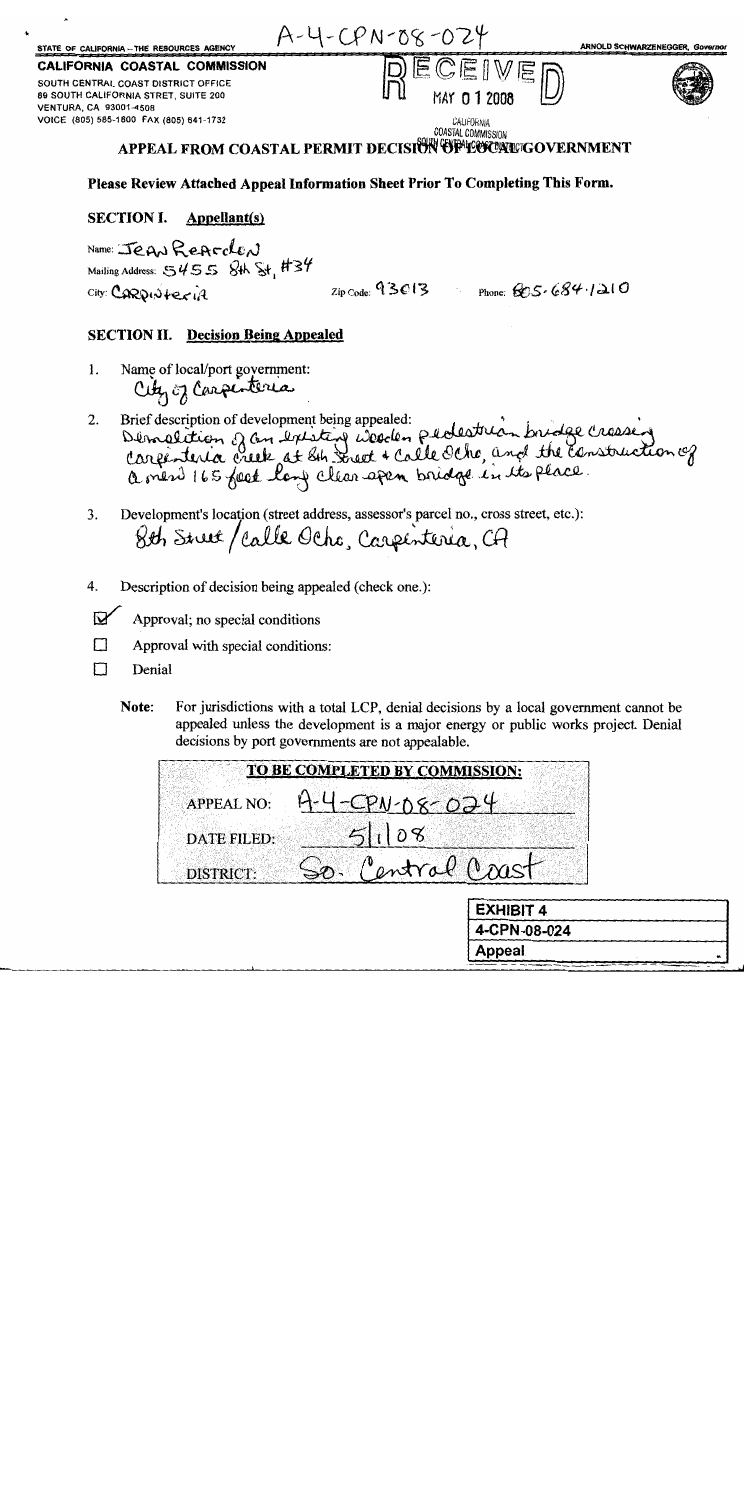A-4-CPN-08-024

STATE OF CALIFORNIA – THE RESOURCES AGENCY

ARNOLD SCHWARZENEGGER, Governor

**CALIFORNIA COASTAL COMMISSION**
SOUTH CENTRAL COAST DISTRICT OFFICE
89 SOUTH CALIFORNIA STREET, SUITE 200
VENTURA, CA 93001-4508
VOICE (805) 585-1800 FAX (805) 641-1732

RECEIVED
MAY 01 2008
CALIFORNIA
COASTAL COMMISSION
SOUTH CENTRAL COAST DISTRICT

# APPEAL FROM COASTAL PERMIT DECISION OF LOCAL GOVERNMENT

**Please Review Attached Appeal Information Sheet Prior To Completing This Form.**

## SECTION I. Appellant(s)

Name: Jean Reardon
Mailing Address: 5455 8th St, #34
City: Carpinteria Zip Code: 93013 Phone: 805-684-1210

## SECTION II. Decision Being Appealed

1. Name of local/port government:
   City of Carpinteria

2. Brief description of development being appealed:
   Demolition of an existing wooden pedestrian bridge crossing Carpinteria Creek at 8th Street + Calle Ocho, and the construction of a new 165 foot long clear span bridge in its place.

3. Development's location (street address, assessor's parcel no., cross street, etc.):
   8th Street / Calle Ocho, Carpinteria, CA

4. Description of decision being appealed (check one.):

- ☑ Approval; no special conditions
- ☐ Approval with special conditions:
- ☐ Denial

**Note:** For jurisdictions with a total LCP, denial decisions by a local government cannot be appealed unless the development is a major energy or public works project. Denial decisions by port governments are not appealable.

| TO BE COMPLETED BY COMMISSION: | |
|---|---|
| APPEAL NO: | A-4-CPN-08-024 |
| DATE FILED: | 5/1/08 |
| DISTRICT: | So. Central Coast |

**EXHIBIT 4**
4-CPN-08-024
Appeal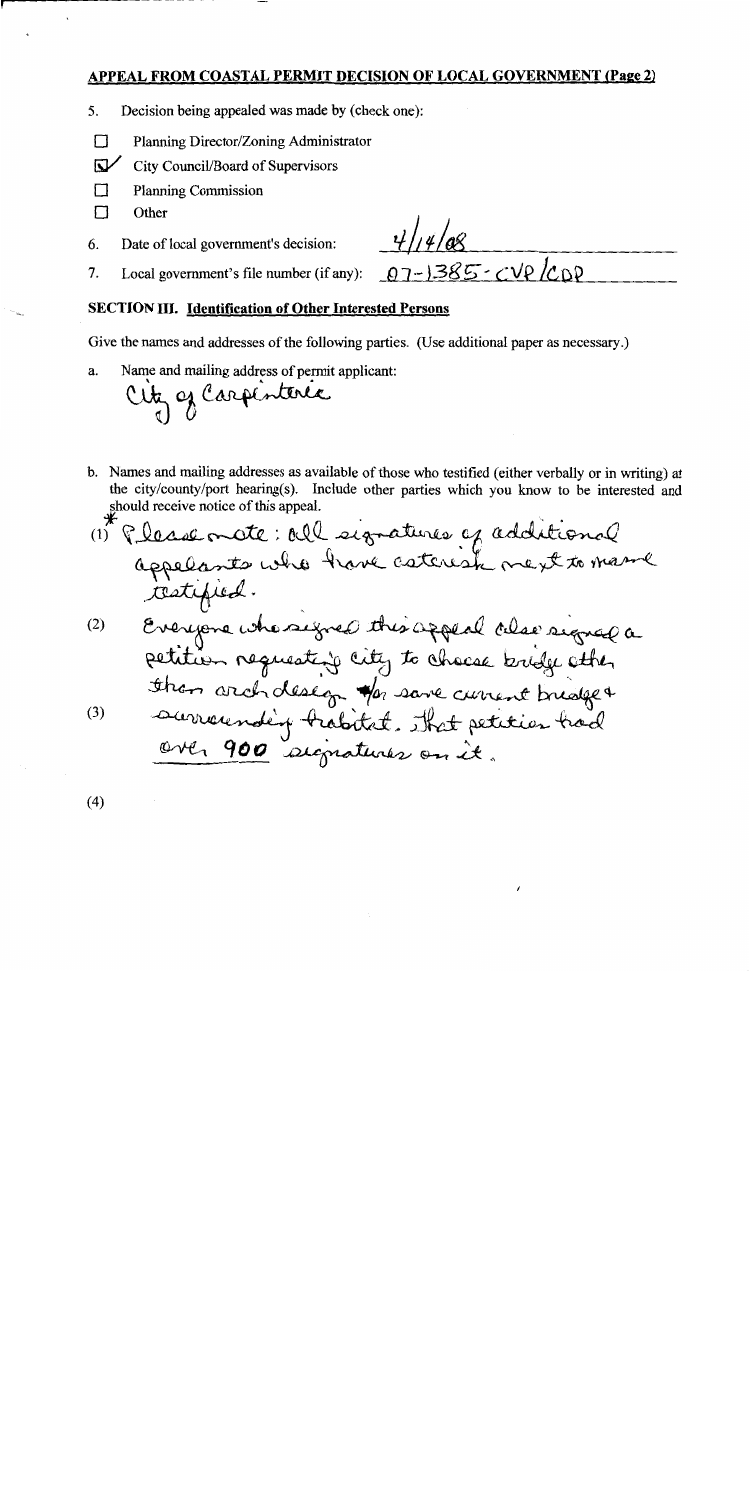## APPEAL FROM COASTAL PERMIT DECISION OF LOCAL GOVERNMENT (Page 2)

5. Decision being appealed was made by (check one):

- ☐ Planning Director/Zoning Administrator
- ☑ City Council/Board of Supervisors
- ☐ Planning Commission
- ☐ Other

6. Date of local government's decision: 4/1/08

7. Local government's file number (if any): 07-1385-CVP/CDP

### SECTION III. Identification of Other Interested Persons

Give the names and addresses of the following parties. (Use additional paper as necessary.)

a. Name and mailing address of permit applicant:

City of Carpinteria

b. Names and mailing addresses as available of those who testified (either verbally or in writing) at the city/county/port hearing(s). Include other parties which you know to be interested and should receive notice of this appeal.

(1) * Please note: all signatures of additional appelants who have asterisk next to name testified.

(2) Everyone who signed this appeal also signed a petition requesting city to choose bridge other than arch design for save current bridge &

(3) surrounding habitat. That petition had over 900 signatures on it.

(4)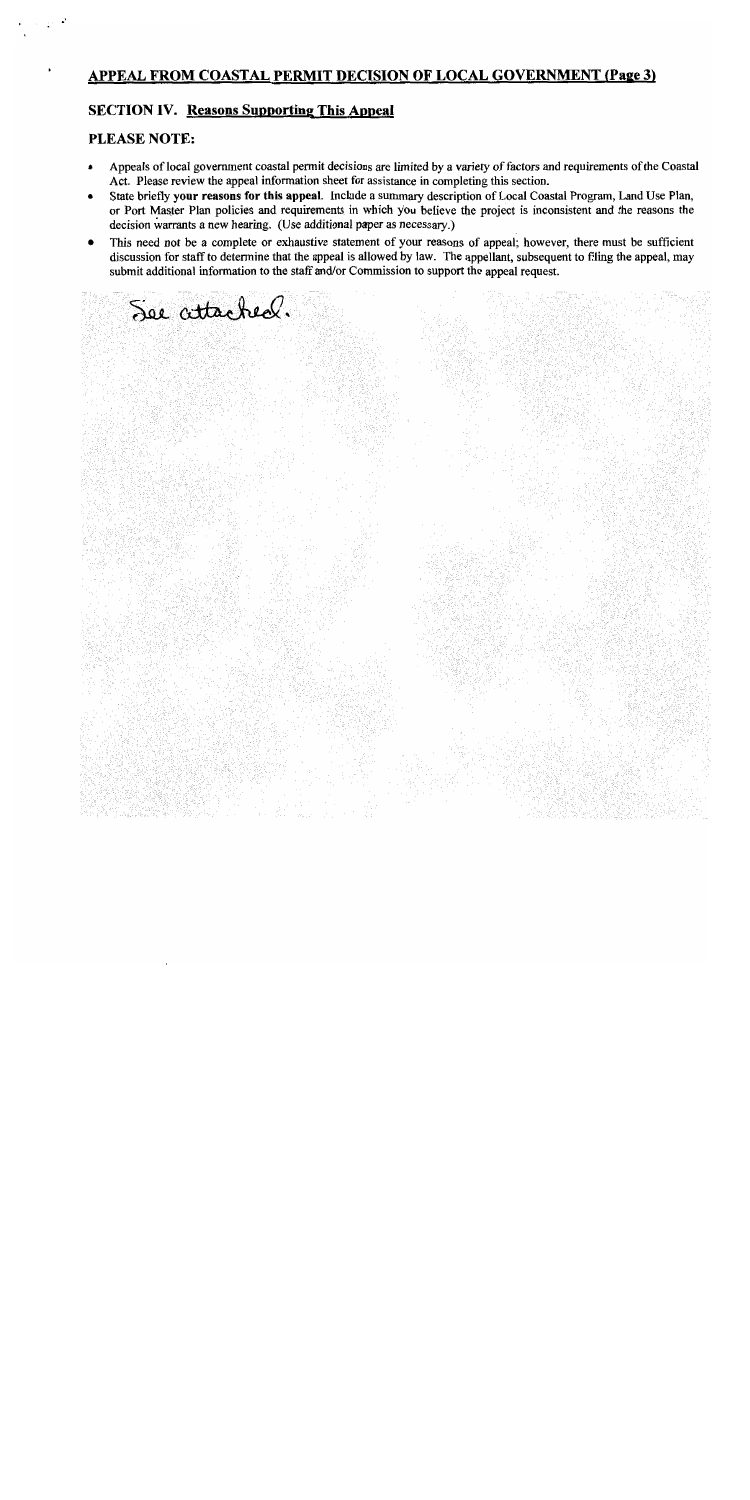## APPEAL FROM COASTAL PERMIT DECISION OF LOCAL GOVERNMENT (Page 3)

### SECTION IV. Reasons Supporting This Appeal

### PLEASE NOTE:

- Appeals of local government coastal permit decisions are limited by a variety of factors and requirements of the Coastal Act. Please review the appeal information sheet for assistance in completing this section.
- State briefly **your reasons for this appeal**. Include a summary description of Local Coastal Program, Land Use Plan, or Port Master Plan policies and requirements in which you believe the project is inconsistent and the reasons the decision warrants a new hearing. (Use additional paper as necessary.)
- This need not be a complete or exhaustive statement of your reasons of appeal; however, there must be sufficient discussion for staff to determine that the appeal is allowed by law. The appellant, subsequent to filing the appeal, may submit additional information to the staff and/or Commission to support the appeal request.

See attached.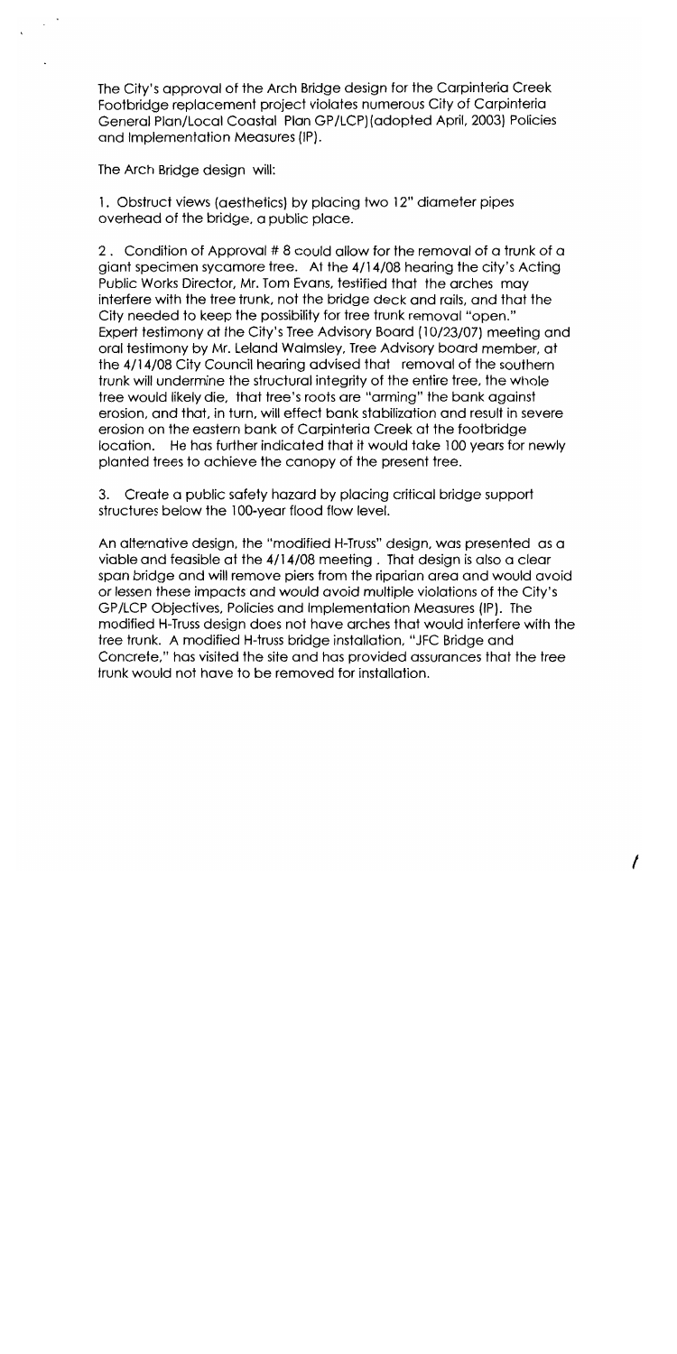The City's approval of the Arch Bridge design for the Carpinteria Creek Footbridge replacement project violates numerous City of Carpinteria General Plan/Local Coastal Plan GP/LCP)(adopted April, 2003) Policies and Implementation Measures (IP).

The Arch Bridge design will:

1. Obstruct views (aesthetics) by placing two 12" diameter pipes overhead of the bridge, a public place.

2 . Condition of Approval # 8 could allow for the removal of a trunk of a giant specimen sycamore tree. At the 4/14/08 hearing the city's Acting Public Works Director, Mr. Tom Evans, testified that the arches may interfere with the tree trunk, not the bridge deck and rails, and that the City needed to keep the possibility for tree trunk removal "open." Expert testimony at the City's Tree Advisory Board (10/23/07) meeting and oral testimony by Mr. Leland Walmsley, Tree Advisory board member, at the 4/14/08 City Council hearing advised that removal of the southern trunk will undermine the structural integrity of the entire tree, the whole tree would likely die, that tree's roots are "arming" the bank against erosion, and that, in turn, will effect bank stabilization and result in severe erosion on the eastern bank of Carpinteria Creek at the footbridge location. He has further indicated that it would take 100 years for newly planted trees to achieve the canopy of the present tree.

3. Create a public safety hazard by placing critical bridge support structures below the 100-year flood flow level.

An alternative design, the "modified H-Truss" design, was presented as a viable and feasible at the 4/14/08 meeting . That design is also a clear span bridge and will remove piers from the riparian area and would avoid or lessen these impacts and would avoid multiple violations of the City's GP/LCP Objectives, Policies and Implementation Measures (IP). The modified H-Truss design does not have arches that would interfere with the tree trunk. A modified H-truss bridge installation, "JFC Bridge and Concrete," has visited the site and has provided assurances that the tree trunk would not have to be removed for installation.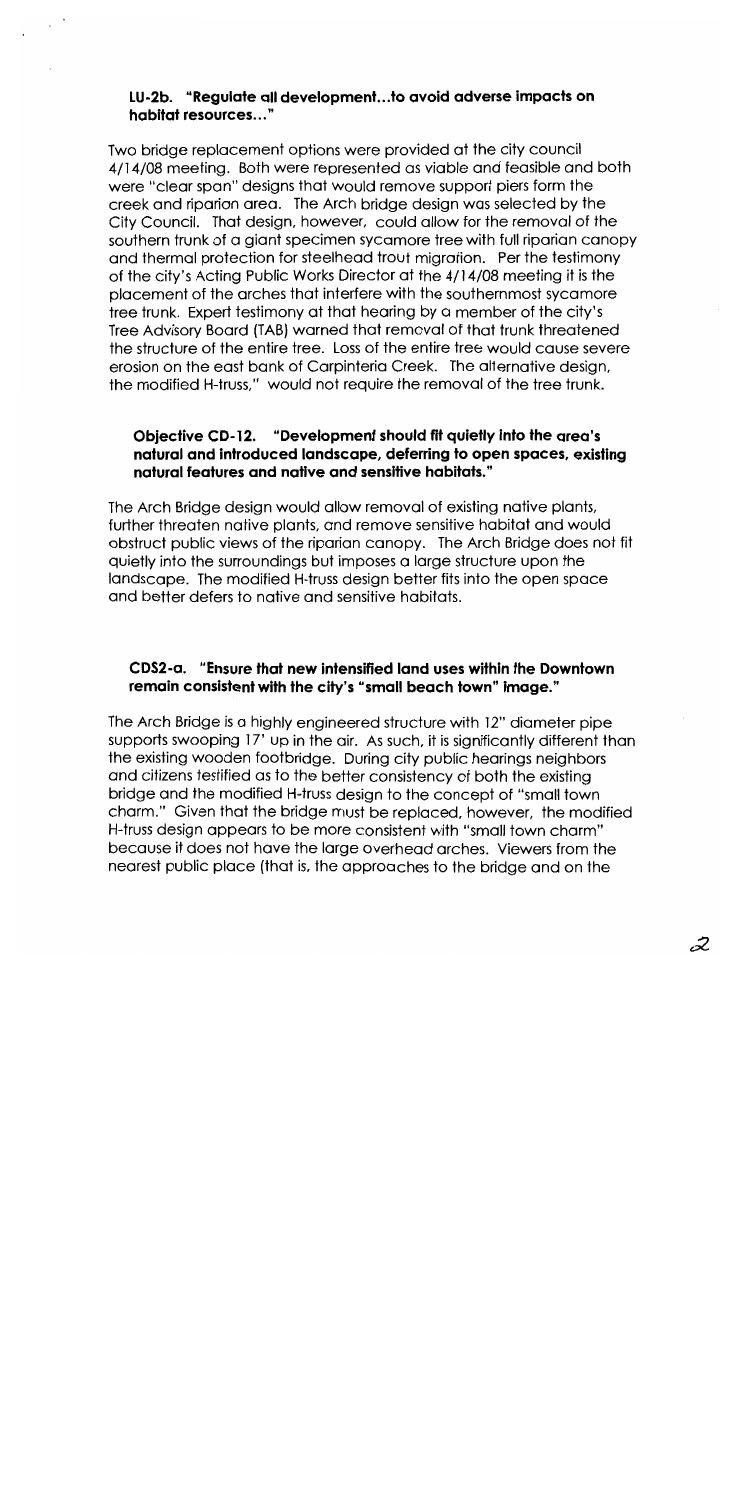### LU-2b. "Regulate all development...to avoid adverse impacts on habitat resources..."

Two bridge replacement options were provided at the city council 4/14/08 meeting. Both were represented as viable and feasible and both were "clear span" designs that would remove support piers form the creek and riparian area. The Arch bridge design was selected by the City Council. That design, however, could allow for the removal of the southern trunk of a giant specimen sycamore tree with full riparian canopy and thermal protection for steelhead trout migration. Per the testimony of the city's Acting Public Works Director at the 4/14/08 meeting it is the placement of the arches that interfere with the southernmost sycamore tree trunk. Expert testimony at that hearing by a member of the city's Tree Advisory Board (TAB) warned that removal of that trunk threatened the structure of the entire tree. Loss of the entire tree would cause severe erosion on the east bank of Carpinteria Creek. The alternative design, the modified H-truss," would not require the removal of the tree trunk.

### Objective CD-12. "Development should fit quietly into the area's natural and introduced landscape, deferring to open spaces, existing natural features and native and sensitive habitats."

The Arch Bridge design would allow removal of existing native plants, further threaten native plants, and remove sensitive habitat and would obstruct public views of the riparian canopy. The Arch Bridge does not fit quietly into the surroundings but imposes a large structure upon the landscape. The modified H-truss design better fits into the open space and better defers to native and sensitive habitats.

### CDS2-a. "Ensure that new intensified land uses within the Downtown remain consistent with the city's "small beach town" image."

The Arch Bridge is a highly engineered structure with 12" diameter pipe supports swooping 17' up in the air. As such, it is significantly different than the existing wooden footbridge. During city public hearings neighbors and citizens testified as to the better consistency of both the existing bridge and the modified H-truss design to the concept of "small town charm." Given that the bridge must be replaced, however, the modified H-truss design appears to be more consistent with "small town charm" because it does not have the large overhead arches. Viewers from the nearest public place (that is, the approaches to the bridge and on the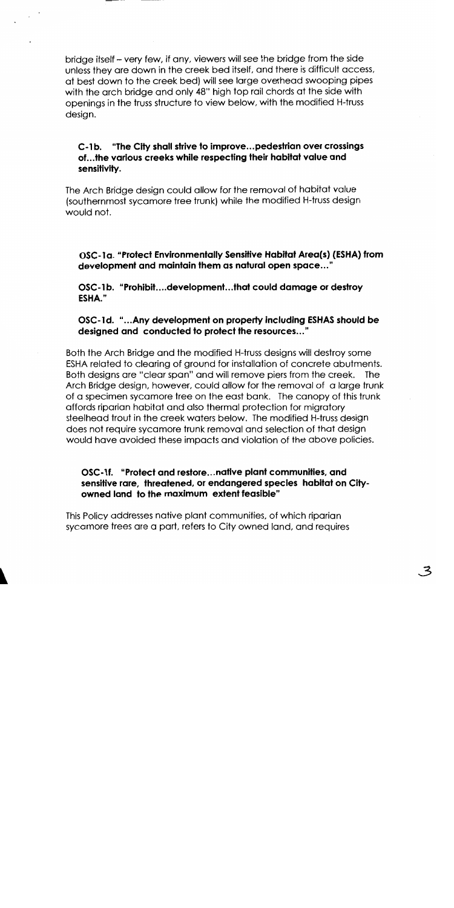bridge itself – very few, if any, viewers will see the bridge from the side unless they are down in the creek bed itself, and there is difficult access, at best down to the creek bed) will see large overhead swooping pipes with the arch bridge and only 48" high top rail chords at the side with openings in the truss structure to view below, with the modified H-truss design.

**C-1b. "The City shall strive to improve...pedestrian over crossings of...the various creeks while respecting their habitat value and sensitivity.**

The Arch Bridge design could allow for the removal of habitat value (southernmost sycamore tree trunk) while the modified H-truss design would not.

**OSC-1a. "Protect Environmentally Sensitive Habitat Area(s) (ESHA) from development and maintain them as natural open space..."**

**OSC-1b. "Prohibit....development...that could damage or destroy ESHA."**

**OSC-1d. "...Any development on property including ESHAS should be designed and conducted to protect the resources..."**

Both the Arch Bridge and the modified H-truss designs will destroy some ESHA related to clearing of ground for installation of concrete abutments. Both designs are "clear span" and will remove piers from the creek. The Arch Bridge design, however, could allow for the removal of a large trunk of a specimen sycamore tree on the east bank. The canopy of this trunk affords riparian habitat and also thermal protection for migratory steelhead trout in the creek waters below. The modified H-truss design does not require sycamore trunk removal and selection of that design would have avoided these impacts and violation of the above policies.

**OSC-1f. "Protect and restore...native plant communities, and sensitive rare, threatened, or endangered species habitat on City-owned land to the maximum extent feasible"**

This Policy addresses native plant communities, of which riparian sycamore trees are a part, refers to City owned land, and requires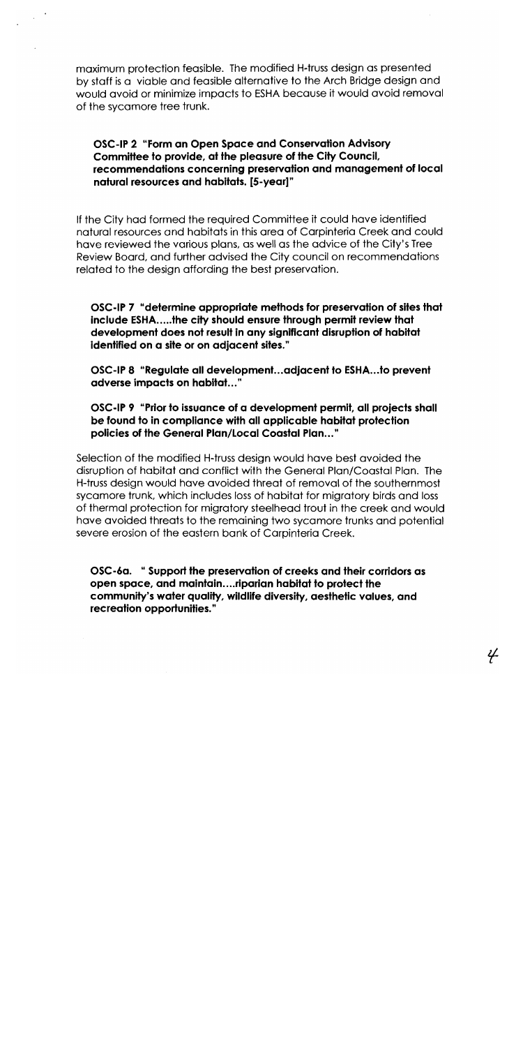maximum protection feasible. The modified H-truss design as presented by staff is a viable and feasible alternative to the Arch Bridge design and would avoid or minimize impacts to ESHA because it would avoid removal of the sycamore tree trunk.

**OSC-IP 2 "Form an Open Space and Conservation Advisory Committee to provide, at the pleasure of the City Council, recommendations concerning preservation and management of local natural resources and habitats. [5-year]"**

If the City had formed the required Committee it could have identified natural resources and habitats in this area of Carpinteria Creek and could have reviewed the various plans, as well as the advice of the City's Tree Review Board, and further advised the City council on recommendations related to the design affording the best preservation.

**OSC-IP 7 "determine appropriate methods for preservation of sites that include ESHA.....the city should ensure through permit review that development does not result in any significant disruption of habitat identified on a site or on adjacent sites."**

**OSC-IP 8 "Regulate all development...adjacent to ESHA...to prevent adverse impacts on habitat..."**

**OSC-IP 9 "Prior to issuance of a development permit, all projects shall be found to in compliance with all applicable habitat protection policies of the General Plan/Local Coastal Plan..."**

Selection of the modified H-truss design would have best avoided the disruption of habitat and conflict with the General Plan/Coastal Plan. The H-truss design would have avoided threat of removal of the southernmost sycamore trunk, which includes loss of habitat for migratory birds and loss of thermal protection for migratory steelhead trout in the creek and would have avoided threats to the remaining two sycamore trunks and potential severe erosion of the eastern bank of Carpinteria Creek.

**OSC-6a. " Support the preservation of creeks and their corridors as open space, and maintain....riparian habitat to protect the community's water quality, wildlife diversity, aesthetic values, and recreation opportunities."**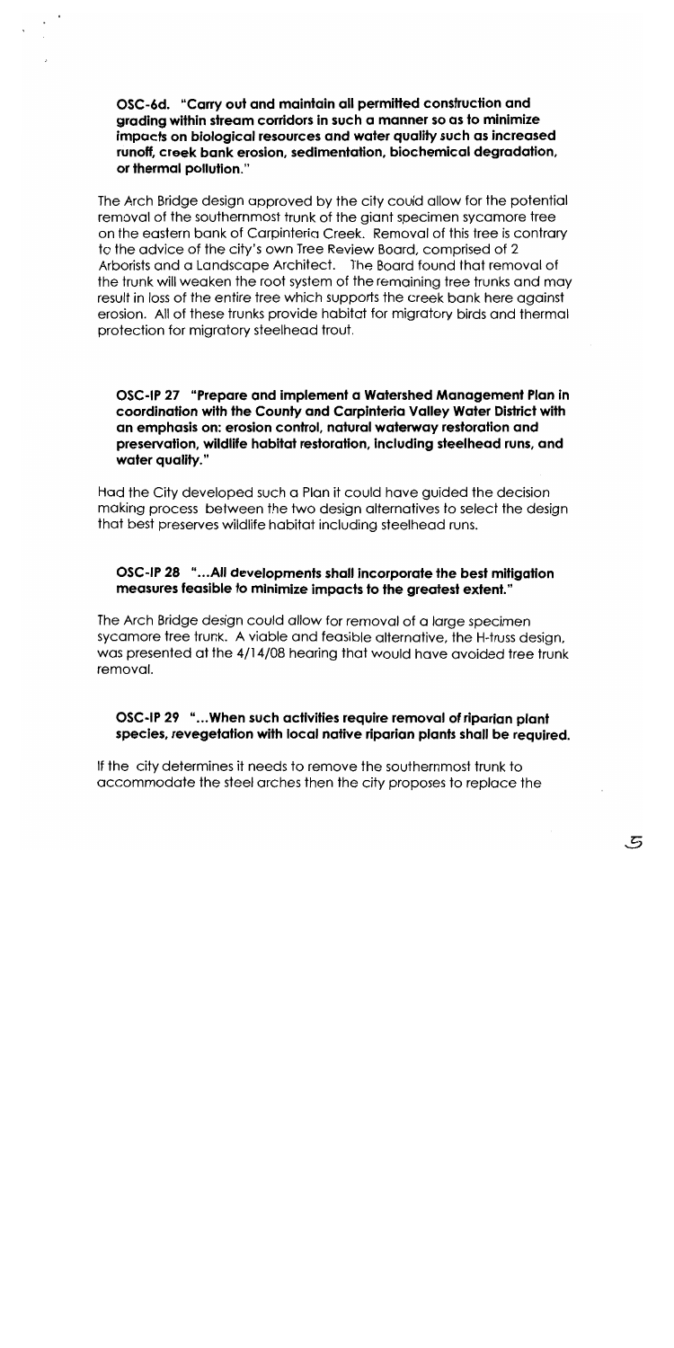**OSC-6d. "Carry out and maintain all permitted construction and grading within stream corridors in such a manner so as to minimize impacts on biological resources and water quality such as increased runoff, creek bank erosion, sedimentation, biochemical degradation, or thermal pollution."**

The Arch Bridge design approved by the city could allow for the potential removal of the southernmost trunk of the giant specimen sycamore tree on the eastern bank of Carpinteria Creek. Removal of this tree is contrary to the advice of the city's own Tree Review Board, comprised of 2 Arborists and a Landscape Architect. The Board found that removal of the trunk will weaken the root system of the remaining tree trunks and may result in loss of the entire tree which supports the creek bank here against erosion. All of these trunks provide habitat for migratory birds and thermal protection for migratory steelhead trout.

**OSC-IP 27 "Prepare and implement a Watershed Management Plan in coordination with the County and Carpinteria Valley Water District with an emphasis on: erosion control, natural waterway restoration and preservation, wildlife habitat restoration, including steelhead runs, and water quality."**

Had the City developed such a Plan it could have guided the decision making process between the two design alternatives to select the design that best preserves wildlife habitat including steelhead runs.

**OSC-IP 28 "...All developments shall incorporate the best mitigation measures feasible to minimize impacts to the greatest extent."**

The Arch Bridge design could allow for removal of a large specimen sycamore tree trunk. A viable and feasible alternative, the H-truss design, was presented at the 4/14/08 hearing that would have avoided tree trunk removal.

**OSC-IP 29 "...When such activities require removal of riparian plant species, revegetation with local native riparian plants shall be required.**

If the city determines it needs to remove the southernmost trunk to accommodate the steel arches then the city proposes to replace the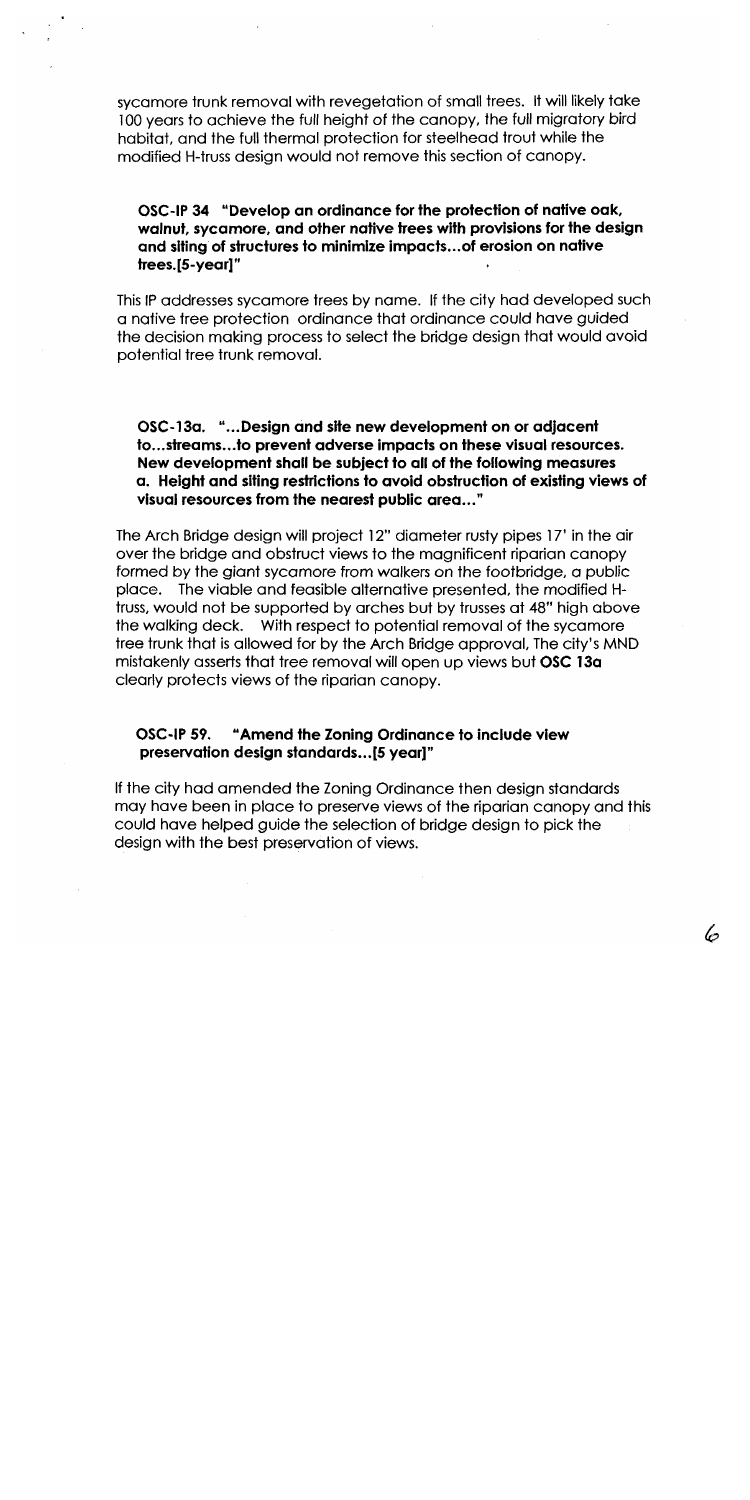sycamore trunk removal with revegetation of small trees. It will likely take 100 years to achieve the full height of the canopy, the full migratory bird habitat, and the full thermal protection for steelhead trout while the modified H-truss design would not remove this section of canopy.

**OSC-IP 34 "Develop an ordinance for the protection of native oak, walnut, sycamore, and other native trees with provisions for the design and siting of structures to minimize impacts...of erosion on native trees.[5-year]"**

This IP addresses sycamore trees by name. If the city had developed such a native tree protection ordinance that ordinance could have guided the decision making process to select the bridge design that would avoid potential tree trunk removal.

**OSC-13a. "...Design and site new development on or adjacent to...streams...to prevent adverse impacts on these visual resources. New development shall be subject to all of the following measures a. Height and siting restrictions to avoid obstruction of existing views of visual resources from the nearest public area..."**

The Arch Bridge design will project 12" diameter rusty pipes 17' in the air over the bridge and obstruct views to the magnificent riparian canopy formed by the giant sycamore from walkers on the footbridge, a public place. The viable and feasible alternative presented, the modified H-truss, would not be supported by arches but by trusses at 48" high above the walking deck. With respect to potential removal of the sycamore tree trunk that is allowed for by the Arch Bridge approval, The city's MND mistakenly asserts that tree removal will open up views but **OSC 13a** clearly protects views of the riparian canopy.

**OSC-IP 59. "Amend the Zoning Ordinance to include view preservation design standards...[5 year]"**

If the city had amended the Zoning Ordinance then design standards may have been in place to preserve views of the riparian canopy and this could have helped guide the selection of bridge design to pick the design with the best preservation of views.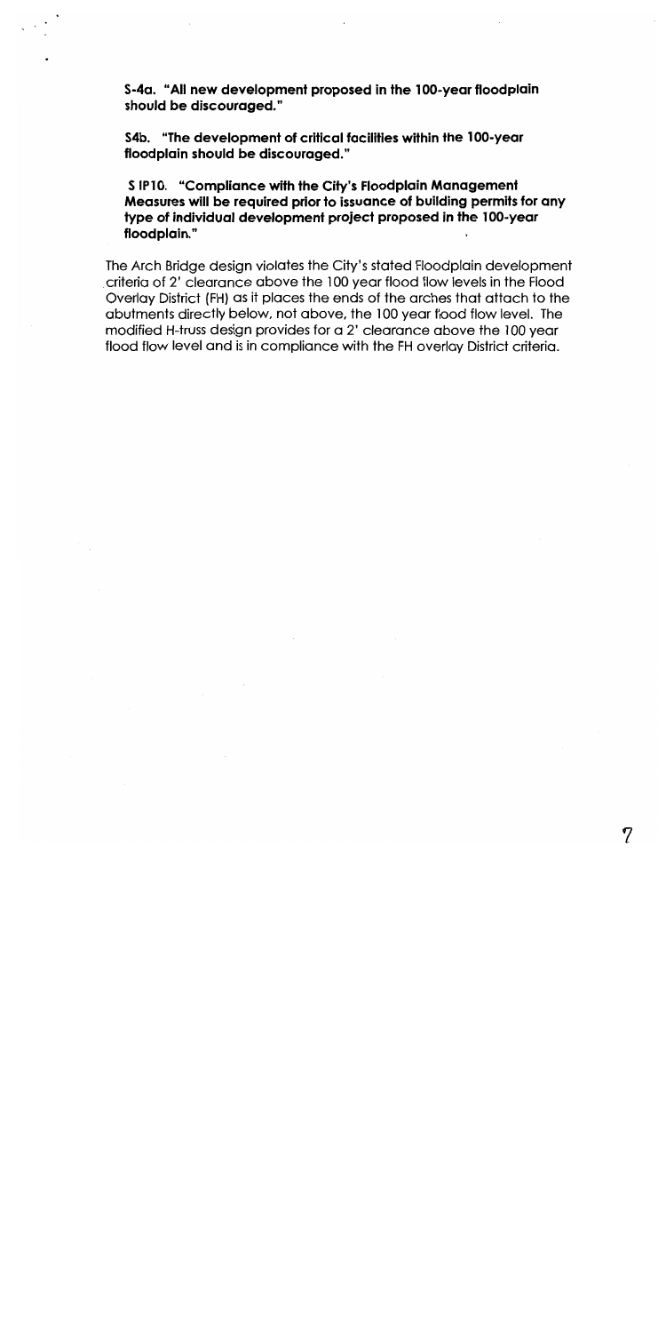**S-4a. "All new development proposed in the 100-year floodplain should be discouraged."**

**S4b. "The development of critical facilities within the 100-year floodplain should be discouraged."**

**S IP10. "Compliance with the City's Floodplain Management Measures will be required prior to issuance of building permits for any type of individual development project proposed in the 100-year floodplain."**

The Arch Bridge design violates the City's stated Floodplain development criteria of 2' clearance above the 100 year flood flow levels in the Flood Overlay District (FH) as it places the ends of the arches that attach to the abutments directly below, not above, the 100 year flood flow level. The modified H-truss design provides for a 2' clearance above the 100 year flood flow level and is in compliance with the FH overlay District criteria.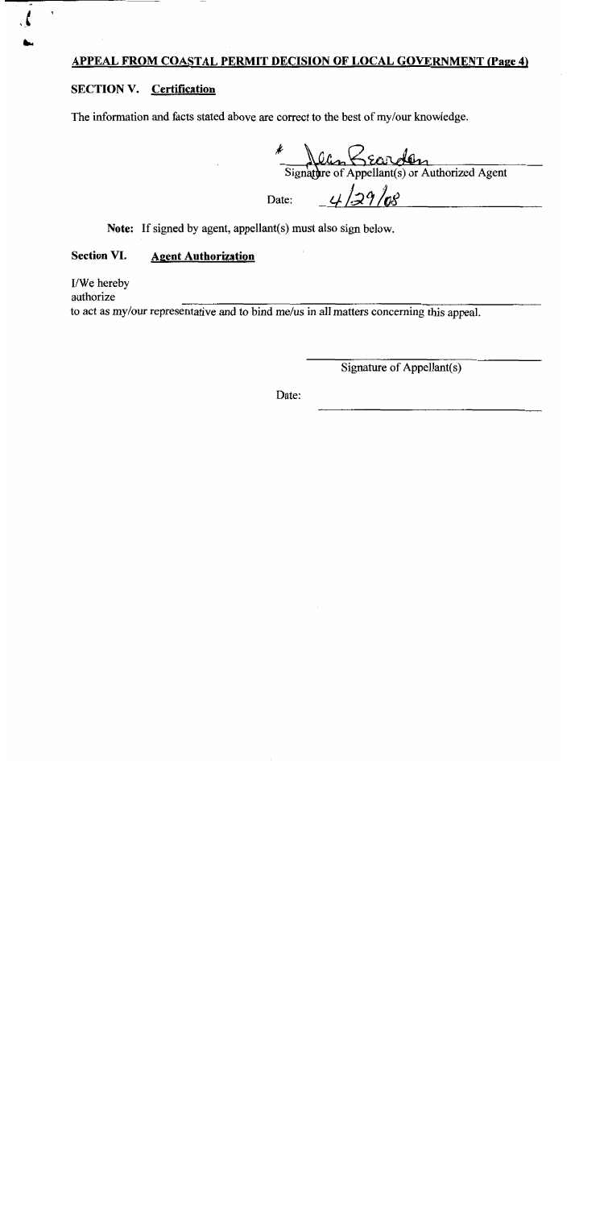## APPEAL FROM COASTAL PERMIT DECISION OF LOCAL GOVERNMENT (Page 4)

### SECTION V. Certification

The information and facts stated above are correct to the best of my/our knowledge.

\* Jean Brearden
Signature of Appellant(s) or Authorized Agent

Date: 4/29/08

**Note:** If signed by agent, appellant(s) must also sign below.

### Section VI. Agent Authorization

I/We hereby
authorize \_\_\_\_\_\_\_\_\_\_\_\_\_\_\_\_\_\_\_\_\_\_\_\_\_\_\_\_\_\_
to act as my/our representative and to bind me/us in all matters concerning this appeal.

\_\_\_\_\_\_\_\_\_\_\_\_\_\_\_\_\_\_\_\_\_\_\_\_\_\_\_\_\_\_
Signature of Appellant(s)

Date: \_\_\_\_\_\_\_\_\_\_\_\_\_\_\_\_\_\_\_\_\_\_\_\_\_\_\_\_\_\_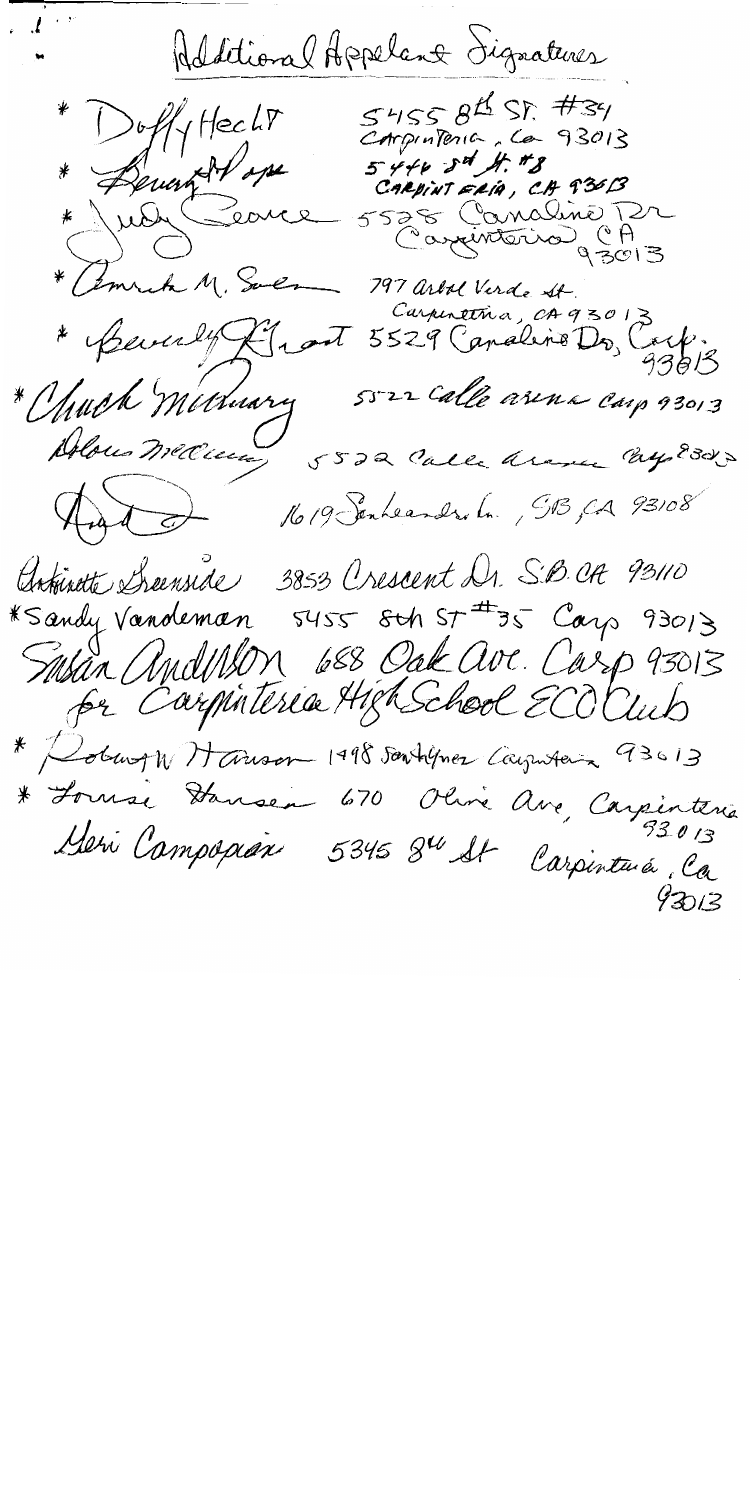# Additional Appelant Signatures

- * Duffy Hecht — 5455 8th St. #34 Carpinteria, Ca 93013
- * Beverly Hope — 5446 3rd St. #8 CARPINTERIA, CA 93013
- * Judy Pearce — 5528 Canalino Dr Carpinteria CA 93013
- * Emrich M. Soler — 797 Arbol Verde St. Carpinteria, CA 93013
- * Beverly Grant — 5529 Canalino Dr, Carp. 93013
- * Chuck McCurry — 5522 Calle Arena Carp 93013
- Delores McCurry — 5522 Calle Arena Carp 93013
- (illegible signature) — 1619 Santander Ln., SB, CA 93108
- Antoinette Greenside — 3853 Crescent Dr. S.B. CA 93110
- * Sandy Vandeman — 5455 8th ST #35 Carp 93013
- Susan Anderson — 688 Oak Ave. Carp 93013 for Carpinteria High School ECO Club
- * Robert W Hanson — 1498 Santa Ynez Carpinteria 93013
- * Louise Hansen — 670 Olive Ave, Carpinteria 93013
- Geri Campopiano — 5345 8th St Carpinteria, Ca 93013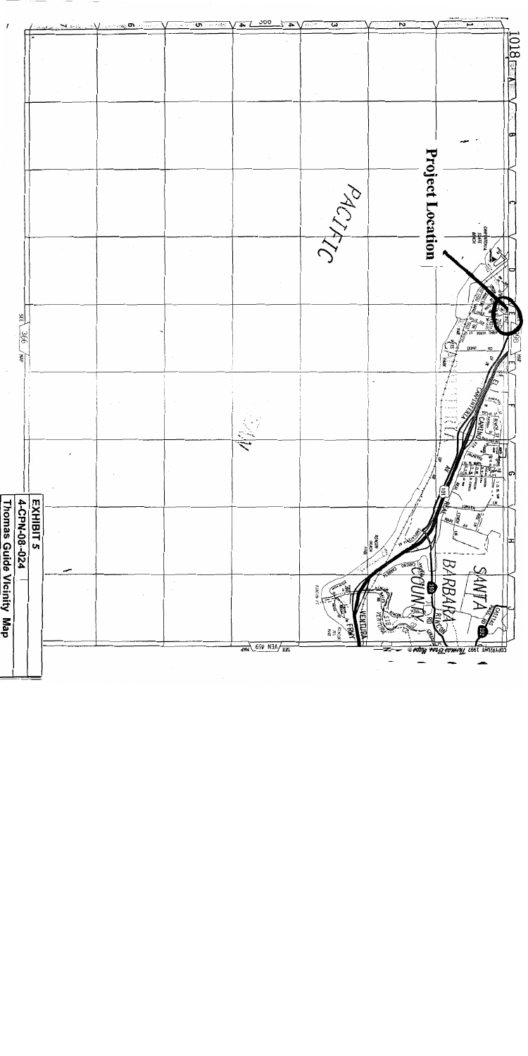**Project Location**

EXHIBIT 5
4-CPN-08-024
Thomas Guide Vicinity Map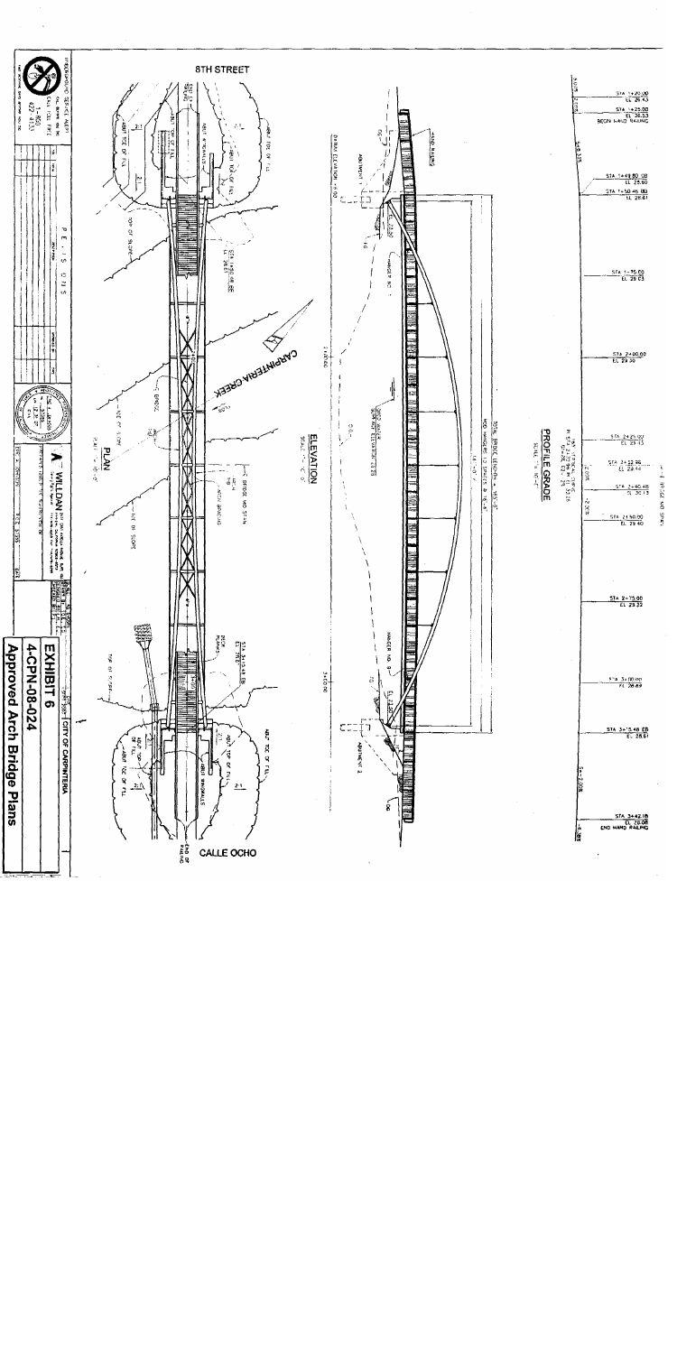# EXHIBIT 6

## 4-CPN-08-024

## Approved Arch Bridge Plans

CITY OF CARPINTERIA

8TH STREET

CALLE OCHO

CARPINTERIA CREEK

PLAN

ELEVATION

PROFILE GRADE

TOTAL BRIDGE LENGTH = 145'-0"

ABUTMENT 1

ABUTMENT 2

HAND RAILING

WILLDAN

| Station | Elevation |
| --- | --- |
| STA 1+20.00 | EL 26.43 |
| STA 1+25.00 BEGIN HAND RAILING | EL 26.53 |
| STA 1+49.80 OB | EL 25.60 |
| STA 1+50.46 BB | EL 26.61 |
| STA 1+75.00 | EL 28.03 |
| STA 2+00.00 | EL 29.30 |
| STA 2+25.00 | EL 29.13 |
| STA 2+32.96 | EL 29.44 |
| STA 2+40.48 | EL 30.13 |
| STA 2+50.00 | EL 29.40 |
| STA 2+75.00 | EL 29.23 |
| STA 3+00.00 | EL 28.69 |
| STA 3+15.48 EB | EL 28.61 |
| STA 3+42.18 END HAND RAILING | EL 26.08 |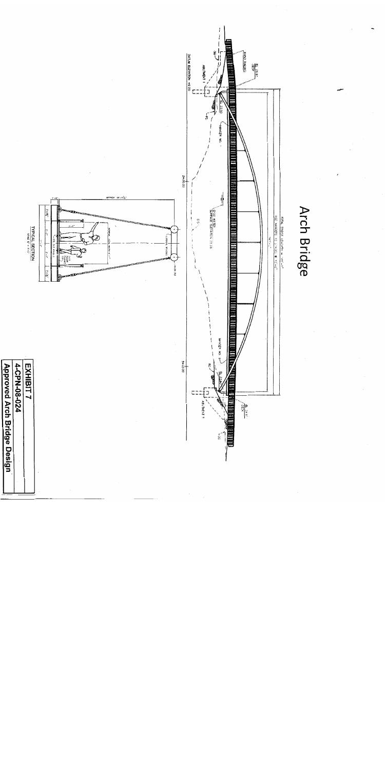# Arch Bridge

| EXHIBIT 7 |
|---|
| 4-CPN-08-024 |
| Approved Arch Bridge Design |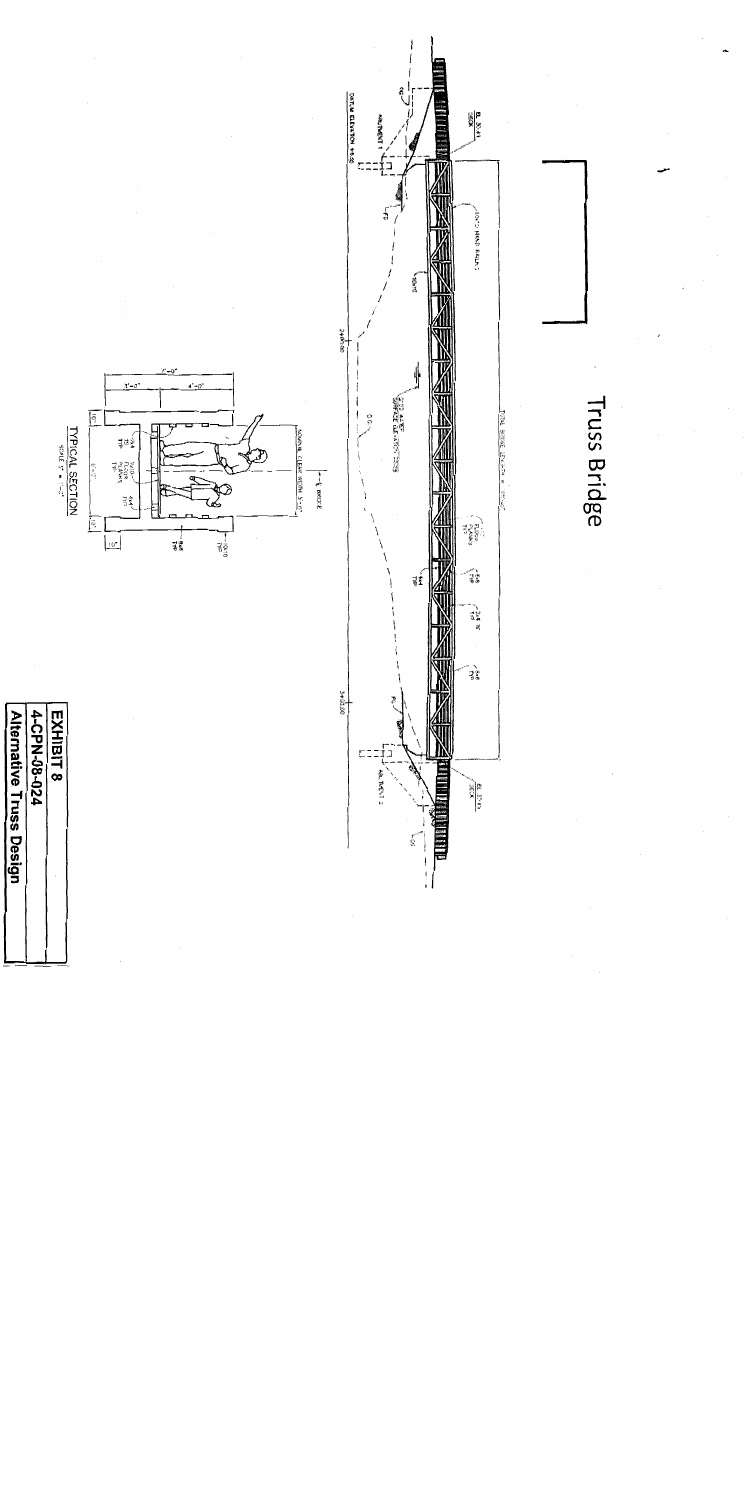# Truss Bridge

| EXHIBIT 8 |
| --- |
| 4-CPN-08-024 |
| Alternative Truss Design |